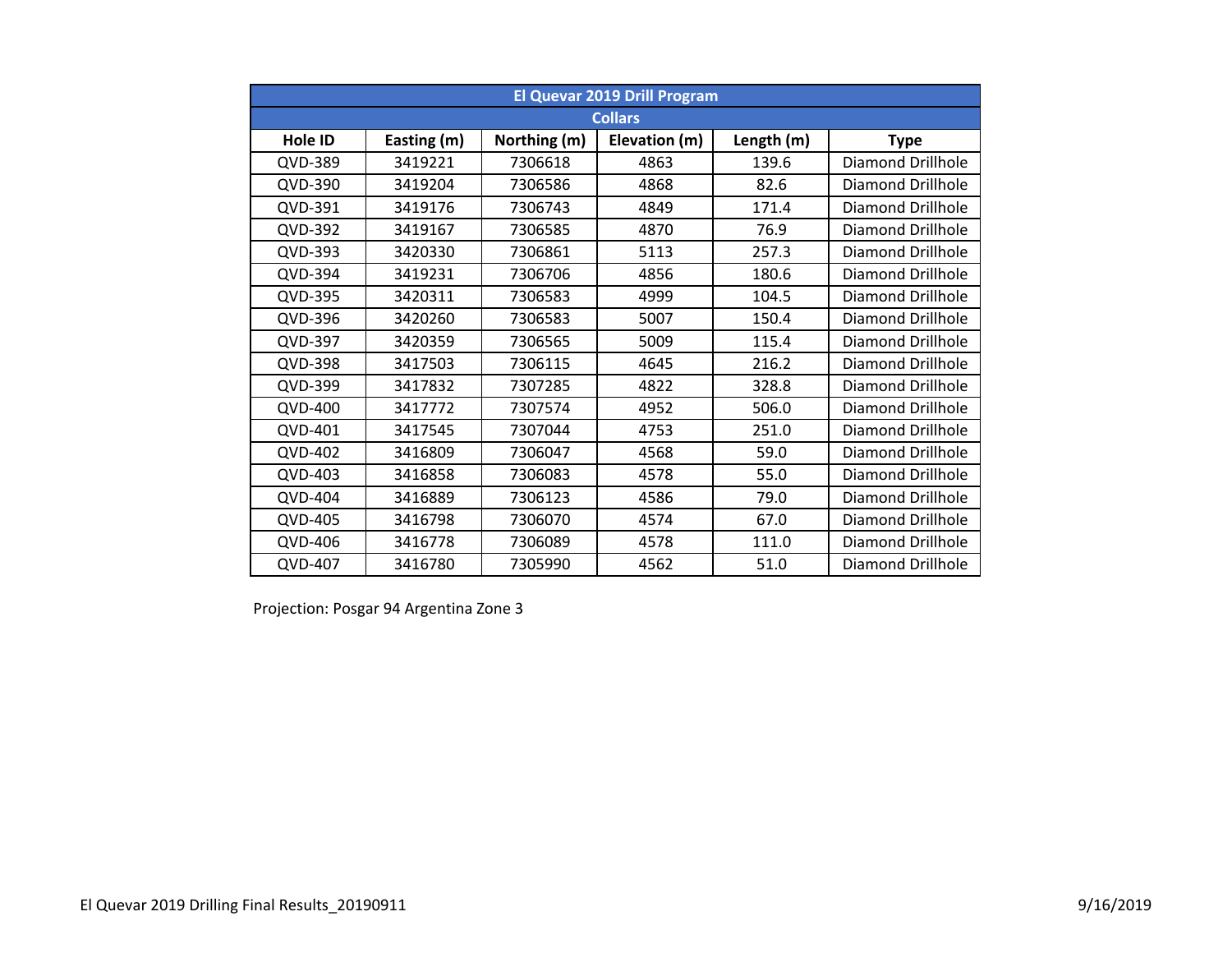| El Quevar 2019 Drill Program | | | | | |
|---|---|---|---|---|---|
| Collars | | | | | |
| **Hole ID** | **Easting (m)** | **Northing (m)** | **Elevation (m)** | **Length (m)** | **Type** |
| QVD-389 | 3419221 | 7306618 | 4863 | 139.6 | Diamond Drillhole |
| QVD-390 | 3419204 | 7306586 | 4868 | 82.6 | Diamond Drillhole |
| QVD-391 | 3419176 | 7306743 | 4849 | 171.4 | Diamond Drillhole |
| QVD-392 | 3419167 | 7306585 | 4870 | 76.9 | Diamond Drillhole |
| QVD-393 | 3420330 | 7306861 | 5113 | 257.3 | Diamond Drillhole |
| QVD-394 | 3419231 | 7306706 | 4856 | 180.6 | Diamond Drillhole |
| QVD-395 | 3420311 | 7306583 | 4999 | 104.5 | Diamond Drillhole |
| QVD-396 | 3420260 | 7306583 | 5007 | 150.4 | Diamond Drillhole |
| QVD-397 | 3420359 | 7306565 | 5009 | 115.4 | Diamond Drillhole |
| QVD-398 | 3417503 | 7306115 | 4645 | 216.2 | Diamond Drillhole |
| QVD-399 | 3417832 | 7307285 | 4822 | 328.8 | Diamond Drillhole |
| QVD-400 | 3417772 | 7307574 | 4952 | 506.0 | Diamond Drillhole |
| QVD-401 | 3417545 | 7307044 | 4753 | 251.0 | Diamond Drillhole |
| QVD-402 | 3416809 | 7306047 | 4568 | 59.0 | Diamond Drillhole |
| QVD-403 | 3416858 | 7306083 | 4578 | 55.0 | Diamond Drillhole |
| QVD-404 | 3416889 | 7306123 | 4586 | 79.0 | Diamond Drillhole |
| QVD-405 | 3416798 | 7306070 | 4574 | 67.0 | Diamond Drillhole |
| QVD-406 | 3416778 | 7306089 | 4578 | 111.0 | Diamond Drillhole |
| QVD-407 | 3416780 | 7305990 | 4562 | 51.0 | Diamond Drillhole |

Projection: Posgar 94 Argentina Zone 3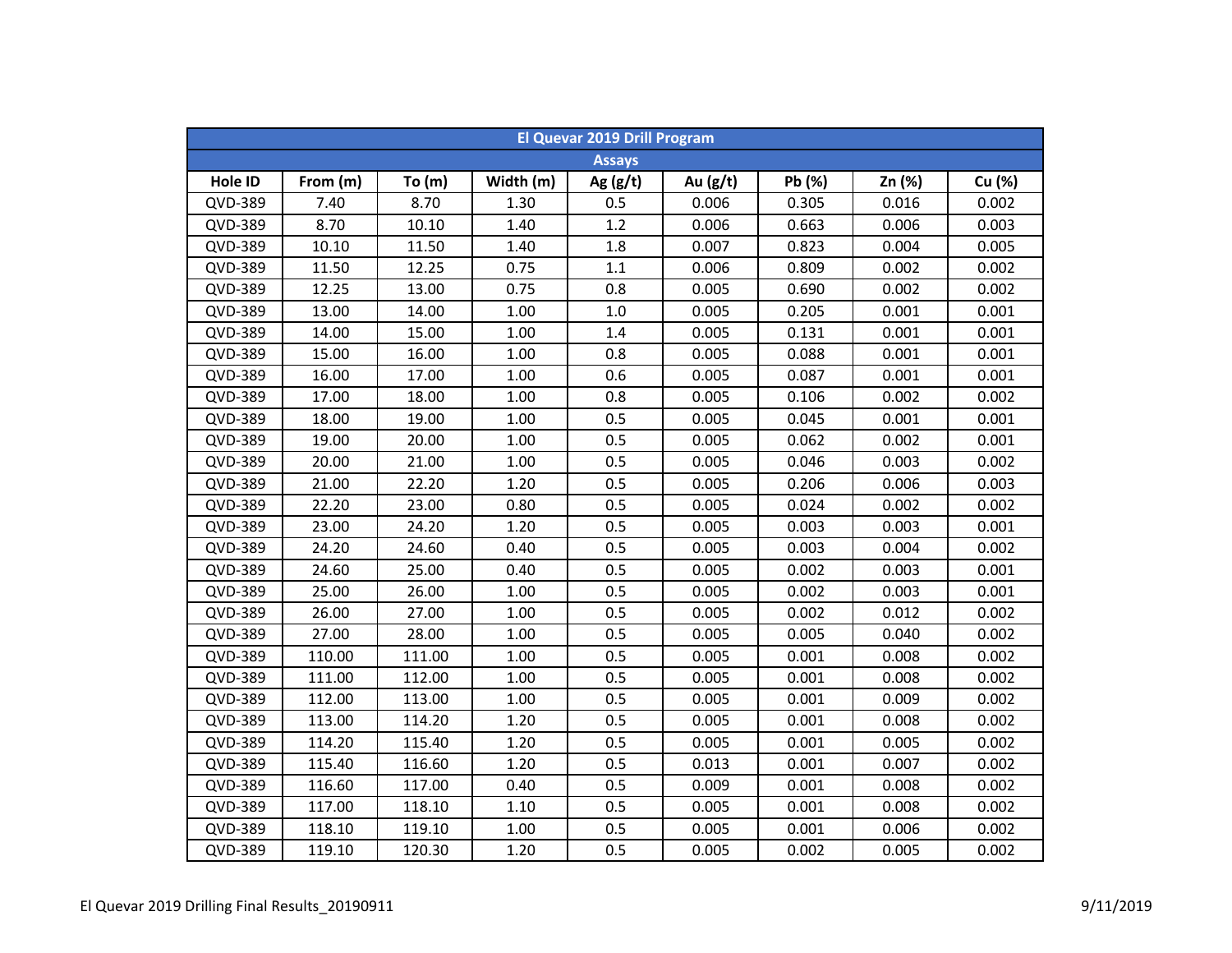| El Quevar 2019 Drill Program | | | | | | | | |
|---|---|---|---|---|---|---|---|---|
| Assays | | | | | | | | |
| Hole ID | From (m) | To (m) | Width (m) | Ag (g/t) | Au (g/t) | Pb (%) | Zn (%) | Cu (%) |
| QVD-389 | 7.40 | 8.70 | 1.30 | 0.5 | 0.006 | 0.305 | 0.016 | 0.002 |
| QVD-389 | 8.70 | 10.10 | 1.40 | 1.2 | 0.006 | 0.663 | 0.006 | 0.003 |
| QVD-389 | 10.10 | 11.50 | 1.40 | 1.8 | 0.007 | 0.823 | 0.004 | 0.005 |
| QVD-389 | 11.50 | 12.25 | 0.75 | 1.1 | 0.006 | 0.809 | 0.002 | 0.002 |
| QVD-389 | 12.25 | 13.00 | 0.75 | 0.8 | 0.005 | 0.690 | 0.002 | 0.002 |
| QVD-389 | 13.00 | 14.00 | 1.00 | 1.0 | 0.005 | 0.205 | 0.001 | 0.001 |
| QVD-389 | 14.00 | 15.00 | 1.00 | 1.4 | 0.005 | 0.131 | 0.001 | 0.001 |
| QVD-389 | 15.00 | 16.00 | 1.00 | 0.8 | 0.005 | 0.088 | 0.001 | 0.001 |
| QVD-389 | 16.00 | 17.00 | 1.00 | 0.6 | 0.005 | 0.087 | 0.001 | 0.001 |
| QVD-389 | 17.00 | 18.00 | 1.00 | 0.8 | 0.005 | 0.106 | 0.002 | 0.002 |
| QVD-389 | 18.00 | 19.00 | 1.00 | 0.5 | 0.005 | 0.045 | 0.001 | 0.001 |
| QVD-389 | 19.00 | 20.00 | 1.00 | 0.5 | 0.005 | 0.062 | 0.002 | 0.001 |
| QVD-389 | 20.00 | 21.00 | 1.00 | 0.5 | 0.005 | 0.046 | 0.003 | 0.002 |
| QVD-389 | 21.00 | 22.20 | 1.20 | 0.5 | 0.005 | 0.206 | 0.006 | 0.003 |
| QVD-389 | 22.20 | 23.00 | 0.80 | 0.5 | 0.005 | 0.024 | 0.002 | 0.002 |
| QVD-389 | 23.00 | 24.20 | 1.20 | 0.5 | 0.005 | 0.003 | 0.003 | 0.001 |
| QVD-389 | 24.20 | 24.60 | 0.40 | 0.5 | 0.005 | 0.003 | 0.004 | 0.002 |
| QVD-389 | 24.60 | 25.00 | 0.40 | 0.5 | 0.005 | 0.002 | 0.003 | 0.001 |
| QVD-389 | 25.00 | 26.00 | 1.00 | 0.5 | 0.005 | 0.002 | 0.003 | 0.001 |
| QVD-389 | 26.00 | 27.00 | 1.00 | 0.5 | 0.005 | 0.002 | 0.012 | 0.002 |
| QVD-389 | 27.00 | 28.00 | 1.00 | 0.5 | 0.005 | 0.005 | 0.040 | 0.002 |
| QVD-389 | 110.00 | 111.00 | 1.00 | 0.5 | 0.005 | 0.001 | 0.008 | 0.002 |
| QVD-389 | 111.00 | 112.00 | 1.00 | 0.5 | 0.005 | 0.001 | 0.008 | 0.002 |
| QVD-389 | 112.00 | 113.00 | 1.00 | 0.5 | 0.005 | 0.001 | 0.009 | 0.002 |
| QVD-389 | 113.00 | 114.20 | 1.20 | 0.5 | 0.005 | 0.001 | 0.008 | 0.002 |
| QVD-389 | 114.20 | 115.40 | 1.20 | 0.5 | 0.005 | 0.001 | 0.005 | 0.002 |
| QVD-389 | 115.40 | 116.60 | 1.20 | 0.5 | 0.013 | 0.001 | 0.007 | 0.002 |
| QVD-389 | 116.60 | 117.00 | 0.40 | 0.5 | 0.009 | 0.001 | 0.008 | 0.002 |
| QVD-389 | 117.00 | 118.10 | 1.10 | 0.5 | 0.005 | 0.001 | 0.008 | 0.002 |
| QVD-389 | 118.10 | 119.10 | 1.00 | 0.5 | 0.005 | 0.001 | 0.006 | 0.002 |
| QVD-389 | 119.10 | 120.30 | 1.20 | 0.5 | 0.005 | 0.002 | 0.005 | 0.002 |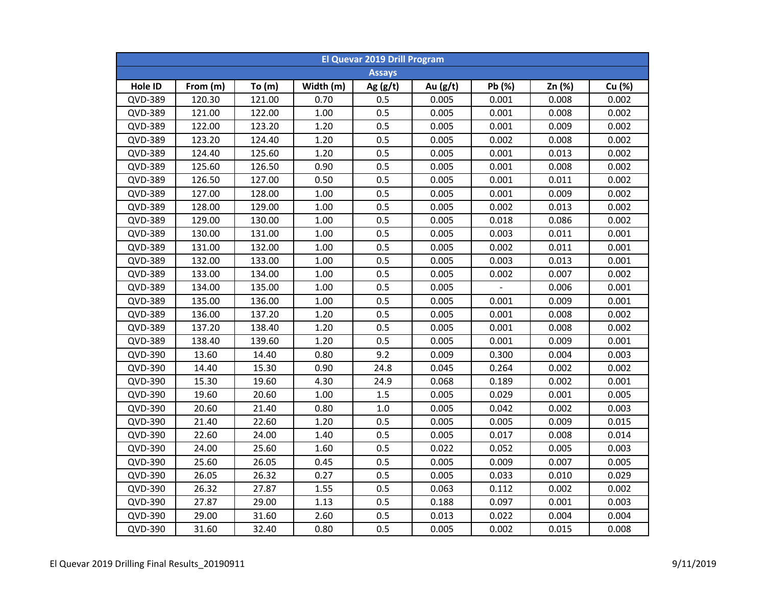| El Quevar 2019 Drill Program | | | | | | | | |
|---|---|---|---|---|---|---|---|---|
| Assays | | | | | | | | |
| Hole ID | From (m) | To (m) | Width (m) | Ag (g/t) | Au (g/t) | Pb (%) | Zn (%) | Cu (%) |
| QVD-389 | 120.30 | 121.00 | 0.70 | 0.5 | 0.005 | 0.001 | 0.008 | 0.002 |
| QVD-389 | 121.00 | 122.00 | 1.00 | 0.5 | 0.005 | 0.001 | 0.008 | 0.002 |
| QVD-389 | 122.00 | 123.20 | 1.20 | 0.5 | 0.005 | 0.001 | 0.009 | 0.002 |
| QVD-389 | 123.20 | 124.40 | 1.20 | 0.5 | 0.005 | 0.002 | 0.008 | 0.002 |
| QVD-389 | 124.40 | 125.60 | 1.20 | 0.5 | 0.005 | 0.001 | 0.013 | 0.002 |
| QVD-389 | 125.60 | 126.50 | 0.90 | 0.5 | 0.005 | 0.001 | 0.008 | 0.002 |
| QVD-389 | 126.50 | 127.00 | 0.50 | 0.5 | 0.005 | 0.001 | 0.011 | 0.002 |
| QVD-389 | 127.00 | 128.00 | 1.00 | 0.5 | 0.005 | 0.001 | 0.009 | 0.002 |
| QVD-389 | 128.00 | 129.00 | 1.00 | 0.5 | 0.005 | 0.002 | 0.013 | 0.002 |
| QVD-389 | 129.00 | 130.00 | 1.00 | 0.5 | 0.005 | 0.018 | 0.086 | 0.002 |
| QVD-389 | 130.00 | 131.00 | 1.00 | 0.5 | 0.005 | 0.003 | 0.011 | 0.001 |
| QVD-389 | 131.00 | 132.00 | 1.00 | 0.5 | 0.005 | 0.002 | 0.011 | 0.001 |
| QVD-389 | 132.00 | 133.00 | 1.00 | 0.5 | 0.005 | 0.003 | 0.013 | 0.001 |
| QVD-389 | 133.00 | 134.00 | 1.00 | 0.5 | 0.005 | 0.002 | 0.007 | 0.002 |
| QVD-389 | 134.00 | 135.00 | 1.00 | 0.5 | 0.005 | - | 0.006 | 0.001 |
| QVD-389 | 135.00 | 136.00 | 1.00 | 0.5 | 0.005 | 0.001 | 0.009 | 0.001 |
| QVD-389 | 136.00 | 137.20 | 1.20 | 0.5 | 0.005 | 0.001 | 0.008 | 0.002 |
| QVD-389 | 137.20 | 138.40 | 1.20 | 0.5 | 0.005 | 0.001 | 0.008 | 0.002 |
| QVD-389 | 138.40 | 139.60 | 1.20 | 0.5 | 0.005 | 0.001 | 0.009 | 0.001 |
| QVD-390 | 13.60 | 14.40 | 0.80 | 9.2 | 0.009 | 0.300 | 0.004 | 0.003 |
| QVD-390 | 14.40 | 15.30 | 0.90 | 24.8 | 0.045 | 0.264 | 0.002 | 0.002 |
| QVD-390 | 15.30 | 19.60 | 4.30 | 24.9 | 0.068 | 0.189 | 0.002 | 0.001 |
| QVD-390 | 19.60 | 20.60 | 1.00 | 1.5 | 0.005 | 0.029 | 0.001 | 0.005 |
| QVD-390 | 20.60 | 21.40 | 0.80 | 1.0 | 0.005 | 0.042 | 0.002 | 0.003 |
| QVD-390 | 21.40 | 22.60 | 1.20 | 0.5 | 0.005 | 0.005 | 0.009 | 0.015 |
| QVD-390 | 22.60 | 24.00 | 1.40 | 0.5 | 0.005 | 0.017 | 0.008 | 0.014 |
| QVD-390 | 24.00 | 25.60 | 1.60 | 0.5 | 0.022 | 0.052 | 0.005 | 0.003 |
| QVD-390 | 25.60 | 26.05 | 0.45 | 0.5 | 0.005 | 0.009 | 0.007 | 0.005 |
| QVD-390 | 26.05 | 26.32 | 0.27 | 0.5 | 0.005 | 0.033 | 0.010 | 0.029 |
| QVD-390 | 26.32 | 27.87 | 1.55 | 0.5 | 0.063 | 0.112 | 0.002 | 0.002 |
| QVD-390 | 27.87 | 29.00 | 1.13 | 0.5 | 0.188 | 0.097 | 0.001 | 0.003 |
| QVD-390 | 29.00 | 31.60 | 2.60 | 0.5 | 0.013 | 0.022 | 0.004 | 0.004 |
| QVD-390 | 31.60 | 32.40 | 0.80 | 0.5 | 0.005 | 0.002 | 0.015 | 0.008 |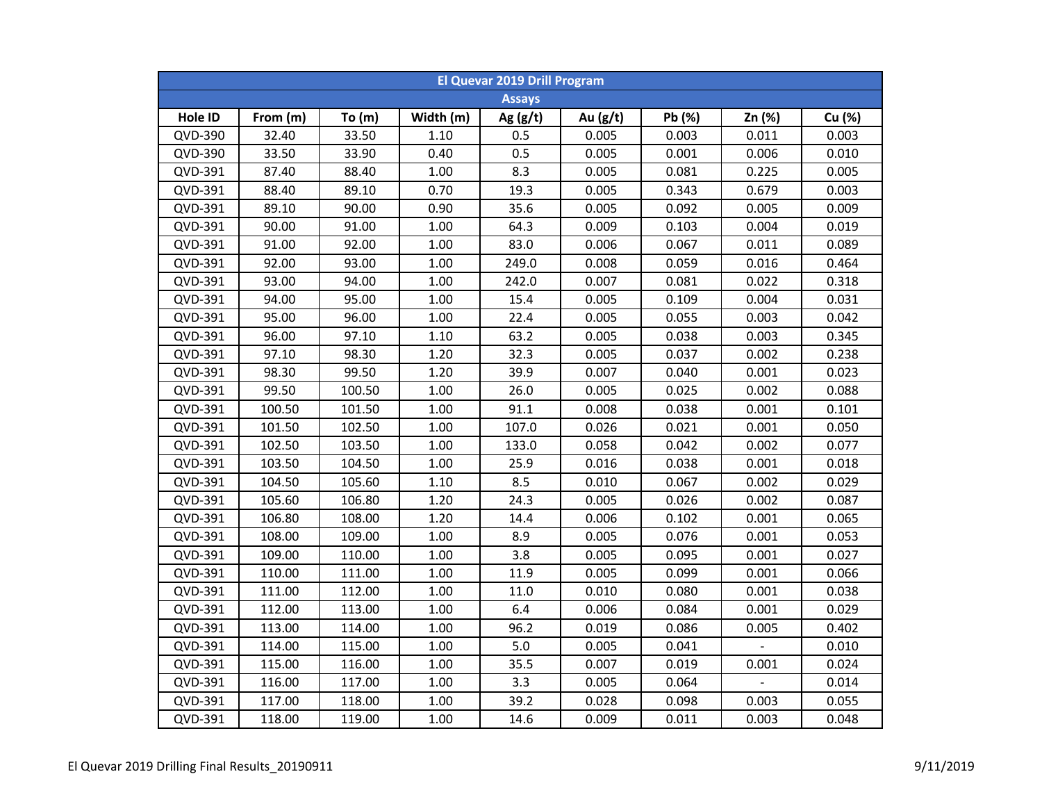| El Quevar 2019 Drill Program | | | | | | | | |
|---|---|---|---|---|---|---|---|---|
| Assays | | | | | | | | |
| Hole ID | From (m) | To (m) | Width (m) | Ag (g/t) | Au (g/t) | Pb (%) | Zn (%) | Cu (%) |
| QVD-390 | 32.40 | 33.50 | 1.10 | 0.5 | 0.005 | 0.003 | 0.011 | 0.003 |
| QVD-390 | 33.50 | 33.90 | 0.40 | 0.5 | 0.005 | 0.001 | 0.006 | 0.010 |
| QVD-391 | 87.40 | 88.40 | 1.00 | 8.3 | 0.005 | 0.081 | 0.225 | 0.005 |
| QVD-391 | 88.40 | 89.10 | 0.70 | 19.3 | 0.005 | 0.343 | 0.679 | 0.003 |
| QVD-391 | 89.10 | 90.00 | 0.90 | 35.6 | 0.005 | 0.092 | 0.005 | 0.009 |
| QVD-391 | 90.00 | 91.00 | 1.00 | 64.3 | 0.009 | 0.103 | 0.004 | 0.019 |
| QVD-391 | 91.00 | 92.00 | 1.00 | 83.0 | 0.006 | 0.067 | 0.011 | 0.089 |
| QVD-391 | 92.00 | 93.00 | 1.00 | 249.0 | 0.008 | 0.059 | 0.016 | 0.464 |
| QVD-391 | 93.00 | 94.00 | 1.00 | 242.0 | 0.007 | 0.081 | 0.022 | 0.318 |
| QVD-391 | 94.00 | 95.00 | 1.00 | 15.4 | 0.005 | 0.109 | 0.004 | 0.031 |
| QVD-391 | 95.00 | 96.00 | 1.00 | 22.4 | 0.005 | 0.055 | 0.003 | 0.042 |
| QVD-391 | 96.00 | 97.10 | 1.10 | 63.2 | 0.005 | 0.038 | 0.003 | 0.345 |
| QVD-391 | 97.10 | 98.30 | 1.20 | 32.3 | 0.005 | 0.037 | 0.002 | 0.238 |
| QVD-391 | 98.30 | 99.50 | 1.20 | 39.9 | 0.007 | 0.040 | 0.001 | 0.023 |
| QVD-391 | 99.50 | 100.50 | 1.00 | 26.0 | 0.005 | 0.025 | 0.002 | 0.088 |
| QVD-391 | 100.50 | 101.50 | 1.00 | 91.1 | 0.008 | 0.038 | 0.001 | 0.101 |
| QVD-391 | 101.50 | 102.50 | 1.00 | 107.0 | 0.026 | 0.021 | 0.001 | 0.050 |
| QVD-391 | 102.50 | 103.50 | 1.00 | 133.0 | 0.058 | 0.042 | 0.002 | 0.077 |
| QVD-391 | 103.50 | 104.50 | 1.00 | 25.9 | 0.016 | 0.038 | 0.001 | 0.018 |
| QVD-391 | 104.50 | 105.60 | 1.10 | 8.5 | 0.010 | 0.067 | 0.002 | 0.029 |
| QVD-391 | 105.60 | 106.80 | 1.20 | 24.3 | 0.005 | 0.026 | 0.002 | 0.087 |
| QVD-391 | 106.80 | 108.00 | 1.20 | 14.4 | 0.006 | 0.102 | 0.001 | 0.065 |
| QVD-391 | 108.00 | 109.00 | 1.00 | 8.9 | 0.005 | 0.076 | 0.001 | 0.053 |
| QVD-391 | 109.00 | 110.00 | 1.00 | 3.8 | 0.005 | 0.095 | 0.001 | 0.027 |
| QVD-391 | 110.00 | 111.00 | 1.00 | 11.9 | 0.005 | 0.099 | 0.001 | 0.066 |
| QVD-391 | 111.00 | 112.00 | 1.00 | 11.0 | 0.010 | 0.080 | 0.001 | 0.038 |
| QVD-391 | 112.00 | 113.00 | 1.00 | 6.4 | 0.006 | 0.084 | 0.001 | 0.029 |
| QVD-391 | 113.00 | 114.00 | 1.00 | 96.2 | 0.019 | 0.086 | 0.005 | 0.402 |
| QVD-391 | 114.00 | 115.00 | 1.00 | 5.0 | 0.005 | 0.041 | - | 0.010 |
| QVD-391 | 115.00 | 116.00 | 1.00 | 35.5 | 0.007 | 0.019 | 0.001 | 0.024 |
| QVD-391 | 116.00 | 117.00 | 1.00 | 3.3 | 0.005 | 0.064 | - | 0.014 |
| QVD-391 | 117.00 | 118.00 | 1.00 | 39.2 | 0.028 | 0.098 | 0.003 | 0.055 |
| QVD-391 | 118.00 | 119.00 | 1.00 | 14.6 | 0.009 | 0.011 | 0.003 | 0.048 |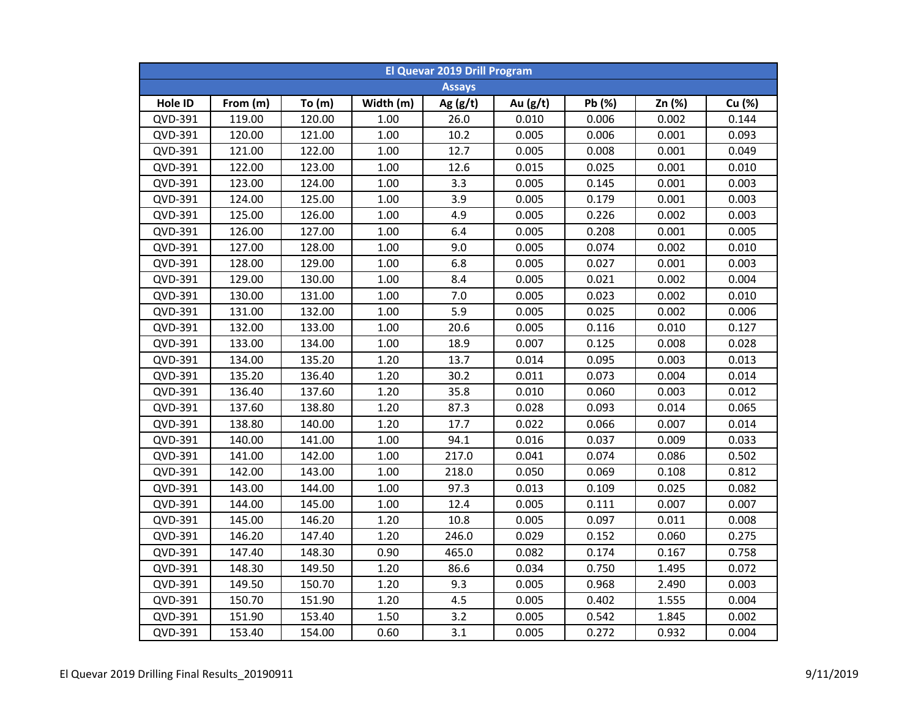| El Quevar 2019 Drill Program | | | | | | | | |
|---|---|---|---|---|---|---|---|---|
| Assays | | | | | | | | |
| Hole ID | From (m) | To (m) | Width (m) | Ag (g/t) | Au (g/t) | Pb (%) | Zn (%) | Cu (%) |
| QVD-391 | 119.00 | 120.00 | 1.00 | 26.0 | 0.010 | 0.006 | 0.002 | 0.144 |
| QVD-391 | 120.00 | 121.00 | 1.00 | 10.2 | 0.005 | 0.006 | 0.001 | 0.093 |
| QVD-391 | 121.00 | 122.00 | 1.00 | 12.7 | 0.005 | 0.008 | 0.001 | 0.049 |
| QVD-391 | 122.00 | 123.00 | 1.00 | 12.6 | 0.015 | 0.025 | 0.001 | 0.010 |
| QVD-391 | 123.00 | 124.00 | 1.00 | 3.3 | 0.005 | 0.145 | 0.001 | 0.003 |
| QVD-391 | 124.00 | 125.00 | 1.00 | 3.9 | 0.005 | 0.179 | 0.001 | 0.003 |
| QVD-391 | 125.00 | 126.00 | 1.00 | 4.9 | 0.005 | 0.226 | 0.002 | 0.003 |
| QVD-391 | 126.00 | 127.00 | 1.00 | 6.4 | 0.005 | 0.208 | 0.001 | 0.005 |
| QVD-391 | 127.00 | 128.00 | 1.00 | 9.0 | 0.005 | 0.074 | 0.002 | 0.010 |
| QVD-391 | 128.00 | 129.00 | 1.00 | 6.8 | 0.005 | 0.027 | 0.001 | 0.003 |
| QVD-391 | 129.00 | 130.00 | 1.00 | 8.4 | 0.005 | 0.021 | 0.002 | 0.004 |
| QVD-391 | 130.00 | 131.00 | 1.00 | 7.0 | 0.005 | 0.023 | 0.002 | 0.010 |
| QVD-391 | 131.00 | 132.00 | 1.00 | 5.9 | 0.005 | 0.025 | 0.002 | 0.006 |
| QVD-391 | 132.00 | 133.00 | 1.00 | 20.6 | 0.005 | 0.116 | 0.010 | 0.127 |
| QVD-391 | 133.00 | 134.00 | 1.00 | 18.9 | 0.007 | 0.125 | 0.008 | 0.028 |
| QVD-391 | 134.00 | 135.20 | 1.20 | 13.7 | 0.014 | 0.095 | 0.003 | 0.013 |
| QVD-391 | 135.20 | 136.40 | 1.20 | 30.2 | 0.011 | 0.073 | 0.004 | 0.014 |
| QVD-391 | 136.40 | 137.60 | 1.20 | 35.8 | 0.010 | 0.060 | 0.003 | 0.012 |
| QVD-391 | 137.60 | 138.80 | 1.20 | 87.3 | 0.028 | 0.093 | 0.014 | 0.065 |
| QVD-391 | 138.80 | 140.00 | 1.20 | 17.7 | 0.022 | 0.066 | 0.007 | 0.014 |
| QVD-391 | 140.00 | 141.00 | 1.00 | 94.1 | 0.016 | 0.037 | 0.009 | 0.033 |
| QVD-391 | 141.00 | 142.00 | 1.00 | 217.0 | 0.041 | 0.074 | 0.086 | 0.502 |
| QVD-391 | 142.00 | 143.00 | 1.00 | 218.0 | 0.050 | 0.069 | 0.108 | 0.812 |
| QVD-391 | 143.00 | 144.00 | 1.00 | 97.3 | 0.013 | 0.109 | 0.025 | 0.082 |
| QVD-391 | 144.00 | 145.00 | 1.00 | 12.4 | 0.005 | 0.111 | 0.007 | 0.007 |
| QVD-391 | 145.00 | 146.20 | 1.20 | 10.8 | 0.005 | 0.097 | 0.011 | 0.008 |
| QVD-391 | 146.20 | 147.40 | 1.20 | 246.0 | 0.029 | 0.152 | 0.060 | 0.275 |
| QVD-391 | 147.40 | 148.30 | 0.90 | 465.0 | 0.082 | 0.174 | 0.167 | 0.758 |
| QVD-391 | 148.30 | 149.50 | 1.20 | 86.6 | 0.034 | 0.750 | 1.495 | 0.072 |
| QVD-391 | 149.50 | 150.70 | 1.20 | 9.3 | 0.005 | 0.968 | 2.490 | 0.003 |
| QVD-391 | 150.70 | 151.90 | 1.20 | 4.5 | 0.005 | 0.402 | 1.555 | 0.004 |
| QVD-391 | 151.90 | 153.40 | 1.50 | 3.2 | 0.005 | 0.542 | 1.845 | 0.002 |
| QVD-391 | 153.40 | 154.00 | 0.60 | 3.1 | 0.005 | 0.272 | 0.932 | 0.004 |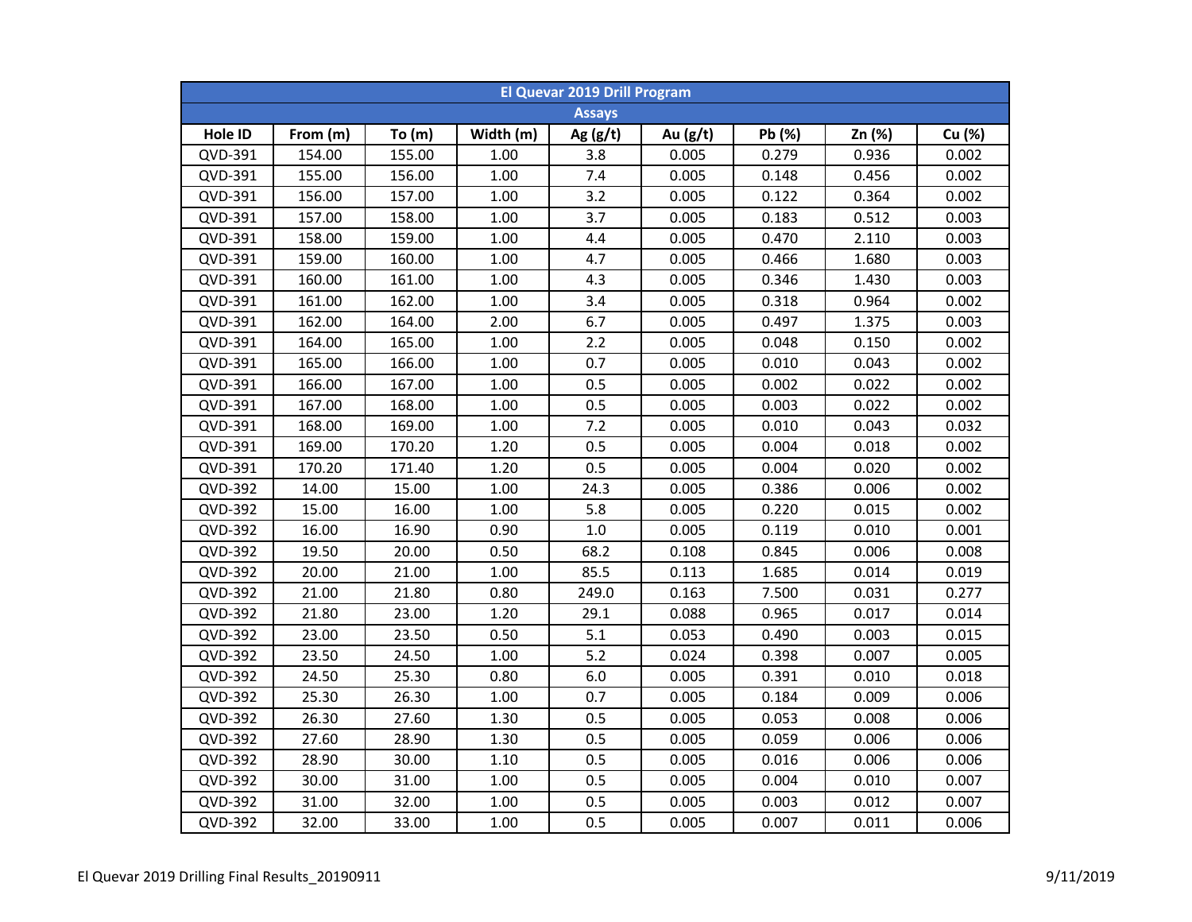| El Quevar 2019 Drill Program | | | | | | | | |
|---|---|---|---|---|---|---|---|---|
| Assays | | | | | | | | |
| Hole ID | From (m) | To (m) | Width (m) | Ag (g/t) | Au (g/t) | Pb (%) | Zn (%) | Cu (%) |
| QVD-391 | 154.00 | 155.00 | 1.00 | 3.8 | 0.005 | 0.279 | 0.936 | 0.002 |
| QVD-391 | 155.00 | 156.00 | 1.00 | 7.4 | 0.005 | 0.148 | 0.456 | 0.002 |
| QVD-391 | 156.00 | 157.00 | 1.00 | 3.2 | 0.005 | 0.122 | 0.364 | 0.002 |
| QVD-391 | 157.00 | 158.00 | 1.00 | 3.7 | 0.005 | 0.183 | 0.512 | 0.003 |
| QVD-391 | 158.00 | 159.00 | 1.00 | 4.4 | 0.005 | 0.470 | 2.110 | 0.003 |
| QVD-391 | 159.00 | 160.00 | 1.00 | 4.7 | 0.005 | 0.466 | 1.680 | 0.003 |
| QVD-391 | 160.00 | 161.00 | 1.00 | 4.3 | 0.005 | 0.346 | 1.430 | 0.003 |
| QVD-391 | 161.00 | 162.00 | 1.00 | 3.4 | 0.005 | 0.318 | 0.964 | 0.002 |
| QVD-391 | 162.00 | 164.00 | 2.00 | 6.7 | 0.005 | 0.497 | 1.375 | 0.003 |
| QVD-391 | 164.00 | 165.00 | 1.00 | 2.2 | 0.005 | 0.048 | 0.150 | 0.002 |
| QVD-391 | 165.00 | 166.00 | 1.00 | 0.7 | 0.005 | 0.010 | 0.043 | 0.002 |
| QVD-391 | 166.00 | 167.00 | 1.00 | 0.5 | 0.005 | 0.002 | 0.022 | 0.002 |
| QVD-391 | 167.00 | 168.00 | 1.00 | 0.5 | 0.005 | 0.003 | 0.022 | 0.002 |
| QVD-391 | 168.00 | 169.00 | 1.00 | 7.2 | 0.005 | 0.010 | 0.043 | 0.032 |
| QVD-391 | 169.00 | 170.20 | 1.20 | 0.5 | 0.005 | 0.004 | 0.018 | 0.002 |
| QVD-391 | 170.20 | 171.40 | 1.20 | 0.5 | 0.005 | 0.004 | 0.020 | 0.002 |
| QVD-392 | 14.00 | 15.00 | 1.00 | 24.3 | 0.005 | 0.386 | 0.006 | 0.002 |
| QVD-392 | 15.00 | 16.00 | 1.00 | 5.8 | 0.005 | 0.220 | 0.015 | 0.002 |
| QVD-392 | 16.00 | 16.90 | 0.90 | 1.0 | 0.005 | 0.119 | 0.010 | 0.001 |
| QVD-392 | 19.50 | 20.00 | 0.50 | 68.2 | 0.108 | 0.845 | 0.006 | 0.008 |
| QVD-392 | 20.00 | 21.00 | 1.00 | 85.5 | 0.113 | 1.685 | 0.014 | 0.019 |
| QVD-392 | 21.00 | 21.80 | 0.80 | 249.0 | 0.163 | 7.500 | 0.031 | 0.277 |
| QVD-392 | 21.80 | 23.00 | 1.20 | 29.1 | 0.088 | 0.965 | 0.017 | 0.014 |
| QVD-392 | 23.00 | 23.50 | 0.50 | 5.1 | 0.053 | 0.490 | 0.003 | 0.015 |
| QVD-392 | 23.50 | 24.50 | 1.00 | 5.2 | 0.024 | 0.398 | 0.007 | 0.005 |
| QVD-392 | 24.50 | 25.30 | 0.80 | 6.0 | 0.005 | 0.391 | 0.010 | 0.018 |
| QVD-392 | 25.30 | 26.30 | 1.00 | 0.7 | 0.005 | 0.184 | 0.009 | 0.006 |
| QVD-392 | 26.30 | 27.60 | 1.30 | 0.5 | 0.005 | 0.053 | 0.008 | 0.006 |
| QVD-392 | 27.60 | 28.90 | 1.30 | 0.5 | 0.005 | 0.059 | 0.006 | 0.006 |
| QVD-392 | 28.90 | 30.00 | 1.10 | 0.5 | 0.005 | 0.016 | 0.006 | 0.006 |
| QVD-392 | 30.00 | 31.00 | 1.00 | 0.5 | 0.005 | 0.004 | 0.010 | 0.007 |
| QVD-392 | 31.00 | 32.00 | 1.00 | 0.5 | 0.005 | 0.003 | 0.012 | 0.007 |
| QVD-392 | 32.00 | 33.00 | 1.00 | 0.5 | 0.005 | 0.007 | 0.011 | 0.006 |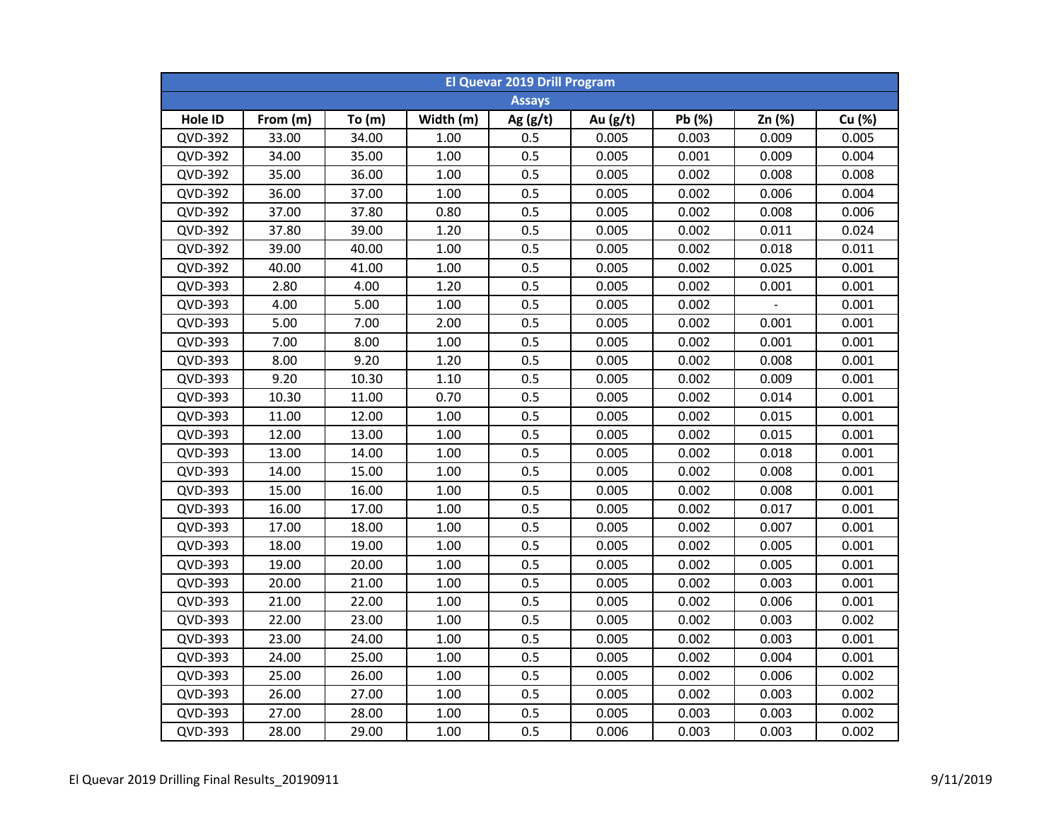| El Quevar 2019 Drill Program | | | | | | | | |
|---|---|---|---|---|---|---|---|---|
| Assays | | | | | | | | |
| Hole ID | From (m) | To (m) | Width (m) | Ag (g/t) | Au (g/t) | Pb (%) | Zn (%) | Cu (%) |
| QVD-392 | 33.00 | 34.00 | 1.00 | 0.5 | 0.005 | 0.003 | 0.009 | 0.005 |
| QVD-392 | 34.00 | 35.00 | 1.00 | 0.5 | 0.005 | 0.001 | 0.009 | 0.004 |
| QVD-392 | 35.00 | 36.00 | 1.00 | 0.5 | 0.005 | 0.002 | 0.008 | 0.008 |
| QVD-392 | 36.00 | 37.00 | 1.00 | 0.5 | 0.005 | 0.002 | 0.006 | 0.004 |
| QVD-392 | 37.00 | 37.80 | 0.80 | 0.5 | 0.005 | 0.002 | 0.008 | 0.006 |
| QVD-392 | 37.80 | 39.00 | 1.20 | 0.5 | 0.005 | 0.002 | 0.011 | 0.024 |
| QVD-392 | 39.00 | 40.00 | 1.00 | 0.5 | 0.005 | 0.002 | 0.018 | 0.011 |
| QVD-392 | 40.00 | 41.00 | 1.00 | 0.5 | 0.005 | 0.002 | 0.025 | 0.001 |
| QVD-393 | 2.80 | 4.00 | 1.20 | 0.5 | 0.005 | 0.002 | 0.001 | 0.001 |
| QVD-393 | 4.00 | 5.00 | 1.00 | 0.5 | 0.005 | 0.002 | - | 0.001 |
| QVD-393 | 5.00 | 7.00 | 2.00 | 0.5 | 0.005 | 0.002 | 0.001 | 0.001 |
| QVD-393 | 7.00 | 8.00 | 1.00 | 0.5 | 0.005 | 0.002 | 0.001 | 0.001 |
| QVD-393 | 8.00 | 9.20 | 1.20 | 0.5 | 0.005 | 0.002 | 0.008 | 0.001 |
| QVD-393 | 9.20 | 10.30 | 1.10 | 0.5 | 0.005 | 0.002 | 0.009 | 0.001 |
| QVD-393 | 10.30 | 11.00 | 0.70 | 0.5 | 0.005 | 0.002 | 0.014 | 0.001 |
| QVD-393 | 11.00 | 12.00 | 1.00 | 0.5 | 0.005 | 0.002 | 0.015 | 0.001 |
| QVD-393 | 12.00 | 13.00 | 1.00 | 0.5 | 0.005 | 0.002 | 0.015 | 0.001 |
| QVD-393 | 13.00 | 14.00 | 1.00 | 0.5 | 0.005 | 0.002 | 0.018 | 0.001 |
| QVD-393 | 14.00 | 15.00 | 1.00 | 0.5 | 0.005 | 0.002 | 0.008 | 0.001 |
| QVD-393 | 15.00 | 16.00 | 1.00 | 0.5 | 0.005 | 0.002 | 0.008 | 0.001 |
| QVD-393 | 16.00 | 17.00 | 1.00 | 0.5 | 0.005 | 0.002 | 0.017 | 0.001 |
| QVD-393 | 17.00 | 18.00 | 1.00 | 0.5 | 0.005 | 0.002 | 0.007 | 0.001 |
| QVD-393 | 18.00 | 19.00 | 1.00 | 0.5 | 0.005 | 0.002 | 0.005 | 0.001 |
| QVD-393 | 19.00 | 20.00 | 1.00 | 0.5 | 0.005 | 0.002 | 0.005 | 0.001 |
| QVD-393 | 20.00 | 21.00 | 1.00 | 0.5 | 0.005 | 0.002 | 0.003 | 0.001 |
| QVD-393 | 21.00 | 22.00 | 1.00 | 0.5 | 0.005 | 0.002 | 0.006 | 0.001 |
| QVD-393 | 22.00 | 23.00 | 1.00 | 0.5 | 0.005 | 0.002 | 0.003 | 0.002 |
| QVD-393 | 23.00 | 24.00 | 1.00 | 0.5 | 0.005 | 0.002 | 0.003 | 0.001 |
| QVD-393 | 24.00 | 25.00 | 1.00 | 0.5 | 0.005 | 0.002 | 0.004 | 0.001 |
| QVD-393 | 25.00 | 26.00 | 1.00 | 0.5 | 0.005 | 0.002 | 0.006 | 0.002 |
| QVD-393 | 26.00 | 27.00 | 1.00 | 0.5 | 0.005 | 0.002 | 0.003 | 0.002 |
| QVD-393 | 27.00 | 28.00 | 1.00 | 0.5 | 0.005 | 0.003 | 0.003 | 0.002 |
| QVD-393 | 28.00 | 29.00 | 1.00 | 0.5 | 0.006 | 0.003 | 0.003 | 0.002 |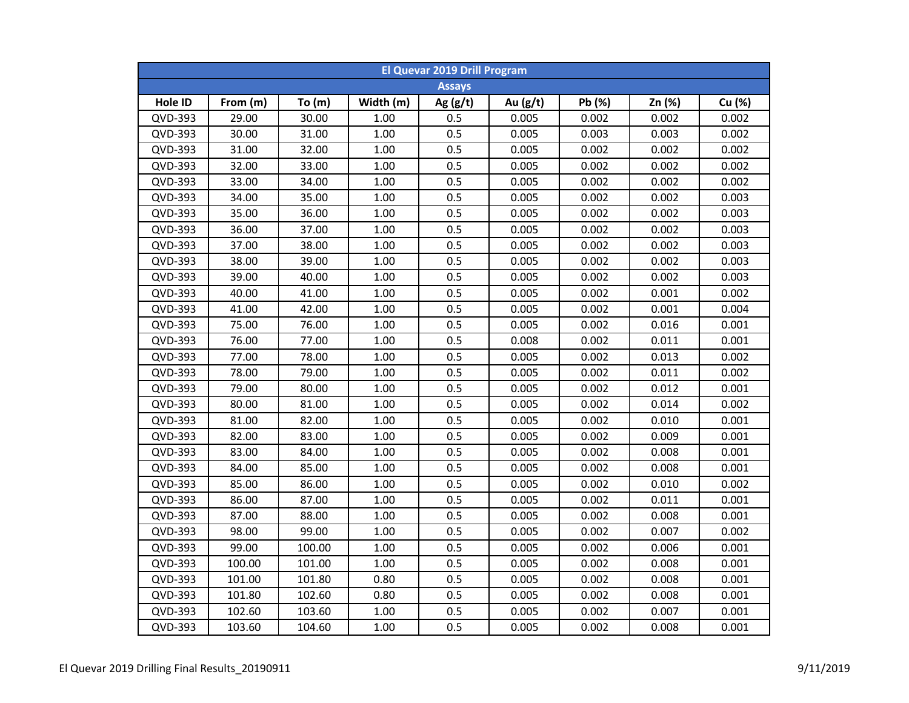| El Quevar 2019 Drill Program | | | | | | | | |
|---|---|---|---|---|---|---|---|---|
| Assays | | | | | | | | |
| Hole ID | From (m) | To (m) | Width (m) | Ag (g/t) | Au (g/t) | Pb (%) | Zn (%) | Cu (%) |
| QVD-393 | 29.00 | 30.00 | 1.00 | 0.5 | 0.005 | 0.002 | 0.002 | 0.002 |
| QVD-393 | 30.00 | 31.00 | 1.00 | 0.5 | 0.005 | 0.003 | 0.003 | 0.002 |
| QVD-393 | 31.00 | 32.00 | 1.00 | 0.5 | 0.005 | 0.002 | 0.002 | 0.002 |
| QVD-393 | 32.00 | 33.00 | 1.00 | 0.5 | 0.005 | 0.002 | 0.002 | 0.002 |
| QVD-393 | 33.00 | 34.00 | 1.00 | 0.5 | 0.005 | 0.002 | 0.002 | 0.002 |
| QVD-393 | 34.00 | 35.00 | 1.00 | 0.5 | 0.005 | 0.002 | 0.002 | 0.003 |
| QVD-393 | 35.00 | 36.00 | 1.00 | 0.5 | 0.005 | 0.002 | 0.002 | 0.003 |
| QVD-393 | 36.00 | 37.00 | 1.00 | 0.5 | 0.005 | 0.002 | 0.002 | 0.003 |
| QVD-393 | 37.00 | 38.00 | 1.00 | 0.5 | 0.005 | 0.002 | 0.002 | 0.003 |
| QVD-393 | 38.00 | 39.00 | 1.00 | 0.5 | 0.005 | 0.002 | 0.002 | 0.003 |
| QVD-393 | 39.00 | 40.00 | 1.00 | 0.5 | 0.005 | 0.002 | 0.002 | 0.003 |
| QVD-393 | 40.00 | 41.00 | 1.00 | 0.5 | 0.005 | 0.002 | 0.001 | 0.002 |
| QVD-393 | 41.00 | 42.00 | 1.00 | 0.5 | 0.005 | 0.002 | 0.001 | 0.004 |
| QVD-393 | 75.00 | 76.00 | 1.00 | 0.5 | 0.005 | 0.002 | 0.016 | 0.001 |
| QVD-393 | 76.00 | 77.00 | 1.00 | 0.5 | 0.008 | 0.002 | 0.011 | 0.001 |
| QVD-393 | 77.00 | 78.00 | 1.00 | 0.5 | 0.005 | 0.002 | 0.013 | 0.002 |
| QVD-393 | 78.00 | 79.00 | 1.00 | 0.5 | 0.005 | 0.002 | 0.011 | 0.002 |
| QVD-393 | 79.00 | 80.00 | 1.00 | 0.5 | 0.005 | 0.002 | 0.012 | 0.001 |
| QVD-393 | 80.00 | 81.00 | 1.00 | 0.5 | 0.005 | 0.002 | 0.014 | 0.002 |
| QVD-393 | 81.00 | 82.00 | 1.00 | 0.5 | 0.005 | 0.002 | 0.010 | 0.001 |
| QVD-393 | 82.00 | 83.00 | 1.00 | 0.5 | 0.005 | 0.002 | 0.009 | 0.001 |
| QVD-393 | 83.00 | 84.00 | 1.00 | 0.5 | 0.005 | 0.002 | 0.008 | 0.001 |
| QVD-393 | 84.00 | 85.00 | 1.00 | 0.5 | 0.005 | 0.002 | 0.008 | 0.001 |
| QVD-393 | 85.00 | 86.00 | 1.00 | 0.5 | 0.005 | 0.002 | 0.010 | 0.002 |
| QVD-393 | 86.00 | 87.00 | 1.00 | 0.5 | 0.005 | 0.002 | 0.011 | 0.001 |
| QVD-393 | 87.00 | 88.00 | 1.00 | 0.5 | 0.005 | 0.002 | 0.008 | 0.001 |
| QVD-393 | 98.00 | 99.00 | 1.00 | 0.5 | 0.005 | 0.002 | 0.007 | 0.002 |
| QVD-393 | 99.00 | 100.00 | 1.00 | 0.5 | 0.005 | 0.002 | 0.006 | 0.001 |
| QVD-393 | 100.00 | 101.00 | 1.00 | 0.5 | 0.005 | 0.002 | 0.008 | 0.001 |
| QVD-393 | 101.00 | 101.80 | 0.80 | 0.5 | 0.005 | 0.002 | 0.008 | 0.001 |
| QVD-393 | 101.80 | 102.60 | 0.80 | 0.5 | 0.005 | 0.002 | 0.008 | 0.001 |
| QVD-393 | 102.60 | 103.60 | 1.00 | 0.5 | 0.005 | 0.002 | 0.007 | 0.001 |
| QVD-393 | 103.60 | 104.60 | 1.00 | 0.5 | 0.005 | 0.002 | 0.008 | 0.001 |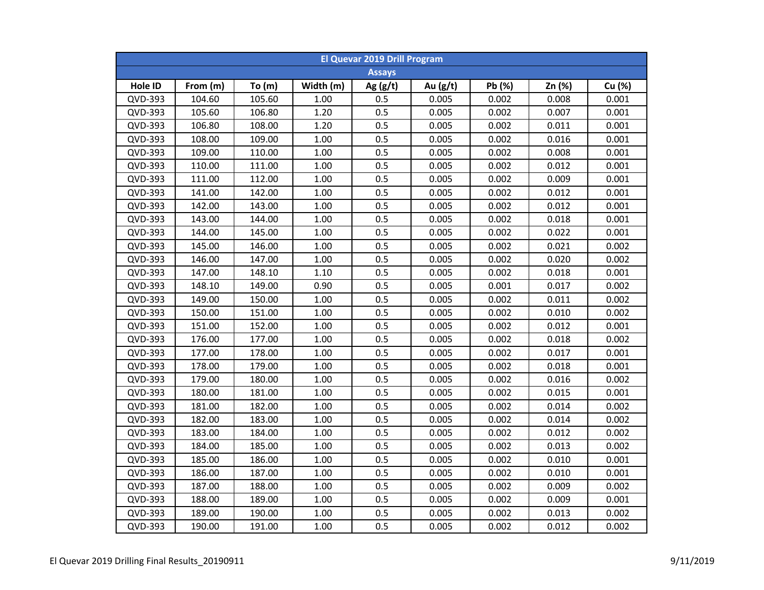| El Quevar 2019 Drill Program | | | | | | | | |
|---|---|---|---|---|---|---|---|---|
| Assays | | | | | | | | |
| Hole ID | From (m) | To (m) | Width (m) | Ag (g/t) | Au (g/t) | Pb (%) | Zn (%) | Cu (%) |
| QVD-393 | 104.60 | 105.60 | 1.00 | 0.5 | 0.005 | 0.002 | 0.008 | 0.001 |
| QVD-393 | 105.60 | 106.80 | 1.20 | 0.5 | 0.005 | 0.002 | 0.007 | 0.001 |
| QVD-393 | 106.80 | 108.00 | 1.20 | 0.5 | 0.005 | 0.002 | 0.011 | 0.001 |
| QVD-393 | 108.00 | 109.00 | 1.00 | 0.5 | 0.005 | 0.002 | 0.016 | 0.001 |
| QVD-393 | 109.00 | 110.00 | 1.00 | 0.5 | 0.005 | 0.002 | 0.008 | 0.001 |
| QVD-393 | 110.00 | 111.00 | 1.00 | 0.5 | 0.005 | 0.002 | 0.012 | 0.001 |
| QVD-393 | 111.00 | 112.00 | 1.00 | 0.5 | 0.005 | 0.002 | 0.009 | 0.001 |
| QVD-393 | 141.00 | 142.00 | 1.00 | 0.5 | 0.005 | 0.002 | 0.012 | 0.001 |
| QVD-393 | 142.00 | 143.00 | 1.00 | 0.5 | 0.005 | 0.002 | 0.012 | 0.001 |
| QVD-393 | 143.00 | 144.00 | 1.00 | 0.5 | 0.005 | 0.002 | 0.018 | 0.001 |
| QVD-393 | 144.00 | 145.00 | 1.00 | 0.5 | 0.005 | 0.002 | 0.022 | 0.001 |
| QVD-393 | 145.00 | 146.00 | 1.00 | 0.5 | 0.005 | 0.002 | 0.021 | 0.002 |
| QVD-393 | 146.00 | 147.00 | 1.00 | 0.5 | 0.005 | 0.002 | 0.020 | 0.002 |
| QVD-393 | 147.00 | 148.10 | 1.10 | 0.5 | 0.005 | 0.002 | 0.018 | 0.001 |
| QVD-393 | 148.10 | 149.00 | 0.90 | 0.5 | 0.005 | 0.001 | 0.017 | 0.002 |
| QVD-393 | 149.00 | 150.00 | 1.00 | 0.5 | 0.005 | 0.002 | 0.011 | 0.002 |
| QVD-393 | 150.00 | 151.00 | 1.00 | 0.5 | 0.005 | 0.002 | 0.010 | 0.002 |
| QVD-393 | 151.00 | 152.00 | 1.00 | 0.5 | 0.005 | 0.002 | 0.012 | 0.001 |
| QVD-393 | 176.00 | 177.00 | 1.00 | 0.5 | 0.005 | 0.002 | 0.018 | 0.002 |
| QVD-393 | 177.00 | 178.00 | 1.00 | 0.5 | 0.005 | 0.002 | 0.017 | 0.001 |
| QVD-393 | 178.00 | 179.00 | 1.00 | 0.5 | 0.005 | 0.002 | 0.018 | 0.001 |
| QVD-393 | 179.00 | 180.00 | 1.00 | 0.5 | 0.005 | 0.002 | 0.016 | 0.002 |
| QVD-393 | 180.00 | 181.00 | 1.00 | 0.5 | 0.005 | 0.002 | 0.015 | 0.001 |
| QVD-393 | 181.00 | 182.00 | 1.00 | 0.5 | 0.005 | 0.002 | 0.014 | 0.002 |
| QVD-393 | 182.00 | 183.00 | 1.00 | 0.5 | 0.005 | 0.002 | 0.014 | 0.002 |
| QVD-393 | 183.00 | 184.00 | 1.00 | 0.5 | 0.005 | 0.002 | 0.012 | 0.002 |
| QVD-393 | 184.00 | 185.00 | 1.00 | 0.5 | 0.005 | 0.002 | 0.013 | 0.002 |
| QVD-393 | 185.00 | 186.00 | 1.00 | 0.5 | 0.005 | 0.002 | 0.010 | 0.001 |
| QVD-393 | 186.00 | 187.00 | 1.00 | 0.5 | 0.005 | 0.002 | 0.010 | 0.001 |
| QVD-393 | 187.00 | 188.00 | 1.00 | 0.5 | 0.005 | 0.002 | 0.009 | 0.002 |
| QVD-393 | 188.00 | 189.00 | 1.00 | 0.5 | 0.005 | 0.002 | 0.009 | 0.001 |
| QVD-393 | 189.00 | 190.00 | 1.00 | 0.5 | 0.005 | 0.002 | 0.013 | 0.002 |
| QVD-393 | 190.00 | 191.00 | 1.00 | 0.5 | 0.005 | 0.002 | 0.012 | 0.002 |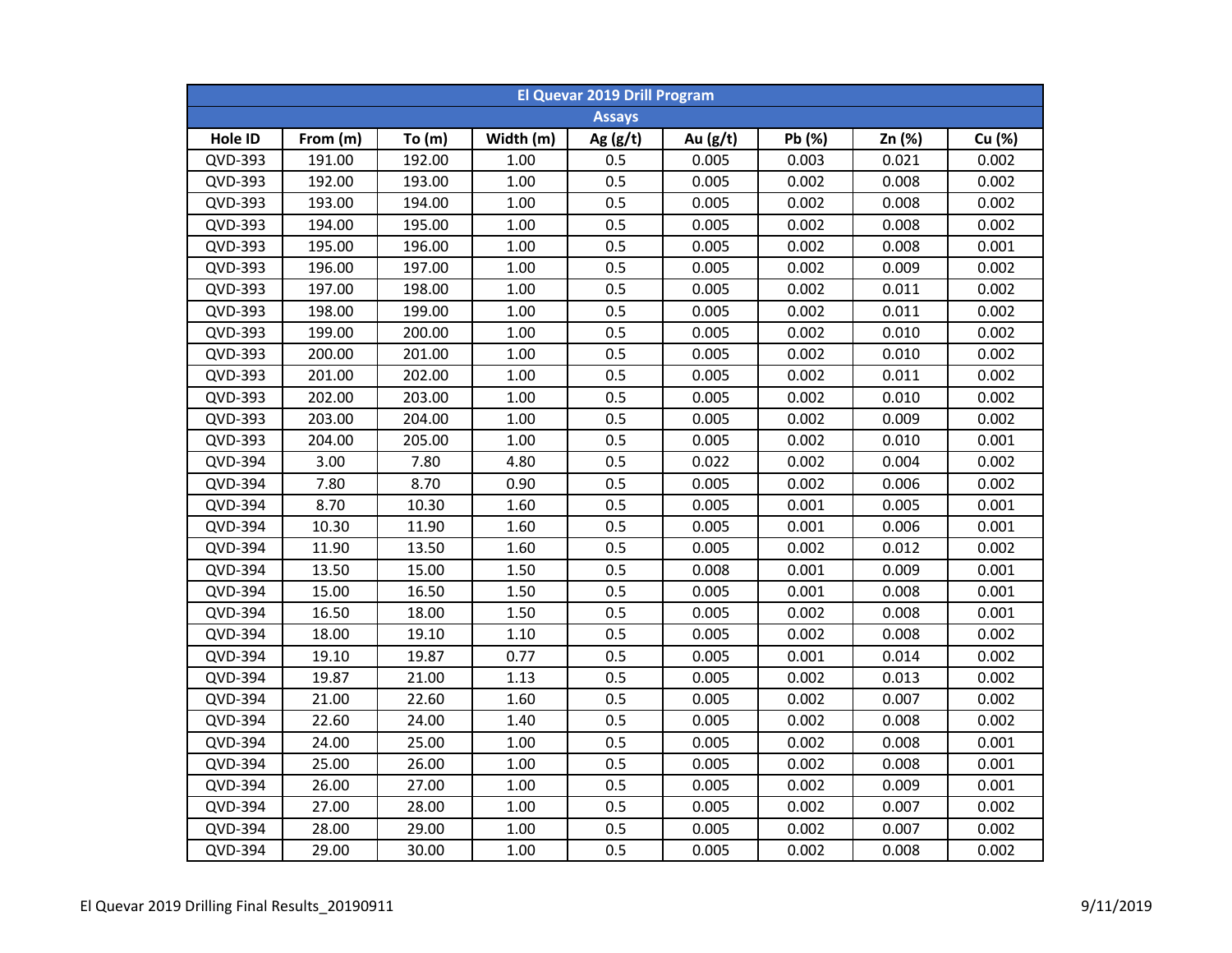| El Quevar 2019 Drill Program | | | | | | | | |
|---|---|---|---|---|---|---|---|---|
| Assays | | | | | | | | |
| Hole ID | From (m) | To (m) | Width (m) | Ag (g/t) | Au (g/t) | Pb (%) | Zn (%) | Cu (%) |
| QVD-393 | 191.00 | 192.00 | 1.00 | 0.5 | 0.005 | 0.003 | 0.021 | 0.002 |
| QVD-393 | 192.00 | 193.00 | 1.00 | 0.5 | 0.005 | 0.002 | 0.008 | 0.002 |
| QVD-393 | 193.00 | 194.00 | 1.00 | 0.5 | 0.005 | 0.002 | 0.008 | 0.002 |
| QVD-393 | 194.00 | 195.00 | 1.00 | 0.5 | 0.005 | 0.002 | 0.008 | 0.002 |
| QVD-393 | 195.00 | 196.00 | 1.00 | 0.5 | 0.005 | 0.002 | 0.008 | 0.001 |
| QVD-393 | 196.00 | 197.00 | 1.00 | 0.5 | 0.005 | 0.002 | 0.009 | 0.002 |
| QVD-393 | 197.00 | 198.00 | 1.00 | 0.5 | 0.005 | 0.002 | 0.011 | 0.002 |
| QVD-393 | 198.00 | 199.00 | 1.00 | 0.5 | 0.005 | 0.002 | 0.011 | 0.002 |
| QVD-393 | 199.00 | 200.00 | 1.00 | 0.5 | 0.005 | 0.002 | 0.010 | 0.002 |
| QVD-393 | 200.00 | 201.00 | 1.00 | 0.5 | 0.005 | 0.002 | 0.010 | 0.002 |
| QVD-393 | 201.00 | 202.00 | 1.00 | 0.5 | 0.005 | 0.002 | 0.011 | 0.002 |
| QVD-393 | 202.00 | 203.00 | 1.00 | 0.5 | 0.005 | 0.002 | 0.010 | 0.002 |
| QVD-393 | 203.00 | 204.00 | 1.00 | 0.5 | 0.005 | 0.002 | 0.009 | 0.002 |
| QVD-393 | 204.00 | 205.00 | 1.00 | 0.5 | 0.005 | 0.002 | 0.010 | 0.001 |
| QVD-394 | 3.00 | 7.80 | 4.80 | 0.5 | 0.022 | 0.002 | 0.004 | 0.002 |
| QVD-394 | 7.80 | 8.70 | 0.90 | 0.5 | 0.005 | 0.002 | 0.006 | 0.002 |
| QVD-394 | 8.70 | 10.30 | 1.60 | 0.5 | 0.005 | 0.001 | 0.005 | 0.001 |
| QVD-394 | 10.30 | 11.90 | 1.60 | 0.5 | 0.005 | 0.001 | 0.006 | 0.001 |
| QVD-394 | 11.90 | 13.50 | 1.60 | 0.5 | 0.005 | 0.002 | 0.012 | 0.002 |
| QVD-394 | 13.50 | 15.00 | 1.50 | 0.5 | 0.008 | 0.001 | 0.009 | 0.001 |
| QVD-394 | 15.00 | 16.50 | 1.50 | 0.5 | 0.005 | 0.001 | 0.008 | 0.001 |
| QVD-394 | 16.50 | 18.00 | 1.50 | 0.5 | 0.005 | 0.002 | 0.008 | 0.001 |
| QVD-394 | 18.00 | 19.10 | 1.10 | 0.5 | 0.005 | 0.002 | 0.008 | 0.002 |
| QVD-394 | 19.10 | 19.87 | 0.77 | 0.5 | 0.005 | 0.001 | 0.014 | 0.002 |
| QVD-394 | 19.87 | 21.00 | 1.13 | 0.5 | 0.005 | 0.002 | 0.013 | 0.002 |
| QVD-394 | 21.00 | 22.60 | 1.60 | 0.5 | 0.005 | 0.002 | 0.007 | 0.002 |
| QVD-394 | 22.60 | 24.00 | 1.40 | 0.5 | 0.005 | 0.002 | 0.008 | 0.002 |
| QVD-394 | 24.00 | 25.00 | 1.00 | 0.5 | 0.005 | 0.002 | 0.008 | 0.001 |
| QVD-394 | 25.00 | 26.00 | 1.00 | 0.5 | 0.005 | 0.002 | 0.008 | 0.001 |
| QVD-394 | 26.00 | 27.00 | 1.00 | 0.5 | 0.005 | 0.002 | 0.009 | 0.001 |
| QVD-394 | 27.00 | 28.00 | 1.00 | 0.5 | 0.005 | 0.002 | 0.007 | 0.002 |
| QVD-394 | 28.00 | 29.00 | 1.00 | 0.5 | 0.005 | 0.002 | 0.007 | 0.002 |
| QVD-394 | 29.00 | 30.00 | 1.00 | 0.5 | 0.005 | 0.002 | 0.008 | 0.002 |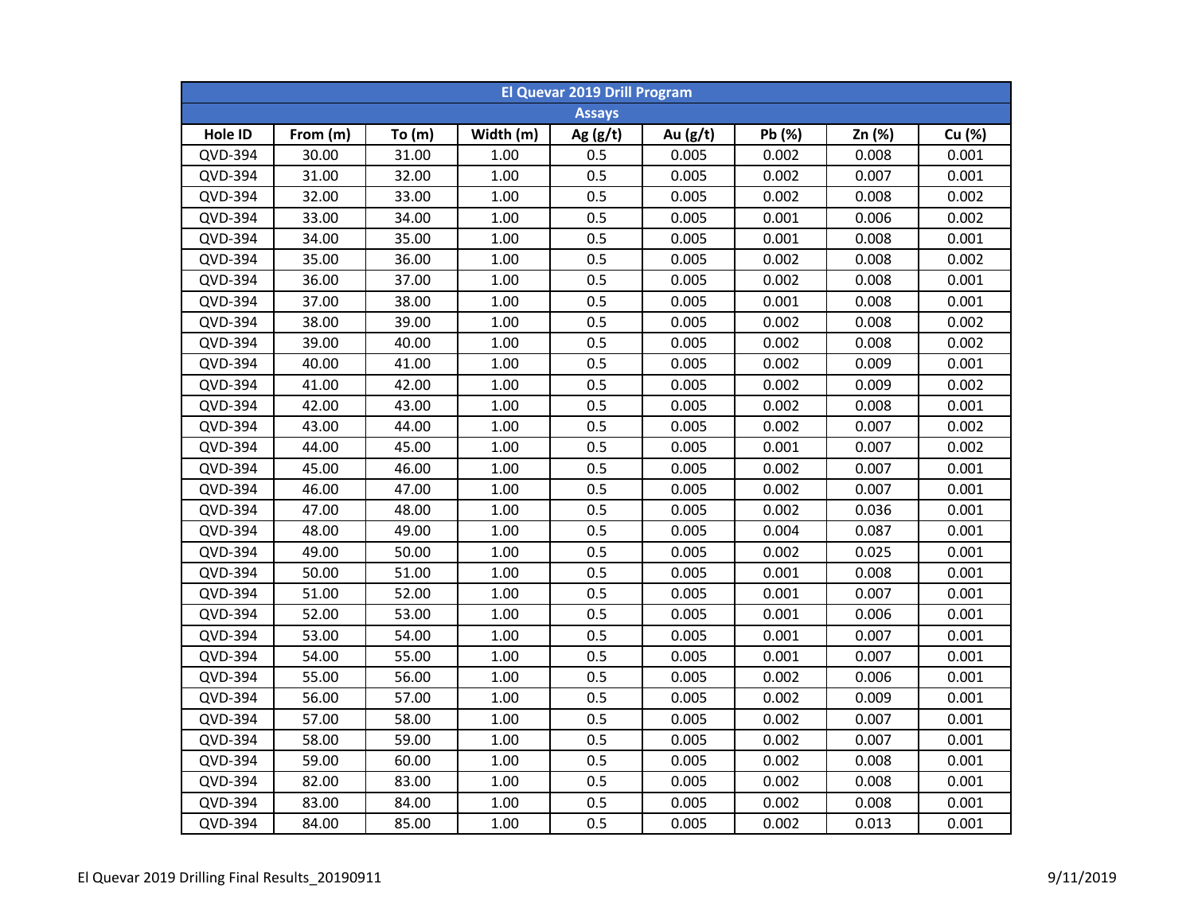| El Quevar 2019 Drill Program | | | | | | | | |
|---|---|---|---|---|---|---|---|---|
| Assays | | | | | | | | |
| Hole ID | From (m) | To (m) | Width (m) | Ag (g/t) | Au (g/t) | Pb (%) | Zn (%) | Cu (%) |
| QVD-394 | 30.00 | 31.00 | 1.00 | 0.5 | 0.005 | 0.002 | 0.008 | 0.001 |
| QVD-394 | 31.00 | 32.00 | 1.00 | 0.5 | 0.005 | 0.002 | 0.007 | 0.001 |
| QVD-394 | 32.00 | 33.00 | 1.00 | 0.5 | 0.005 | 0.002 | 0.008 | 0.002 |
| QVD-394 | 33.00 | 34.00 | 1.00 | 0.5 | 0.005 | 0.001 | 0.006 | 0.002 |
| QVD-394 | 34.00 | 35.00 | 1.00 | 0.5 | 0.005 | 0.001 | 0.008 | 0.001 |
| QVD-394 | 35.00 | 36.00 | 1.00 | 0.5 | 0.005 | 0.002 | 0.008 | 0.002 |
| QVD-394 | 36.00 | 37.00 | 1.00 | 0.5 | 0.005 | 0.002 | 0.008 | 0.001 |
| QVD-394 | 37.00 | 38.00 | 1.00 | 0.5 | 0.005 | 0.001 | 0.008 | 0.001 |
| QVD-394 | 38.00 | 39.00 | 1.00 | 0.5 | 0.005 | 0.002 | 0.008 | 0.002 |
| QVD-394 | 39.00 | 40.00 | 1.00 | 0.5 | 0.005 | 0.002 | 0.008 | 0.002 |
| QVD-394 | 40.00 | 41.00 | 1.00 | 0.5 | 0.005 | 0.002 | 0.009 | 0.001 |
| QVD-394 | 41.00 | 42.00 | 1.00 | 0.5 | 0.005 | 0.002 | 0.009 | 0.002 |
| QVD-394 | 42.00 | 43.00 | 1.00 | 0.5 | 0.005 | 0.002 | 0.008 | 0.001 |
| QVD-394 | 43.00 | 44.00 | 1.00 | 0.5 | 0.005 | 0.002 | 0.007 | 0.002 |
| QVD-394 | 44.00 | 45.00 | 1.00 | 0.5 | 0.005 | 0.001 | 0.007 | 0.002 |
| QVD-394 | 45.00 | 46.00 | 1.00 | 0.5 | 0.005 | 0.002 | 0.007 | 0.001 |
| QVD-394 | 46.00 | 47.00 | 1.00 | 0.5 | 0.005 | 0.002 | 0.007 | 0.001 |
| QVD-394 | 47.00 | 48.00 | 1.00 | 0.5 | 0.005 | 0.002 | 0.036 | 0.001 |
| QVD-394 | 48.00 | 49.00 | 1.00 | 0.5 | 0.005 | 0.004 | 0.087 | 0.001 |
| QVD-394 | 49.00 | 50.00 | 1.00 | 0.5 | 0.005 | 0.002 | 0.025 | 0.001 |
| QVD-394 | 50.00 | 51.00 | 1.00 | 0.5 | 0.005 | 0.001 | 0.008 | 0.001 |
| QVD-394 | 51.00 | 52.00 | 1.00 | 0.5 | 0.005 | 0.001 | 0.007 | 0.001 |
| QVD-394 | 52.00 | 53.00 | 1.00 | 0.5 | 0.005 | 0.001 | 0.006 | 0.001 |
| QVD-394 | 53.00 | 54.00 | 1.00 | 0.5 | 0.005 | 0.001 | 0.007 | 0.001 |
| QVD-394 | 54.00 | 55.00 | 1.00 | 0.5 | 0.005 | 0.001 | 0.007 | 0.001 |
| QVD-394 | 55.00 | 56.00 | 1.00 | 0.5 | 0.005 | 0.002 | 0.006 | 0.001 |
| QVD-394 | 56.00 | 57.00 | 1.00 | 0.5 | 0.005 | 0.002 | 0.009 | 0.001 |
| QVD-394 | 57.00 | 58.00 | 1.00 | 0.5 | 0.005 | 0.002 | 0.007 | 0.001 |
| QVD-394 | 58.00 | 59.00 | 1.00 | 0.5 | 0.005 | 0.002 | 0.007 | 0.001 |
| QVD-394 | 59.00 | 60.00 | 1.00 | 0.5 | 0.005 | 0.002 | 0.008 | 0.001 |
| QVD-394 | 82.00 | 83.00 | 1.00 | 0.5 | 0.005 | 0.002 | 0.008 | 0.001 |
| QVD-394 | 83.00 | 84.00 | 1.00 | 0.5 | 0.005 | 0.002 | 0.008 | 0.001 |
| QVD-394 | 84.00 | 85.00 | 1.00 | 0.5 | 0.005 | 0.002 | 0.013 | 0.001 |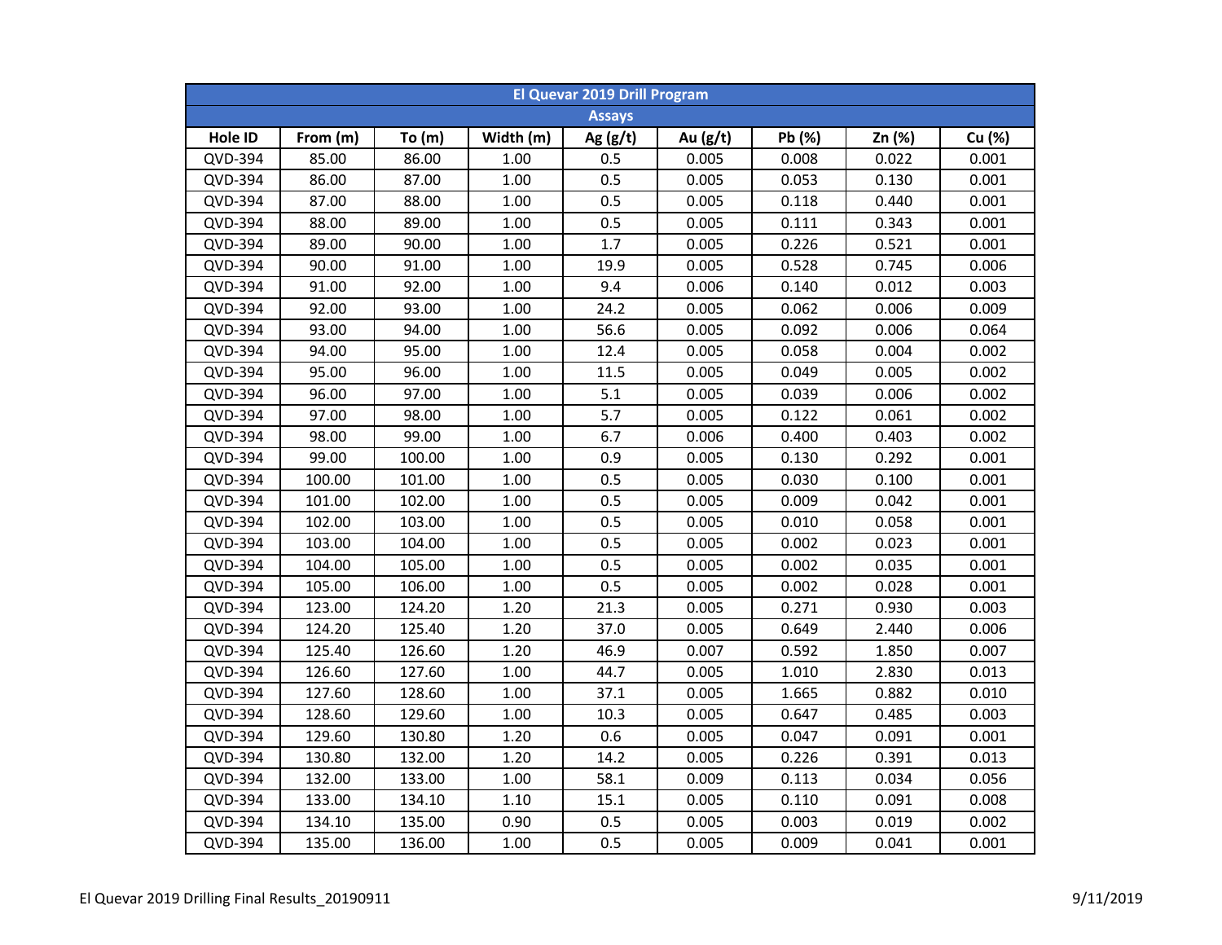| El Quevar 2019 Drill Program | | | | | | | | |
|---|---|---|---|---|---|---|---|---|
| Assays | | | | | | | | |
| Hole ID | From (m) | To (m) | Width (m) | Ag (g/t) | Au (g/t) | Pb (%) | Zn (%) | Cu (%) |
| QVD-394 | 85.00 | 86.00 | 1.00 | 0.5 | 0.005 | 0.008 | 0.022 | 0.001 |
| QVD-394 | 86.00 | 87.00 | 1.00 | 0.5 | 0.005 | 0.053 | 0.130 | 0.001 |
| QVD-394 | 87.00 | 88.00 | 1.00 | 0.5 | 0.005 | 0.118 | 0.440 | 0.001 |
| QVD-394 | 88.00 | 89.00 | 1.00 | 0.5 | 0.005 | 0.111 | 0.343 | 0.001 |
| QVD-394 | 89.00 | 90.00 | 1.00 | 1.7 | 0.005 | 0.226 | 0.521 | 0.001 |
| QVD-394 | 90.00 | 91.00 | 1.00 | 19.9 | 0.005 | 0.528 | 0.745 | 0.006 |
| QVD-394 | 91.00 | 92.00 | 1.00 | 9.4 | 0.006 | 0.140 | 0.012 | 0.003 |
| QVD-394 | 92.00 | 93.00 | 1.00 | 24.2 | 0.005 | 0.062 | 0.006 | 0.009 |
| QVD-394 | 93.00 | 94.00 | 1.00 | 56.6 | 0.005 | 0.092 | 0.006 | 0.064 |
| QVD-394 | 94.00 | 95.00 | 1.00 | 12.4 | 0.005 | 0.058 | 0.004 | 0.002 |
| QVD-394 | 95.00 | 96.00 | 1.00 | 11.5 | 0.005 | 0.049 | 0.005 | 0.002 |
| QVD-394 | 96.00 | 97.00 | 1.00 | 5.1 | 0.005 | 0.039 | 0.006 | 0.002 |
| QVD-394 | 97.00 | 98.00 | 1.00 | 5.7 | 0.005 | 0.122 | 0.061 | 0.002 |
| QVD-394 | 98.00 | 99.00 | 1.00 | 6.7 | 0.006 | 0.400 | 0.403 | 0.002 |
| QVD-394 | 99.00 | 100.00 | 1.00 | 0.9 | 0.005 | 0.130 | 0.292 | 0.001 |
| QVD-394 | 100.00 | 101.00 | 1.00 | 0.5 | 0.005 | 0.030 | 0.100 | 0.001 |
| QVD-394 | 101.00 | 102.00 | 1.00 | 0.5 | 0.005 | 0.009 | 0.042 | 0.001 |
| QVD-394 | 102.00 | 103.00 | 1.00 | 0.5 | 0.005 | 0.010 | 0.058 | 0.001 |
| QVD-394 | 103.00 | 104.00 | 1.00 | 0.5 | 0.005 | 0.002 | 0.023 | 0.001 |
| QVD-394 | 104.00 | 105.00 | 1.00 | 0.5 | 0.005 | 0.002 | 0.035 | 0.001 |
| QVD-394 | 105.00 | 106.00 | 1.00 | 0.5 | 0.005 | 0.002 | 0.028 | 0.001 |
| QVD-394 | 123.00 | 124.20 | 1.20 | 21.3 | 0.005 | 0.271 | 0.930 | 0.003 |
| QVD-394 | 124.20 | 125.40 | 1.20 | 37.0 | 0.005 | 0.649 | 2.440 | 0.006 |
| QVD-394 | 125.40 | 126.60 | 1.20 | 46.9 | 0.007 | 0.592 | 1.850 | 0.007 |
| QVD-394 | 126.60 | 127.60 | 1.00 | 44.7 | 0.005 | 1.010 | 2.830 | 0.013 |
| QVD-394 | 127.60 | 128.60 | 1.00 | 37.1 | 0.005 | 1.665 | 0.882 | 0.010 |
| QVD-394 | 128.60 | 129.60 | 1.00 | 10.3 | 0.005 | 0.647 | 0.485 | 0.003 |
| QVD-394 | 129.60 | 130.80 | 1.20 | 0.6 | 0.005 | 0.047 | 0.091 | 0.001 |
| QVD-394 | 130.80 | 132.00 | 1.20 | 14.2 | 0.005 | 0.226 | 0.391 | 0.013 |
| QVD-394 | 132.00 | 133.00 | 1.00 | 58.1 | 0.009 | 0.113 | 0.034 | 0.056 |
| QVD-394 | 133.00 | 134.10 | 1.10 | 15.1 | 0.005 | 0.110 | 0.091 | 0.008 |
| QVD-394 | 134.10 | 135.00 | 0.90 | 0.5 | 0.005 | 0.003 | 0.019 | 0.002 |
| QVD-394 | 135.00 | 136.00 | 1.00 | 0.5 | 0.005 | 0.009 | 0.041 | 0.001 |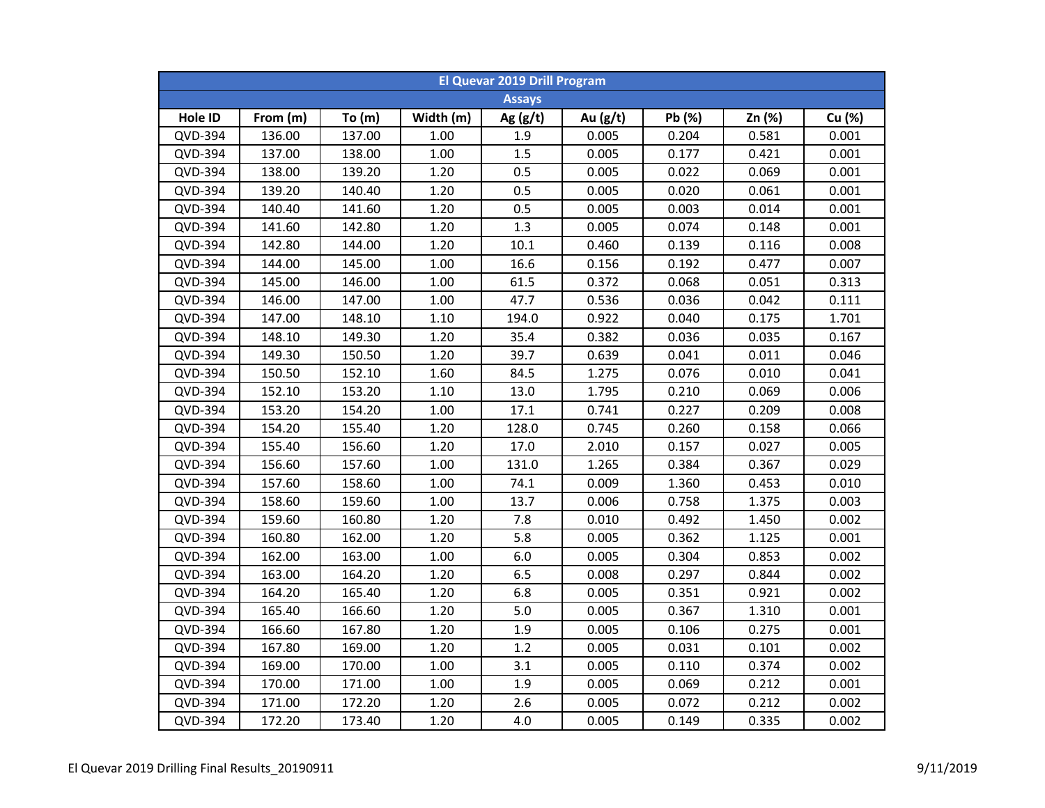| El Quevar 2019 Drill Program | | | | | | | | |
|---|---|---|---|---|---|---|---|---|
| Assays | | | | | | | | |
| Hole ID | From (m) | To (m) | Width (m) | Ag (g/t) | Au (g/t) | Pb (%) | Zn (%) | Cu (%) |
| QVD-394 | 136.00 | 137.00 | 1.00 | 1.9 | 0.005 | 0.204 | 0.581 | 0.001 |
| QVD-394 | 137.00 | 138.00 | 1.00 | 1.5 | 0.005 | 0.177 | 0.421 | 0.001 |
| QVD-394 | 138.00 | 139.20 | 1.20 | 0.5 | 0.005 | 0.022 | 0.069 | 0.001 |
| QVD-394 | 139.20 | 140.40 | 1.20 | 0.5 | 0.005 | 0.020 | 0.061 | 0.001 |
| QVD-394 | 140.40 | 141.60 | 1.20 | 0.5 | 0.005 | 0.003 | 0.014 | 0.001 |
| QVD-394 | 141.60 | 142.80 | 1.20 | 1.3 | 0.005 | 0.074 | 0.148 | 0.001 |
| QVD-394 | 142.80 | 144.00 | 1.20 | 10.1 | 0.460 | 0.139 | 0.116 | 0.008 |
| QVD-394 | 144.00 | 145.00 | 1.00 | 16.6 | 0.156 | 0.192 | 0.477 | 0.007 |
| QVD-394 | 145.00 | 146.00 | 1.00 | 61.5 | 0.372 | 0.068 | 0.051 | 0.313 |
| QVD-394 | 146.00 | 147.00 | 1.00 | 47.7 | 0.536 | 0.036 | 0.042 | 0.111 |
| QVD-394 | 147.00 | 148.10 | 1.10 | 194.0 | 0.922 | 0.040 | 0.175 | 1.701 |
| QVD-394 | 148.10 | 149.30 | 1.20 | 35.4 | 0.382 | 0.036 | 0.035 | 0.167 |
| QVD-394 | 149.30 | 150.50 | 1.20 | 39.7 | 0.639 | 0.041 | 0.011 | 0.046 |
| QVD-394 | 150.50 | 152.10 | 1.60 | 84.5 | 1.275 | 0.076 | 0.010 | 0.041 |
| QVD-394 | 152.10 | 153.20 | 1.10 | 13.0 | 1.795 | 0.210 | 0.069 | 0.006 |
| QVD-394 | 153.20 | 154.20 | 1.00 | 17.1 | 0.741 | 0.227 | 0.209 | 0.008 |
| QVD-394 | 154.20 | 155.40 | 1.20 | 128.0 | 0.745 | 0.260 | 0.158 | 0.066 |
| QVD-394 | 155.40 | 156.60 | 1.20 | 17.0 | 2.010 | 0.157 | 0.027 | 0.005 |
| QVD-394 | 156.60 | 157.60 | 1.00 | 131.0 | 1.265 | 0.384 | 0.367 | 0.029 |
| QVD-394 | 157.60 | 158.60 | 1.00 | 74.1 | 0.009 | 1.360 | 0.453 | 0.010 |
| QVD-394 | 158.60 | 159.60 | 1.00 | 13.7 | 0.006 | 0.758 | 1.375 | 0.003 |
| QVD-394 | 159.60 | 160.80 | 1.20 | 7.8 | 0.010 | 0.492 | 1.450 | 0.002 |
| QVD-394 | 160.80 | 162.00 | 1.20 | 5.8 | 0.005 | 0.362 | 1.125 | 0.001 |
| QVD-394 | 162.00 | 163.00 | 1.00 | 6.0 | 0.005 | 0.304 | 0.853 | 0.002 |
| QVD-394 | 163.00 | 164.20 | 1.20 | 6.5 | 0.008 | 0.297 | 0.844 | 0.002 |
| QVD-394 | 164.20 | 165.40 | 1.20 | 6.8 | 0.005 | 0.351 | 0.921 | 0.002 |
| QVD-394 | 165.40 | 166.60 | 1.20 | 5.0 | 0.005 | 0.367 | 1.310 | 0.001 |
| QVD-394 | 166.60 | 167.80 | 1.20 | 1.9 | 0.005 | 0.106 | 0.275 | 0.001 |
| QVD-394 | 167.80 | 169.00 | 1.20 | 1.2 | 0.005 | 0.031 | 0.101 | 0.002 |
| QVD-394 | 169.00 | 170.00 | 1.00 | 3.1 | 0.005 | 0.110 | 0.374 | 0.002 |
| QVD-394 | 170.00 | 171.00 | 1.00 | 1.9 | 0.005 | 0.069 | 0.212 | 0.001 |
| QVD-394 | 171.00 | 172.20 | 1.20 | 2.6 | 0.005 | 0.072 | 0.212 | 0.002 |
| QVD-394 | 172.20 | 173.40 | 1.20 | 4.0 | 0.005 | 0.149 | 0.335 | 0.002 |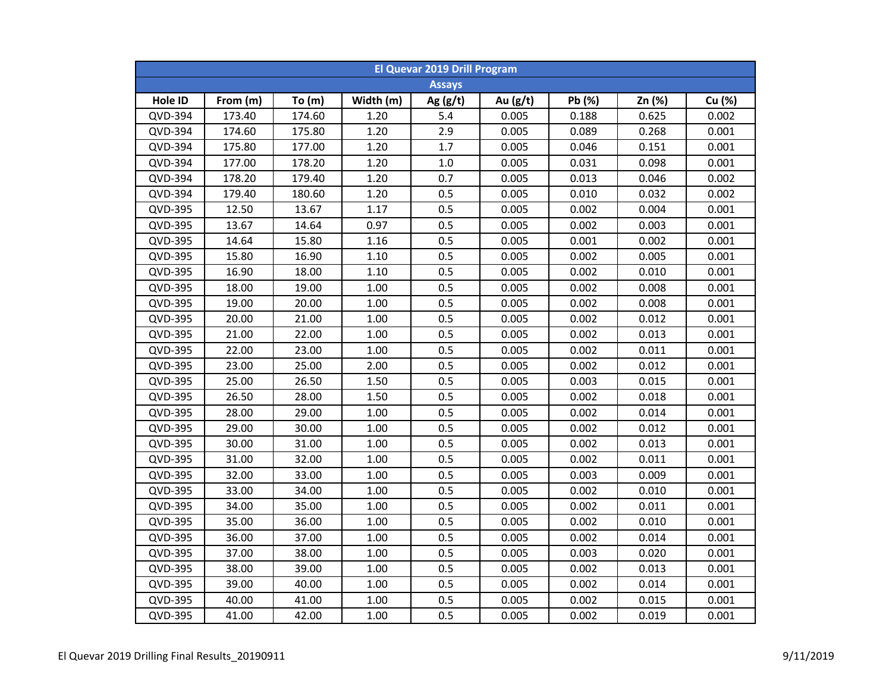| El Quevar 2019 Drill Program | | | | | | | | |
|---|---|---|---|---|---|---|---|---|
| Assays | | | | | | | | |
| Hole ID | From (m) | To (m) | Width (m) | Ag (g/t) | Au (g/t) | Pb (%) | Zn (%) | Cu (%) |
| QVD-394 | 173.40 | 174.60 | 1.20 | 5.4 | 0.005 | 0.188 | 0.625 | 0.002 |
| QVD-394 | 174.60 | 175.80 | 1.20 | 2.9 | 0.005 | 0.089 | 0.268 | 0.001 |
| QVD-394 | 175.80 | 177.00 | 1.20 | 1.7 | 0.005 | 0.046 | 0.151 | 0.001 |
| QVD-394 | 177.00 | 178.20 | 1.20 | 1.0 | 0.005 | 0.031 | 0.098 | 0.001 |
| QVD-394 | 178.20 | 179.40 | 1.20 | 0.7 | 0.005 | 0.013 | 0.046 | 0.002 |
| QVD-394 | 179.40 | 180.60 | 1.20 | 0.5 | 0.005 | 0.010 | 0.032 | 0.002 |
| QVD-395 | 12.50 | 13.67 | 1.17 | 0.5 | 0.005 | 0.002 | 0.004 | 0.001 |
| QVD-395 | 13.67 | 14.64 | 0.97 | 0.5 | 0.005 | 0.002 | 0.003 | 0.001 |
| QVD-395 | 14.64 | 15.80 | 1.16 | 0.5 | 0.005 | 0.001 | 0.002 | 0.001 |
| QVD-395 | 15.80 | 16.90 | 1.10 | 0.5 | 0.005 | 0.002 | 0.005 | 0.001 |
| QVD-395 | 16.90 | 18.00 | 1.10 | 0.5 | 0.005 | 0.002 | 0.010 | 0.001 |
| QVD-395 | 18.00 | 19.00 | 1.00 | 0.5 | 0.005 | 0.002 | 0.008 | 0.001 |
| QVD-395 | 19.00 | 20.00 | 1.00 | 0.5 | 0.005 | 0.002 | 0.008 | 0.001 |
| QVD-395 | 20.00 | 21.00 | 1.00 | 0.5 | 0.005 | 0.002 | 0.012 | 0.001 |
| QVD-395 | 21.00 | 22.00 | 1.00 | 0.5 | 0.005 | 0.002 | 0.013 | 0.001 |
| QVD-395 | 22.00 | 23.00 | 1.00 | 0.5 | 0.005 | 0.002 | 0.011 | 0.001 |
| QVD-395 | 23.00 | 25.00 | 2.00 | 0.5 | 0.005 | 0.002 | 0.012 | 0.001 |
| QVD-395 | 25.00 | 26.50 | 1.50 | 0.5 | 0.005 | 0.003 | 0.015 | 0.001 |
| QVD-395 | 26.50 | 28.00 | 1.50 | 0.5 | 0.005 | 0.002 | 0.018 | 0.001 |
| QVD-395 | 28.00 | 29.00 | 1.00 | 0.5 | 0.005 | 0.002 | 0.014 | 0.001 |
| QVD-395 | 29.00 | 30.00 | 1.00 | 0.5 | 0.005 | 0.002 | 0.012 | 0.001 |
| QVD-395 | 30.00 | 31.00 | 1.00 | 0.5 | 0.005 | 0.002 | 0.013 | 0.001 |
| QVD-395 | 31.00 | 32.00 | 1.00 | 0.5 | 0.005 | 0.002 | 0.011 | 0.001 |
| QVD-395 | 32.00 | 33.00 | 1.00 | 0.5 | 0.005 | 0.003 | 0.009 | 0.001 |
| QVD-395 | 33.00 | 34.00 | 1.00 | 0.5 | 0.005 | 0.002 | 0.010 | 0.001 |
| QVD-395 | 34.00 | 35.00 | 1.00 | 0.5 | 0.005 | 0.002 | 0.011 | 0.001 |
| QVD-395 | 35.00 | 36.00 | 1.00 | 0.5 | 0.005 | 0.002 | 0.010 | 0.001 |
| QVD-395 | 36.00 | 37.00 | 1.00 | 0.5 | 0.005 | 0.002 | 0.014 | 0.001 |
| QVD-395 | 37.00 | 38.00 | 1.00 | 0.5 | 0.005 | 0.003 | 0.020 | 0.001 |
| QVD-395 | 38.00 | 39.00 | 1.00 | 0.5 | 0.005 | 0.002 | 0.013 | 0.001 |
| QVD-395 | 39.00 | 40.00 | 1.00 | 0.5 | 0.005 | 0.002 | 0.014 | 0.001 |
| QVD-395 | 40.00 | 41.00 | 1.00 | 0.5 | 0.005 | 0.002 | 0.015 | 0.001 |
| QVD-395 | 41.00 | 42.00 | 1.00 | 0.5 | 0.005 | 0.002 | 0.019 | 0.001 |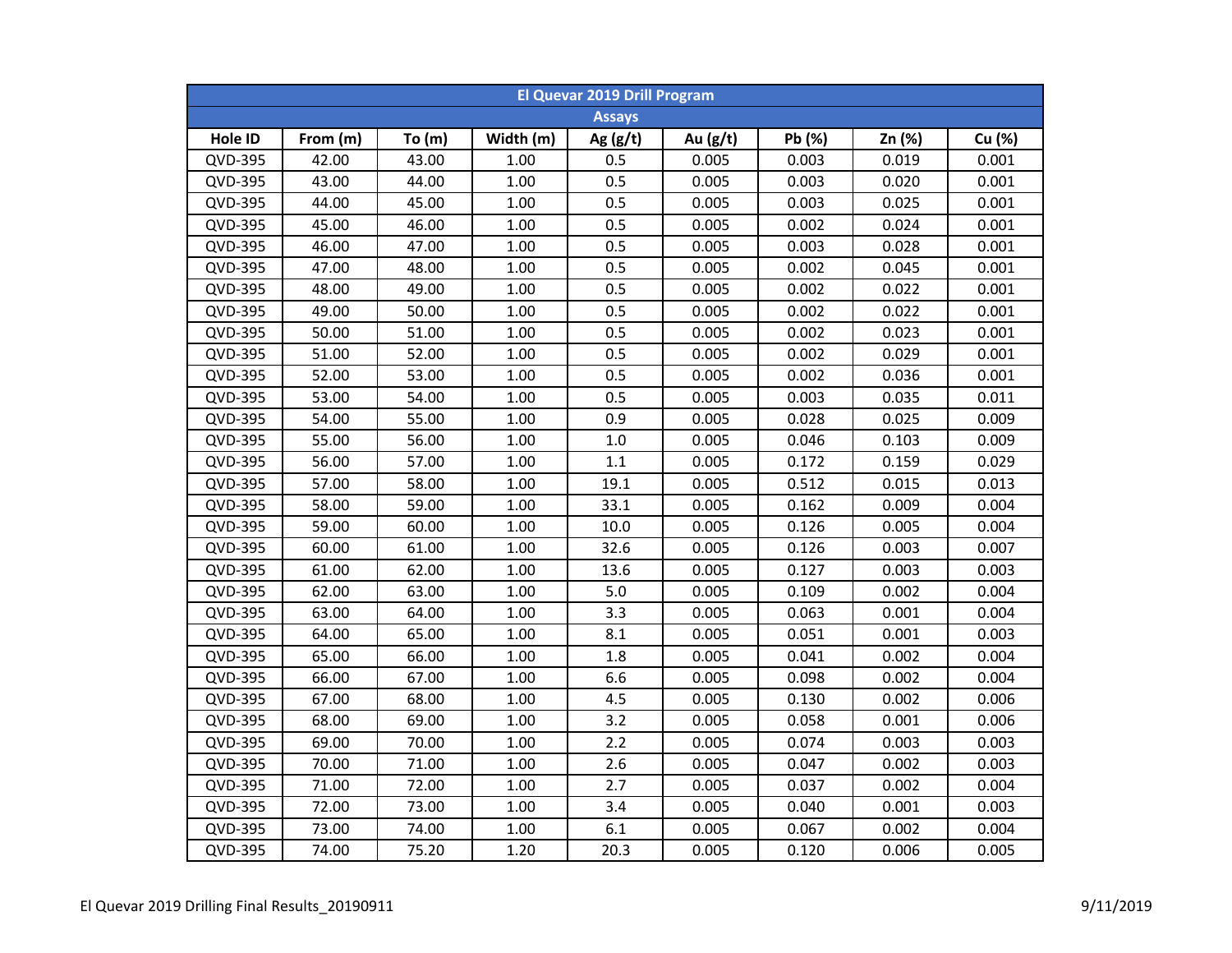| El Quevar 2019 Drill Program | | | | | | | | |
|---|---|---|---|---|---|---|---|---|
| Assays | | | | | | | | |
| Hole ID | From (m) | To (m) | Width (m) | Ag (g/t) | Au (g/t) | Pb (%) | Zn (%) | Cu (%) |
| QVD-395 | 42.00 | 43.00 | 1.00 | 0.5 | 0.005 | 0.003 | 0.019 | 0.001 |
| QVD-395 | 43.00 | 44.00 | 1.00 | 0.5 | 0.005 | 0.003 | 0.020 | 0.001 |
| QVD-395 | 44.00 | 45.00 | 1.00 | 0.5 | 0.005 | 0.003 | 0.025 | 0.001 |
| QVD-395 | 45.00 | 46.00 | 1.00 | 0.5 | 0.005 | 0.002 | 0.024 | 0.001 |
| QVD-395 | 46.00 | 47.00 | 1.00 | 0.5 | 0.005 | 0.003 | 0.028 | 0.001 |
| QVD-395 | 47.00 | 48.00 | 1.00 | 0.5 | 0.005 | 0.002 | 0.045 | 0.001 |
| QVD-395 | 48.00 | 49.00 | 1.00 | 0.5 | 0.005 | 0.002 | 0.022 | 0.001 |
| QVD-395 | 49.00 | 50.00 | 1.00 | 0.5 | 0.005 | 0.002 | 0.022 | 0.001 |
| QVD-395 | 50.00 | 51.00 | 1.00 | 0.5 | 0.005 | 0.002 | 0.023 | 0.001 |
| QVD-395 | 51.00 | 52.00 | 1.00 | 0.5 | 0.005 | 0.002 | 0.029 | 0.001 |
| QVD-395 | 52.00 | 53.00 | 1.00 | 0.5 | 0.005 | 0.002 | 0.036 | 0.001 |
| QVD-395 | 53.00 | 54.00 | 1.00 | 0.5 | 0.005 | 0.003 | 0.035 | 0.011 |
| QVD-395 | 54.00 | 55.00 | 1.00 | 0.9 | 0.005 | 0.028 | 0.025 | 0.009 |
| QVD-395 | 55.00 | 56.00 | 1.00 | 1.0 | 0.005 | 0.046 | 0.103 | 0.009 |
| QVD-395 | 56.00 | 57.00 | 1.00 | 1.1 | 0.005 | 0.172 | 0.159 | 0.029 |
| QVD-395 | 57.00 | 58.00 | 1.00 | 19.1 | 0.005 | 0.512 | 0.015 | 0.013 |
| QVD-395 | 58.00 | 59.00 | 1.00 | 33.1 | 0.005 | 0.162 | 0.009 | 0.004 |
| QVD-395 | 59.00 | 60.00 | 1.00 | 10.0 | 0.005 | 0.126 | 0.005 | 0.004 |
| QVD-395 | 60.00 | 61.00 | 1.00 | 32.6 | 0.005 | 0.126 | 0.003 | 0.007 |
| QVD-395 | 61.00 | 62.00 | 1.00 | 13.6 | 0.005 | 0.127 | 0.003 | 0.003 |
| QVD-395 | 62.00 | 63.00 | 1.00 | 5.0 | 0.005 | 0.109 | 0.002 | 0.004 |
| QVD-395 | 63.00 | 64.00 | 1.00 | 3.3 | 0.005 | 0.063 | 0.001 | 0.004 |
| QVD-395 | 64.00 | 65.00 | 1.00 | 8.1 | 0.005 | 0.051 | 0.001 | 0.003 |
| QVD-395 | 65.00 | 66.00 | 1.00 | 1.8 | 0.005 | 0.041 | 0.002 | 0.004 |
| QVD-395 | 66.00 | 67.00 | 1.00 | 6.6 | 0.005 | 0.098 | 0.002 | 0.004 |
| QVD-395 | 67.00 | 68.00 | 1.00 | 4.5 | 0.005 | 0.130 | 0.002 | 0.006 |
| QVD-395 | 68.00 | 69.00 | 1.00 | 3.2 | 0.005 | 0.058 | 0.001 | 0.006 |
| QVD-395 | 69.00 | 70.00 | 1.00 | 2.2 | 0.005 | 0.074 | 0.003 | 0.003 |
| QVD-395 | 70.00 | 71.00 | 1.00 | 2.6 | 0.005 | 0.047 | 0.002 | 0.003 |
| QVD-395 | 71.00 | 72.00 | 1.00 | 2.7 | 0.005 | 0.037 | 0.002 | 0.004 |
| QVD-395 | 72.00 | 73.00 | 1.00 | 3.4 | 0.005 | 0.040 | 0.001 | 0.003 |
| QVD-395 | 73.00 | 74.00 | 1.00 | 6.1 | 0.005 | 0.067 | 0.002 | 0.004 |
| QVD-395 | 74.00 | 75.20 | 1.20 | 20.3 | 0.005 | 0.120 | 0.006 | 0.005 |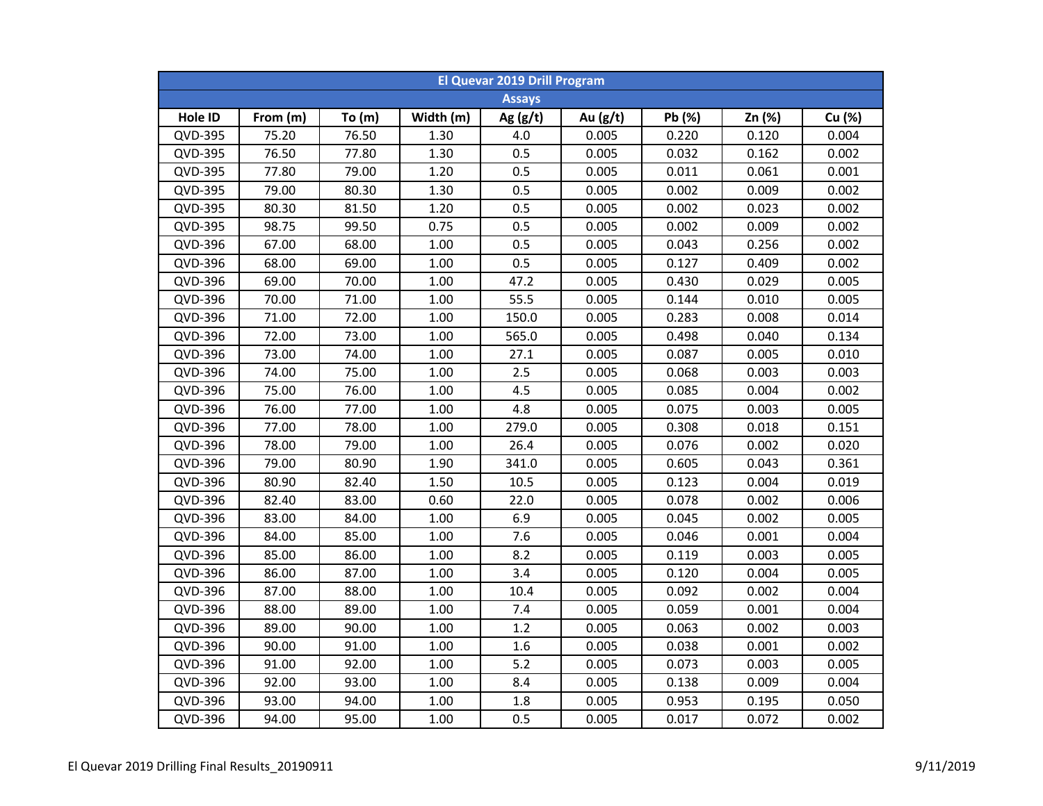## El Quevar 2019 Drill Program

### Assays

| Hole ID | From (m) | To (m) | Width (m) | Ag (g/t) | Au (g/t) | Pb (%) | Zn (%) | Cu (%) |
|---|---|---|---|---|---|---|---|---|
| QVD-395 | 75.20 | 76.50 | 1.30 | 4.0 | 0.005 | 0.220 | 0.120 | 0.004 |
| QVD-395 | 76.50 | 77.80 | 1.30 | 0.5 | 0.005 | 0.032 | 0.162 | 0.002 |
| QVD-395 | 77.80 | 79.00 | 1.20 | 0.5 | 0.005 | 0.011 | 0.061 | 0.001 |
| QVD-395 | 79.00 | 80.30 | 1.30 | 0.5 | 0.005 | 0.002 | 0.009 | 0.002 |
| QVD-395 | 80.30 | 81.50 | 1.20 | 0.5 | 0.005 | 0.002 | 0.023 | 0.002 |
| QVD-395 | 98.75 | 99.50 | 0.75 | 0.5 | 0.005 | 0.002 | 0.009 | 0.002 |
| QVD-396 | 67.00 | 68.00 | 1.00 | 0.5 | 0.005 | 0.043 | 0.256 | 0.002 |
| QVD-396 | 68.00 | 69.00 | 1.00 | 0.5 | 0.005 | 0.127 | 0.409 | 0.002 |
| QVD-396 | 69.00 | 70.00 | 1.00 | 47.2 | 0.005 | 0.430 | 0.029 | 0.005 |
| QVD-396 | 70.00 | 71.00 | 1.00 | 55.5 | 0.005 | 0.144 | 0.010 | 0.005 |
| QVD-396 | 71.00 | 72.00 | 1.00 | 150.0 | 0.005 | 0.283 | 0.008 | 0.014 |
| QVD-396 | 72.00 | 73.00 | 1.00 | 565.0 | 0.005 | 0.498 | 0.040 | 0.134 |
| QVD-396 | 73.00 | 74.00 | 1.00 | 27.1 | 0.005 | 0.087 | 0.005 | 0.010 |
| QVD-396 | 74.00 | 75.00 | 1.00 | 2.5 | 0.005 | 0.068 | 0.003 | 0.003 |
| QVD-396 | 75.00 | 76.00 | 1.00 | 4.5 | 0.005 | 0.085 | 0.004 | 0.002 |
| QVD-396 | 76.00 | 77.00 | 1.00 | 4.8 | 0.005 | 0.075 | 0.003 | 0.005 |
| QVD-396 | 77.00 | 78.00 | 1.00 | 279.0 | 0.005 | 0.308 | 0.018 | 0.151 |
| QVD-396 | 78.00 | 79.00 | 1.00 | 26.4 | 0.005 | 0.076 | 0.002 | 0.020 |
| QVD-396 | 79.00 | 80.90 | 1.90 | 341.0 | 0.005 | 0.605 | 0.043 | 0.361 |
| QVD-396 | 80.90 | 82.40 | 1.50 | 10.5 | 0.005 | 0.123 | 0.004 | 0.019 |
| QVD-396 | 82.40 | 83.00 | 0.60 | 22.0 | 0.005 | 0.078 | 0.002 | 0.006 |
| QVD-396 | 83.00 | 84.00 | 1.00 | 6.9 | 0.005 | 0.045 | 0.002 | 0.005 |
| QVD-396 | 84.00 | 85.00 | 1.00 | 7.6 | 0.005 | 0.046 | 0.001 | 0.004 |
| QVD-396 | 85.00 | 86.00 | 1.00 | 8.2 | 0.005 | 0.119 | 0.003 | 0.005 |
| QVD-396 | 86.00 | 87.00 | 1.00 | 3.4 | 0.005 | 0.120 | 0.004 | 0.005 |
| QVD-396 | 87.00 | 88.00 | 1.00 | 10.4 | 0.005 | 0.092 | 0.002 | 0.004 |
| QVD-396 | 88.00 | 89.00 | 1.00 | 7.4 | 0.005 | 0.059 | 0.001 | 0.004 |
| QVD-396 | 89.00 | 90.00 | 1.00 | 1.2 | 0.005 | 0.063 | 0.002 | 0.003 |
| QVD-396 | 90.00 | 91.00 | 1.00 | 1.6 | 0.005 | 0.038 | 0.001 | 0.002 |
| QVD-396 | 91.00 | 92.00 | 1.00 | 5.2 | 0.005 | 0.073 | 0.003 | 0.005 |
| QVD-396 | 92.00 | 93.00 | 1.00 | 8.4 | 0.005 | 0.138 | 0.009 | 0.004 |
| QVD-396 | 93.00 | 94.00 | 1.00 | 1.8 | 0.005 | 0.953 | 0.195 | 0.050 |
| QVD-396 | 94.00 | 95.00 | 1.00 | 0.5 | 0.005 | 0.017 | 0.072 | 0.002 |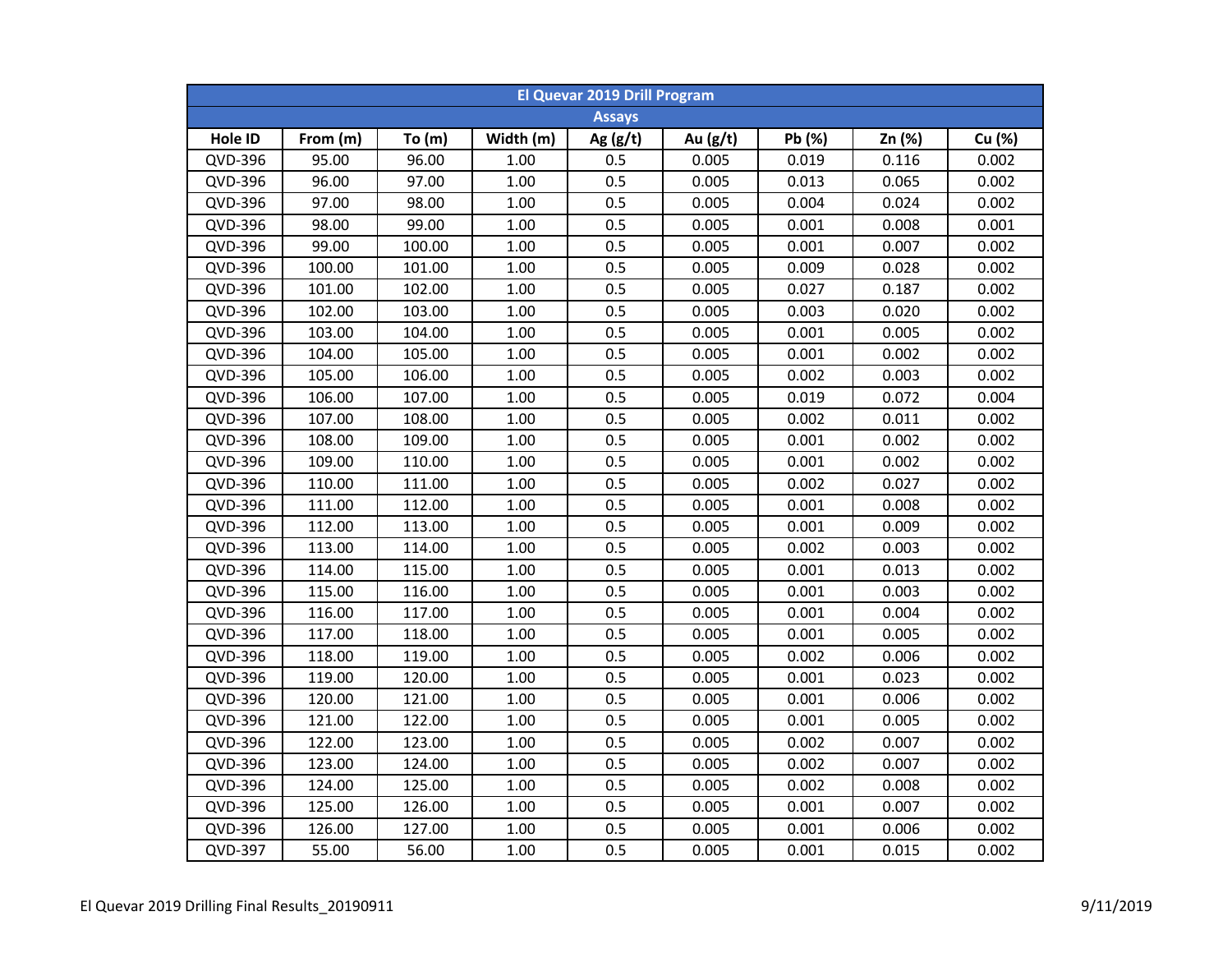| El Quevar 2019 Drill Program | | | | | | | | |
|---|---|---|---|---|---|---|---|---|
| Assays | | | | | | | | |
| Hole ID | From (m) | To (m) | Width (m) | Ag (g/t) | Au (g/t) | Pb (%) | Zn (%) | Cu (%) |
| QVD-396 | 95.00 | 96.00 | 1.00 | 0.5 | 0.005 | 0.019 | 0.116 | 0.002 |
| QVD-396 | 96.00 | 97.00 | 1.00 | 0.5 | 0.005 | 0.013 | 0.065 | 0.002 |
| QVD-396 | 97.00 | 98.00 | 1.00 | 0.5 | 0.005 | 0.004 | 0.024 | 0.002 |
| QVD-396 | 98.00 | 99.00 | 1.00 | 0.5 | 0.005 | 0.001 | 0.008 | 0.001 |
| QVD-396 | 99.00 | 100.00 | 1.00 | 0.5 | 0.005 | 0.001 | 0.007 | 0.002 |
| QVD-396 | 100.00 | 101.00 | 1.00 | 0.5 | 0.005 | 0.009 | 0.028 | 0.002 |
| QVD-396 | 101.00 | 102.00 | 1.00 | 0.5 | 0.005 | 0.027 | 0.187 | 0.002 |
| QVD-396 | 102.00 | 103.00 | 1.00 | 0.5 | 0.005 | 0.003 | 0.020 | 0.002 |
| QVD-396 | 103.00 | 104.00 | 1.00 | 0.5 | 0.005 | 0.001 | 0.005 | 0.002 |
| QVD-396 | 104.00 | 105.00 | 1.00 | 0.5 | 0.005 | 0.001 | 0.002 | 0.002 |
| QVD-396 | 105.00 | 106.00 | 1.00 | 0.5 | 0.005 | 0.002 | 0.003 | 0.002 |
| QVD-396 | 106.00 | 107.00 | 1.00 | 0.5 | 0.005 | 0.019 | 0.072 | 0.004 |
| QVD-396 | 107.00 | 108.00 | 1.00 | 0.5 | 0.005 | 0.002 | 0.011 | 0.002 |
| QVD-396 | 108.00 | 109.00 | 1.00 | 0.5 | 0.005 | 0.001 | 0.002 | 0.002 |
| QVD-396 | 109.00 | 110.00 | 1.00 | 0.5 | 0.005 | 0.001 | 0.002 | 0.002 |
| QVD-396 | 110.00 | 111.00 | 1.00 | 0.5 | 0.005 | 0.002 | 0.027 | 0.002 |
| QVD-396 | 111.00 | 112.00 | 1.00 | 0.5 | 0.005 | 0.001 | 0.008 | 0.002 |
| QVD-396 | 112.00 | 113.00 | 1.00 | 0.5 | 0.005 | 0.001 | 0.009 | 0.002 |
| QVD-396 | 113.00 | 114.00 | 1.00 | 0.5 | 0.005 | 0.002 | 0.003 | 0.002 |
| QVD-396 | 114.00 | 115.00 | 1.00 | 0.5 | 0.005 | 0.001 | 0.013 | 0.002 |
| QVD-396 | 115.00 | 116.00 | 1.00 | 0.5 | 0.005 | 0.001 | 0.003 | 0.002 |
| QVD-396 | 116.00 | 117.00 | 1.00 | 0.5 | 0.005 | 0.001 | 0.004 | 0.002 |
| QVD-396 | 117.00 | 118.00 | 1.00 | 0.5 | 0.005 | 0.001 | 0.005 | 0.002 |
| QVD-396 | 118.00 | 119.00 | 1.00 | 0.5 | 0.005 | 0.002 | 0.006 | 0.002 |
| QVD-396 | 119.00 | 120.00 | 1.00 | 0.5 | 0.005 | 0.001 | 0.023 | 0.002 |
| QVD-396 | 120.00 | 121.00 | 1.00 | 0.5 | 0.005 | 0.001 | 0.006 | 0.002 |
| QVD-396 | 121.00 | 122.00 | 1.00 | 0.5 | 0.005 | 0.001 | 0.005 | 0.002 |
| QVD-396 | 122.00 | 123.00 | 1.00 | 0.5 | 0.005 | 0.002 | 0.007 | 0.002 |
| QVD-396 | 123.00 | 124.00 | 1.00 | 0.5 | 0.005 | 0.002 | 0.007 | 0.002 |
| QVD-396 | 124.00 | 125.00 | 1.00 | 0.5 | 0.005 | 0.002 | 0.008 | 0.002 |
| QVD-396 | 125.00 | 126.00 | 1.00 | 0.5 | 0.005 | 0.001 | 0.007 | 0.002 |
| QVD-396 | 126.00 | 127.00 | 1.00 | 0.5 | 0.005 | 0.001 | 0.006 | 0.002 |
| QVD-397 | 55.00 | 56.00 | 1.00 | 0.5 | 0.005 | 0.001 | 0.015 | 0.002 |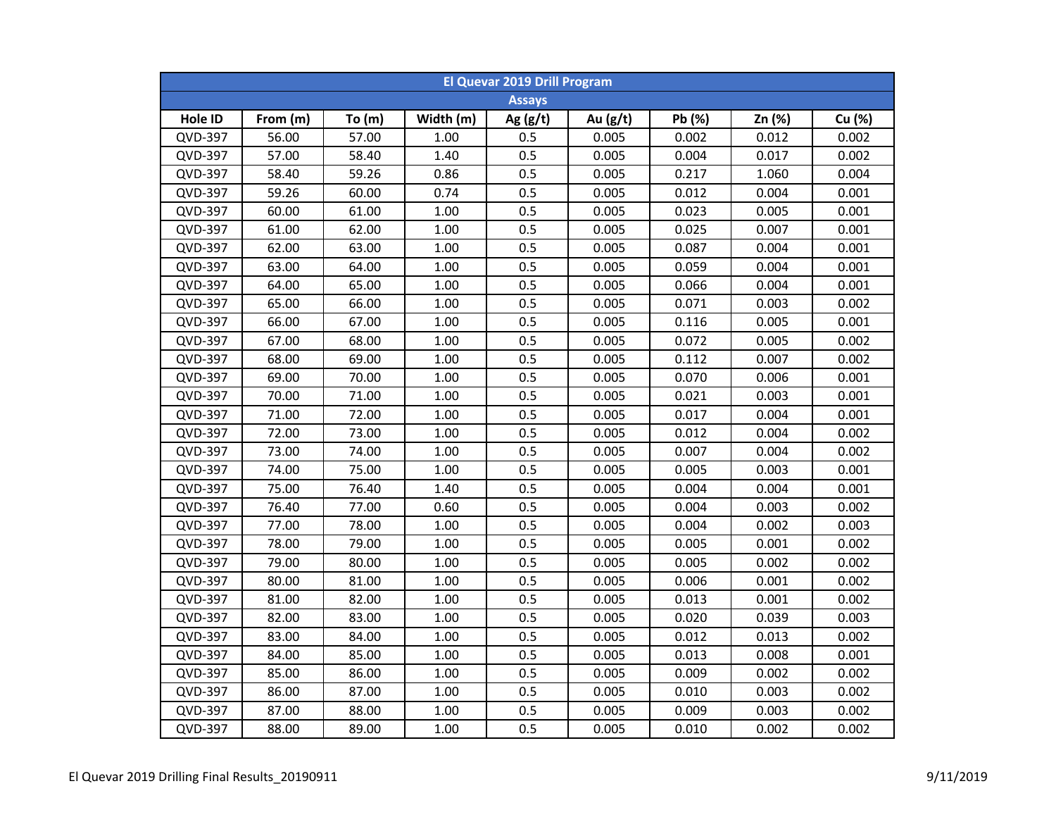| El Quevar 2019 Drill Program | | | | | | | | |
|---|---|---|---|---|---|---|---|---|
| Assays | | | | | | | | |
| Hole ID | From (m) | To (m) | Width (m) | Ag (g/t) | Au (g/t) | Pb (%) | Zn (%) | Cu (%) |
| QVD-397 | 56.00 | 57.00 | 1.00 | 0.5 | 0.005 | 0.002 | 0.012 | 0.002 |
| QVD-397 | 57.00 | 58.40 | 1.40 | 0.5 | 0.005 | 0.004 | 0.017 | 0.002 |
| QVD-397 | 58.40 | 59.26 | 0.86 | 0.5 | 0.005 | 0.217 | 1.060 | 0.004 |
| QVD-397 | 59.26 | 60.00 | 0.74 | 0.5 | 0.005 | 0.012 | 0.004 | 0.001 |
| QVD-397 | 60.00 | 61.00 | 1.00 | 0.5 | 0.005 | 0.023 | 0.005 | 0.001 |
| QVD-397 | 61.00 | 62.00 | 1.00 | 0.5 | 0.005 | 0.025 | 0.007 | 0.001 |
| QVD-397 | 62.00 | 63.00 | 1.00 | 0.5 | 0.005 | 0.087 | 0.004 | 0.001 |
| QVD-397 | 63.00 | 64.00 | 1.00 | 0.5 | 0.005 | 0.059 | 0.004 | 0.001 |
| QVD-397 | 64.00 | 65.00 | 1.00 | 0.5 | 0.005 | 0.066 | 0.004 | 0.001 |
| QVD-397 | 65.00 | 66.00 | 1.00 | 0.5 | 0.005 | 0.071 | 0.003 | 0.002 |
| QVD-397 | 66.00 | 67.00 | 1.00 | 0.5 | 0.005 | 0.116 | 0.005 | 0.001 |
| QVD-397 | 67.00 | 68.00 | 1.00 | 0.5 | 0.005 | 0.072 | 0.005 | 0.002 |
| QVD-397 | 68.00 | 69.00 | 1.00 | 0.5 | 0.005 | 0.112 | 0.007 | 0.002 |
| QVD-397 | 69.00 | 70.00 | 1.00 | 0.5 | 0.005 | 0.070 | 0.006 | 0.001 |
| QVD-397 | 70.00 | 71.00 | 1.00 | 0.5 | 0.005 | 0.021 | 0.003 | 0.001 |
| QVD-397 | 71.00 | 72.00 | 1.00 | 0.5 | 0.005 | 0.017 | 0.004 | 0.001 |
| QVD-397 | 72.00 | 73.00 | 1.00 | 0.5 | 0.005 | 0.012 | 0.004 | 0.002 |
| QVD-397 | 73.00 | 74.00 | 1.00 | 0.5 | 0.005 | 0.007 | 0.004 | 0.002 |
| QVD-397 | 74.00 | 75.00 | 1.00 | 0.5 | 0.005 | 0.005 | 0.003 | 0.001 |
| QVD-397 | 75.00 | 76.40 | 1.40 | 0.5 | 0.005 | 0.004 | 0.004 | 0.001 |
| QVD-397 | 76.40 | 77.00 | 0.60 | 0.5 | 0.005 | 0.004 | 0.003 | 0.002 |
| QVD-397 | 77.00 | 78.00 | 1.00 | 0.5 | 0.005 | 0.004 | 0.002 | 0.003 |
| QVD-397 | 78.00 | 79.00 | 1.00 | 0.5 | 0.005 | 0.005 | 0.001 | 0.002 |
| QVD-397 | 79.00 | 80.00 | 1.00 | 0.5 | 0.005 | 0.005 | 0.002 | 0.002 |
| QVD-397 | 80.00 | 81.00 | 1.00 | 0.5 | 0.005 | 0.006 | 0.001 | 0.002 |
| QVD-397 | 81.00 | 82.00 | 1.00 | 0.5 | 0.005 | 0.013 | 0.001 | 0.002 |
| QVD-397 | 82.00 | 83.00 | 1.00 | 0.5 | 0.005 | 0.020 | 0.039 | 0.003 |
| QVD-397 | 83.00 | 84.00 | 1.00 | 0.5 | 0.005 | 0.012 | 0.013 | 0.002 |
| QVD-397 | 84.00 | 85.00 | 1.00 | 0.5 | 0.005 | 0.013 | 0.008 | 0.001 |
| QVD-397 | 85.00 | 86.00 | 1.00 | 0.5 | 0.005 | 0.009 | 0.002 | 0.002 |
| QVD-397 | 86.00 | 87.00 | 1.00 | 0.5 | 0.005 | 0.010 | 0.003 | 0.002 |
| QVD-397 | 87.00 | 88.00 | 1.00 | 0.5 | 0.005 | 0.009 | 0.003 | 0.002 |
| QVD-397 | 88.00 | 89.00 | 1.00 | 0.5 | 0.005 | 0.010 | 0.002 | 0.002 |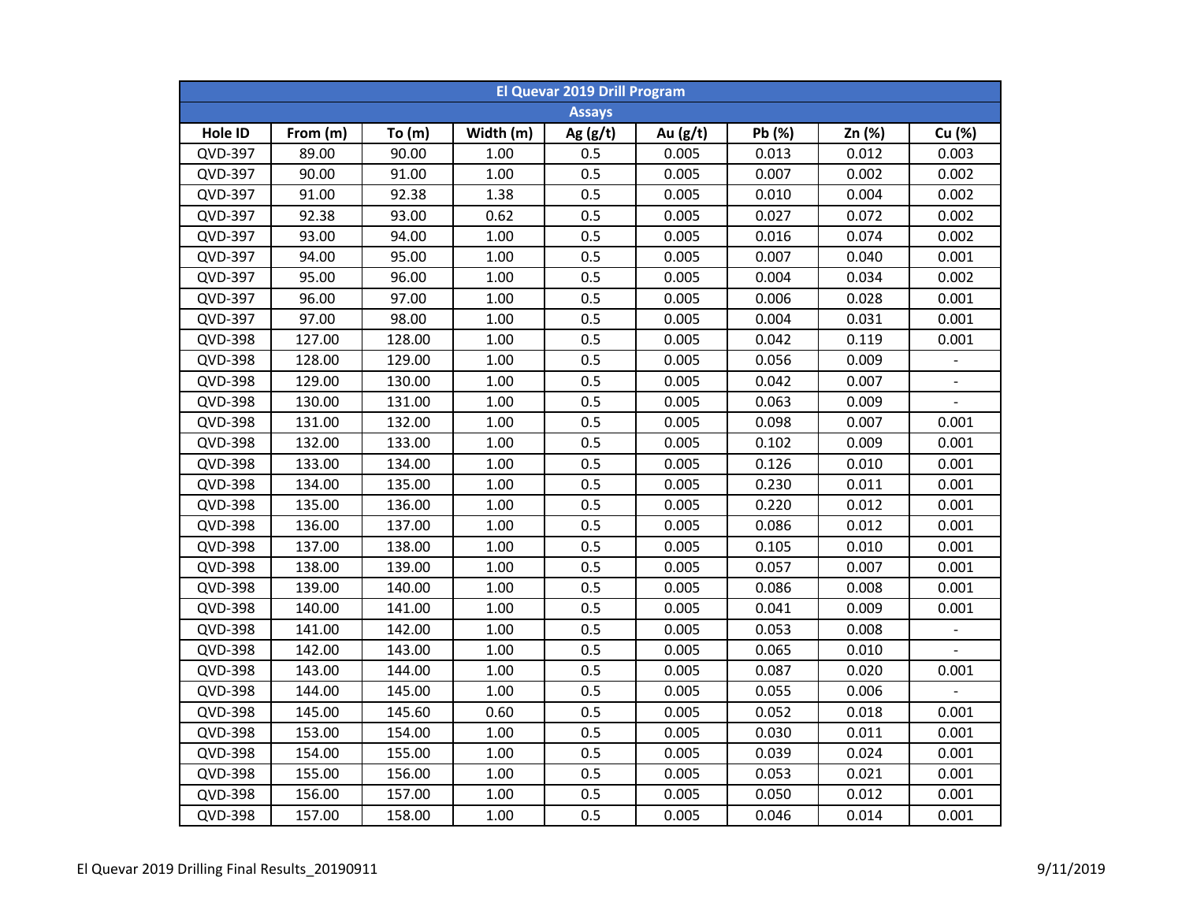| El Quevar 2019 Drill Program | | | | | | | | |
|---|---|---|---|---|---|---|---|---|
| Assays | | | | | | | | |
| Hole ID | From (m) | To (m) | Width (m) | Ag (g/t) | Au (g/t) | Pb (%) | Zn (%) | Cu (%) |
| QVD-397 | 89.00 | 90.00 | 1.00 | 0.5 | 0.005 | 0.013 | 0.012 | 0.003 |
| QVD-397 | 90.00 | 91.00 | 1.00 | 0.5 | 0.005 | 0.007 | 0.002 | 0.002 |
| QVD-397 | 91.00 | 92.38 | 1.38 | 0.5 | 0.005 | 0.010 | 0.004 | 0.002 |
| QVD-397 | 92.38 | 93.00 | 0.62 | 0.5 | 0.005 | 0.027 | 0.072 | 0.002 |
| QVD-397 | 93.00 | 94.00 | 1.00 | 0.5 | 0.005 | 0.016 | 0.074 | 0.002 |
| QVD-397 | 94.00 | 95.00 | 1.00 | 0.5 | 0.005 | 0.007 | 0.040 | 0.001 |
| QVD-397 | 95.00 | 96.00 | 1.00 | 0.5 | 0.005 | 0.004 | 0.034 | 0.002 |
| QVD-397 | 96.00 | 97.00 | 1.00 | 0.5 | 0.005 | 0.006 | 0.028 | 0.001 |
| QVD-397 | 97.00 | 98.00 | 1.00 | 0.5 | 0.005 | 0.004 | 0.031 | 0.001 |
| QVD-398 | 127.00 | 128.00 | 1.00 | 0.5 | 0.005 | 0.042 | 0.119 | 0.001 |
| QVD-398 | 128.00 | 129.00 | 1.00 | 0.5 | 0.005 | 0.056 | 0.009 | - |
| QVD-398 | 129.00 | 130.00 | 1.00 | 0.5 | 0.005 | 0.042 | 0.007 | - |
| QVD-398 | 130.00 | 131.00 | 1.00 | 0.5 | 0.005 | 0.063 | 0.009 | - |
| QVD-398 | 131.00 | 132.00 | 1.00 | 0.5 | 0.005 | 0.098 | 0.007 | 0.001 |
| QVD-398 | 132.00 | 133.00 | 1.00 | 0.5 | 0.005 | 0.102 | 0.009 | 0.001 |
| QVD-398 | 133.00 | 134.00 | 1.00 | 0.5 | 0.005 | 0.126 | 0.010 | 0.001 |
| QVD-398 | 134.00 | 135.00 | 1.00 | 0.5 | 0.005 | 0.230 | 0.011 | 0.001 |
| QVD-398 | 135.00 | 136.00 | 1.00 | 0.5 | 0.005 | 0.220 | 0.012 | 0.001 |
| QVD-398 | 136.00 | 137.00 | 1.00 | 0.5 | 0.005 | 0.086 | 0.012 | 0.001 |
| QVD-398 | 137.00 | 138.00 | 1.00 | 0.5 | 0.005 | 0.105 | 0.010 | 0.001 |
| QVD-398 | 138.00 | 139.00 | 1.00 | 0.5 | 0.005 | 0.057 | 0.007 | 0.001 |
| QVD-398 | 139.00 | 140.00 | 1.00 | 0.5 | 0.005 | 0.086 | 0.008 | 0.001 |
| QVD-398 | 140.00 | 141.00 | 1.00 | 0.5 | 0.005 | 0.041 | 0.009 | 0.001 |
| QVD-398 | 141.00 | 142.00 | 1.00 | 0.5 | 0.005 | 0.053 | 0.008 | - |
| QVD-398 | 142.00 | 143.00 | 1.00 | 0.5 | 0.005 | 0.065 | 0.010 | - |
| QVD-398 | 143.00 | 144.00 | 1.00 | 0.5 | 0.005 | 0.087 | 0.020 | 0.001 |
| QVD-398 | 144.00 | 145.00 | 1.00 | 0.5 | 0.005 | 0.055 | 0.006 | - |
| QVD-398 | 145.00 | 145.60 | 0.60 | 0.5 | 0.005 | 0.052 | 0.018 | 0.001 |
| QVD-398 | 153.00 | 154.00 | 1.00 | 0.5 | 0.005 | 0.030 | 0.011 | 0.001 |
| QVD-398 | 154.00 | 155.00 | 1.00 | 0.5 | 0.005 | 0.039 | 0.024 | 0.001 |
| QVD-398 | 155.00 | 156.00 | 1.00 | 0.5 | 0.005 | 0.053 | 0.021 | 0.001 |
| QVD-398 | 156.00 | 157.00 | 1.00 | 0.5 | 0.005 | 0.050 | 0.012 | 0.001 |
| QVD-398 | 157.00 | 158.00 | 1.00 | 0.5 | 0.005 | 0.046 | 0.014 | 0.001 |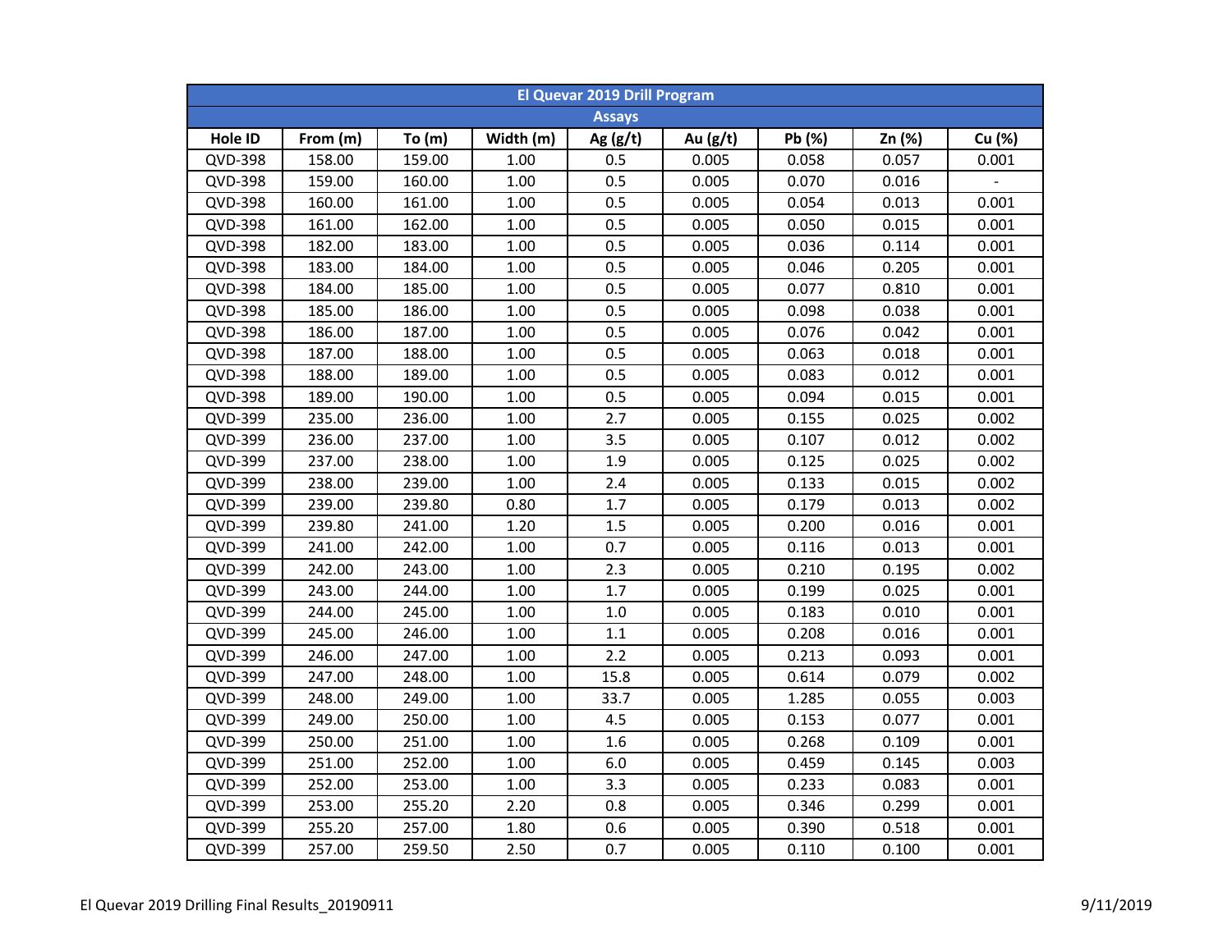| El Quevar 2019 Drill Program | | | | | | | | |
|---|---|---|---|---|---|---|---|---|
| Assays | | | | | | | | |
| Hole ID | From (m) | To (m) | Width (m) | Ag (g/t) | Au (g/t) | Pb (%) | Zn (%) | Cu (%) |
| QVD-398 | 158.00 | 159.00 | 1.00 | 0.5 | 0.005 | 0.058 | 0.057 | 0.001 |
| QVD-398 | 159.00 | 160.00 | 1.00 | 0.5 | 0.005 | 0.070 | 0.016 | - |
| QVD-398 | 160.00 | 161.00 | 1.00 | 0.5 | 0.005 | 0.054 | 0.013 | 0.001 |
| QVD-398 | 161.00 | 162.00 | 1.00 | 0.5 | 0.005 | 0.050 | 0.015 | 0.001 |
| QVD-398 | 182.00 | 183.00 | 1.00 | 0.5 | 0.005 | 0.036 | 0.114 | 0.001 |
| QVD-398 | 183.00 | 184.00 | 1.00 | 0.5 | 0.005 | 0.046 | 0.205 | 0.001 |
| QVD-398 | 184.00 | 185.00 | 1.00 | 0.5 | 0.005 | 0.077 | 0.810 | 0.001 |
| QVD-398 | 185.00 | 186.00 | 1.00 | 0.5 | 0.005 | 0.098 | 0.038 | 0.001 |
| QVD-398 | 186.00 | 187.00 | 1.00 | 0.5 | 0.005 | 0.076 | 0.042 | 0.001 |
| QVD-398 | 187.00 | 188.00 | 1.00 | 0.5 | 0.005 | 0.063 | 0.018 | 0.001 |
| QVD-398 | 188.00 | 189.00 | 1.00 | 0.5 | 0.005 | 0.083 | 0.012 | 0.001 |
| QVD-398 | 189.00 | 190.00 | 1.00 | 0.5 | 0.005 | 0.094 | 0.015 | 0.001 |
| QVD-399 | 235.00 | 236.00 | 1.00 | 2.7 | 0.005 | 0.155 | 0.025 | 0.002 |
| QVD-399 | 236.00 | 237.00 | 1.00 | 3.5 | 0.005 | 0.107 | 0.012 | 0.002 |
| QVD-399 | 237.00 | 238.00 | 1.00 | 1.9 | 0.005 | 0.125 | 0.025 | 0.002 |
| QVD-399 | 238.00 | 239.00 | 1.00 | 2.4 | 0.005 | 0.133 | 0.015 | 0.002 |
| QVD-399 | 239.00 | 239.80 | 0.80 | 1.7 | 0.005 | 0.179 | 0.013 | 0.002 |
| QVD-399 | 239.80 | 241.00 | 1.20 | 1.5 | 0.005 | 0.200 | 0.016 | 0.001 |
| QVD-399 | 241.00 | 242.00 | 1.00 | 0.7 | 0.005 | 0.116 | 0.013 | 0.001 |
| QVD-399 | 242.00 | 243.00 | 1.00 | 2.3 | 0.005 | 0.210 | 0.195 | 0.002 |
| QVD-399 | 243.00 | 244.00 | 1.00 | 1.7 | 0.005 | 0.199 | 0.025 | 0.001 |
| QVD-399 | 244.00 | 245.00 | 1.00 | 1.0 | 0.005 | 0.183 | 0.010 | 0.001 |
| QVD-399 | 245.00 | 246.00 | 1.00 | 1.1 | 0.005 | 0.208 | 0.016 | 0.001 |
| QVD-399 | 246.00 | 247.00 | 1.00 | 2.2 | 0.005 | 0.213 | 0.093 | 0.001 |
| QVD-399 | 247.00 | 248.00 | 1.00 | 15.8 | 0.005 | 0.614 | 0.079 | 0.002 |
| QVD-399 | 248.00 | 249.00 | 1.00 | 33.7 | 0.005 | 1.285 | 0.055 | 0.003 |
| QVD-399 | 249.00 | 250.00 | 1.00 | 4.5 | 0.005 | 0.153 | 0.077 | 0.001 |
| QVD-399 | 250.00 | 251.00 | 1.00 | 1.6 | 0.005 | 0.268 | 0.109 | 0.001 |
| QVD-399 | 251.00 | 252.00 | 1.00 | 6.0 | 0.005 | 0.459 | 0.145 | 0.003 |
| QVD-399 | 252.00 | 253.00 | 1.00 | 3.3 | 0.005 | 0.233 | 0.083 | 0.001 |
| QVD-399 | 253.00 | 255.20 | 2.20 | 0.8 | 0.005 | 0.346 | 0.299 | 0.001 |
| QVD-399 | 255.20 | 257.00 | 1.80 | 0.6 | 0.005 | 0.390 | 0.518 | 0.001 |
| QVD-399 | 257.00 | 259.50 | 2.50 | 0.7 | 0.005 | 0.110 | 0.100 | 0.001 |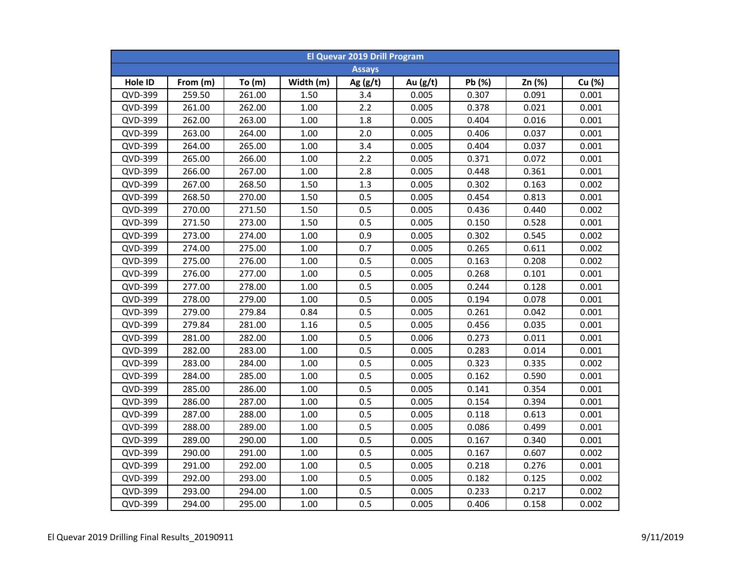| El Quevar 2019 Drill Program | | | | | | | | |
|---|---|---|---|---|---|---|---|---|
| Assays | | | | | | | | |
| Hole ID | From (m) | To (m) | Width (m) | Ag (g/t) | Au (g/t) | Pb (%) | Zn (%) | Cu (%) |
| QVD-399 | 259.50 | 261.00 | 1.50 | 3.4 | 0.005 | 0.307 | 0.091 | 0.001 |
| QVD-399 | 261.00 | 262.00 | 1.00 | 2.2 | 0.005 | 0.378 | 0.021 | 0.001 |
| QVD-399 | 262.00 | 263.00 | 1.00 | 1.8 | 0.005 | 0.404 | 0.016 | 0.001 |
| QVD-399 | 263.00 | 264.00 | 1.00 | 2.0 | 0.005 | 0.406 | 0.037 | 0.001 |
| QVD-399 | 264.00 | 265.00 | 1.00 | 3.4 | 0.005 | 0.404 | 0.037 | 0.001 |
| QVD-399 | 265.00 | 266.00 | 1.00 | 2.2 | 0.005 | 0.371 | 0.072 | 0.001 |
| QVD-399 | 266.00 | 267.00 | 1.00 | 2.8 | 0.005 | 0.448 | 0.361 | 0.001 |
| QVD-399 | 267.00 | 268.50 | 1.50 | 1.3 | 0.005 | 0.302 | 0.163 | 0.002 |
| QVD-399 | 268.50 | 270.00 | 1.50 | 0.5 | 0.005 | 0.454 | 0.813 | 0.001 |
| QVD-399 | 270.00 | 271.50 | 1.50 | 0.5 | 0.005 | 0.436 | 0.440 | 0.002 |
| QVD-399 | 271.50 | 273.00 | 1.50 | 0.5 | 0.005 | 0.150 | 0.528 | 0.001 |
| QVD-399 | 273.00 | 274.00 | 1.00 | 0.9 | 0.005 | 0.302 | 0.545 | 0.002 |
| QVD-399 | 274.00 | 275.00 | 1.00 | 0.7 | 0.005 | 0.265 | 0.611 | 0.002 |
| QVD-399 | 275.00 | 276.00 | 1.00 | 0.5 | 0.005 | 0.163 | 0.208 | 0.002 |
| QVD-399 | 276.00 | 277.00 | 1.00 | 0.5 | 0.005 | 0.268 | 0.101 | 0.001 |
| QVD-399 | 277.00 | 278.00 | 1.00 | 0.5 | 0.005 | 0.244 | 0.128 | 0.001 |
| QVD-399 | 278.00 | 279.00 | 1.00 | 0.5 | 0.005 | 0.194 | 0.078 | 0.001 |
| QVD-399 | 279.00 | 279.84 | 0.84 | 0.5 | 0.005 | 0.261 | 0.042 | 0.001 |
| QVD-399 | 279.84 | 281.00 | 1.16 | 0.5 | 0.005 | 0.456 | 0.035 | 0.001 |
| QVD-399 | 281.00 | 282.00 | 1.00 | 0.5 | 0.006 | 0.273 | 0.011 | 0.001 |
| QVD-399 | 282.00 | 283.00 | 1.00 | 0.5 | 0.005 | 0.283 | 0.014 | 0.001 |
| QVD-399 | 283.00 | 284.00 | 1.00 | 0.5 | 0.005 | 0.323 | 0.335 | 0.002 |
| QVD-399 | 284.00 | 285.00 | 1.00 | 0.5 | 0.005 | 0.162 | 0.590 | 0.001 |
| QVD-399 | 285.00 | 286.00 | 1.00 | 0.5 | 0.005 | 0.141 | 0.354 | 0.001 |
| QVD-399 | 286.00 | 287.00 | 1.00 | 0.5 | 0.005 | 0.154 | 0.394 | 0.001 |
| QVD-399 | 287.00 | 288.00 | 1.00 | 0.5 | 0.005 | 0.118 | 0.613 | 0.001 |
| QVD-399 | 288.00 | 289.00 | 1.00 | 0.5 | 0.005 | 0.086 | 0.499 | 0.001 |
| QVD-399 | 289.00 | 290.00 | 1.00 | 0.5 | 0.005 | 0.167 | 0.340 | 0.001 |
| QVD-399 | 290.00 | 291.00 | 1.00 | 0.5 | 0.005 | 0.167 | 0.607 | 0.002 |
| QVD-399 | 291.00 | 292.00 | 1.00 | 0.5 | 0.005 | 0.218 | 0.276 | 0.001 |
| QVD-399 | 292.00 | 293.00 | 1.00 | 0.5 | 0.005 | 0.182 | 0.125 | 0.002 |
| QVD-399 | 293.00 | 294.00 | 1.00 | 0.5 | 0.005 | 0.233 | 0.217 | 0.002 |
| QVD-399 | 294.00 | 295.00 | 1.00 | 0.5 | 0.005 | 0.406 | 0.158 | 0.002 |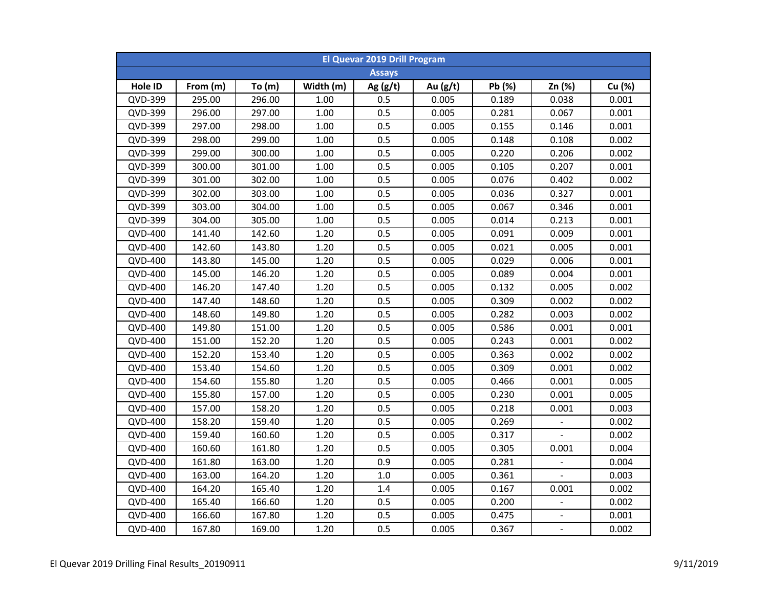| El Quevar 2019 Drill Program | | | | | | | | |
|---|---|---|---|---|---|---|---|---|
| Assays | | | | | | | | |
| Hole ID | From (m) | To (m) | Width (m) | Ag (g/t) | Au (g/t) | Pb (%) | Zn (%) | Cu (%) |
| QVD-399 | 295.00 | 296.00 | 1.00 | 0.5 | 0.005 | 0.189 | 0.038 | 0.001 |
| QVD-399 | 296.00 | 297.00 | 1.00 | 0.5 | 0.005 | 0.281 | 0.067 | 0.001 |
| QVD-399 | 297.00 | 298.00 | 1.00 | 0.5 | 0.005 | 0.155 | 0.146 | 0.001 |
| QVD-399 | 298.00 | 299.00 | 1.00 | 0.5 | 0.005 | 0.148 | 0.108 | 0.002 |
| QVD-399 | 299.00 | 300.00 | 1.00 | 0.5 | 0.005 | 0.220 | 0.206 | 0.002 |
| QVD-399 | 300.00 | 301.00 | 1.00 | 0.5 | 0.005 | 0.105 | 0.207 | 0.001 |
| QVD-399 | 301.00 | 302.00 | 1.00 | 0.5 | 0.005 | 0.076 | 0.402 | 0.002 |
| QVD-399 | 302.00 | 303.00 | 1.00 | 0.5 | 0.005 | 0.036 | 0.327 | 0.001 |
| QVD-399 | 303.00 | 304.00 | 1.00 | 0.5 | 0.005 | 0.067 | 0.346 | 0.001 |
| QVD-399 | 304.00 | 305.00 | 1.00 | 0.5 | 0.005 | 0.014 | 0.213 | 0.001 |
| QVD-400 | 141.40 | 142.60 | 1.20 | 0.5 | 0.005 | 0.091 | 0.009 | 0.001 |
| QVD-400 | 142.60 | 143.80 | 1.20 | 0.5 | 0.005 | 0.021 | 0.005 | 0.001 |
| QVD-400 | 143.80 | 145.00 | 1.20 | 0.5 | 0.005 | 0.029 | 0.006 | 0.001 |
| QVD-400 | 145.00 | 146.20 | 1.20 | 0.5 | 0.005 | 0.089 | 0.004 | 0.001 |
| QVD-400 | 146.20 | 147.40 | 1.20 | 0.5 | 0.005 | 0.132 | 0.005 | 0.002 |
| QVD-400 | 147.40 | 148.60 | 1.20 | 0.5 | 0.005 | 0.309 | 0.002 | 0.002 |
| QVD-400 | 148.60 | 149.80 | 1.20 | 0.5 | 0.005 | 0.282 | 0.003 | 0.002 |
| QVD-400 | 149.80 | 151.00 | 1.20 | 0.5 | 0.005 | 0.586 | 0.001 | 0.001 |
| QVD-400 | 151.00 | 152.20 | 1.20 | 0.5 | 0.005 | 0.243 | 0.001 | 0.002 |
| QVD-400 | 152.20 | 153.40 | 1.20 | 0.5 | 0.005 | 0.363 | 0.002 | 0.002 |
| QVD-400 | 153.40 | 154.60 | 1.20 | 0.5 | 0.005 | 0.309 | 0.001 | 0.002 |
| QVD-400 | 154.60 | 155.80 | 1.20 | 0.5 | 0.005 | 0.466 | 0.001 | 0.005 |
| QVD-400 | 155.80 | 157.00 | 1.20 | 0.5 | 0.005 | 0.230 | 0.001 | 0.005 |
| QVD-400 | 157.00 | 158.20 | 1.20 | 0.5 | 0.005 | 0.218 | 0.001 | 0.003 |
| QVD-400 | 158.20 | 159.40 | 1.20 | 0.5 | 0.005 | 0.269 | - | 0.002 |
| QVD-400 | 159.40 | 160.60 | 1.20 | 0.5 | 0.005 | 0.317 | - | 0.002 |
| QVD-400 | 160.60 | 161.80 | 1.20 | 0.5 | 0.005 | 0.305 | 0.001 | 0.004 |
| QVD-400 | 161.80 | 163.00 | 1.20 | 0.9 | 0.005 | 0.281 | - | 0.004 |
| QVD-400 | 163.00 | 164.20 | 1.20 | 1.0 | 0.005 | 0.361 | - | 0.003 |
| QVD-400 | 164.20 | 165.40 | 1.20 | 1.4 | 0.005 | 0.167 | 0.001 | 0.002 |
| QVD-400 | 165.40 | 166.60 | 1.20 | 0.5 | 0.005 | 0.200 | - | 0.002 |
| QVD-400 | 166.60 | 167.80 | 1.20 | 0.5 | 0.005 | 0.475 | - | 0.001 |
| QVD-400 | 167.80 | 169.00 | 1.20 | 0.5 | 0.005 | 0.367 | - | 0.002 |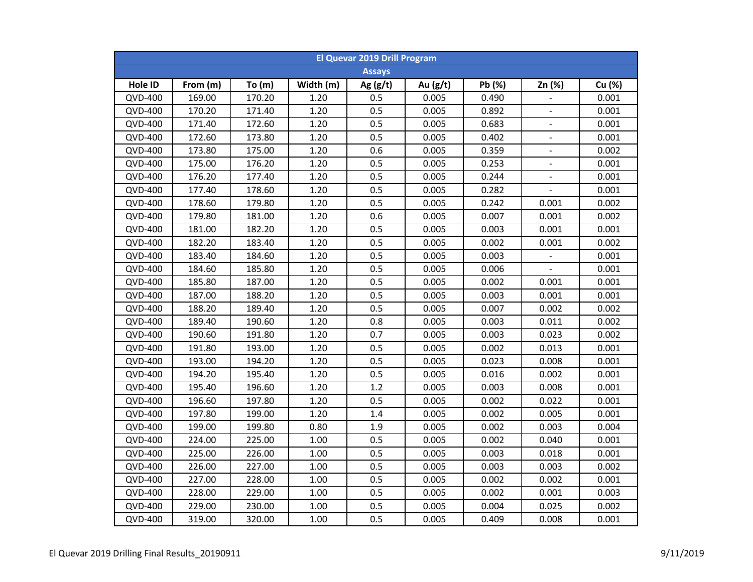| El Quevar 2019 Drill Program | | | | | | | | |
|---|---|---|---|---|---|---|---|---|
| Assays | | | | | | | | |
| Hole ID | From (m) | To (m) | Width (m) | Ag (g/t) | Au (g/t) | Pb (%) | Zn (%) | Cu (%) |
| QVD-400 | 169.00 | 170.20 | 1.20 | 0.5 | 0.005 | 0.490 | - | 0.001 |
| QVD-400 | 170.20 | 171.40 | 1.20 | 0.5 | 0.005 | 0.892 | - | 0.001 |
| QVD-400 | 171.40 | 172.60 | 1.20 | 0.5 | 0.005 | 0.683 | - | 0.001 |
| QVD-400 | 172.60 | 173.80 | 1.20 | 0.5 | 0.005 | 0.402 | - | 0.001 |
| QVD-400 | 173.80 | 175.00 | 1.20 | 0.6 | 0.005 | 0.359 | - | 0.002 |
| QVD-400 | 175.00 | 176.20 | 1.20 | 0.5 | 0.005 | 0.253 | - | 0.001 |
| QVD-400 | 176.20 | 177.40 | 1.20 | 0.5 | 0.005 | 0.244 | - | 0.001 |
| QVD-400 | 177.40 | 178.60 | 1.20 | 0.5 | 0.005 | 0.282 | - | 0.001 |
| QVD-400 | 178.60 | 179.80 | 1.20 | 0.5 | 0.005 | 0.242 | 0.001 | 0.002 |
| QVD-400 | 179.80 | 181.00 | 1.20 | 0.6 | 0.005 | 0.007 | 0.001 | 0.002 |
| QVD-400 | 181.00 | 182.20 | 1.20 | 0.5 | 0.005 | 0.003 | 0.001 | 0.001 |
| QVD-400 | 182.20 | 183.40 | 1.20 | 0.5 | 0.005 | 0.002 | 0.001 | 0.002 |
| QVD-400 | 183.40 | 184.60 | 1.20 | 0.5 | 0.005 | 0.003 | - | 0.001 |
| QVD-400 | 184.60 | 185.80 | 1.20 | 0.5 | 0.005 | 0.006 | - | 0.001 |
| QVD-400 | 185.80 | 187.00 | 1.20 | 0.5 | 0.005 | 0.002 | 0.001 | 0.001 |
| QVD-400 | 187.00 | 188.20 | 1.20 | 0.5 | 0.005 | 0.003 | 0.001 | 0.001 |
| QVD-400 | 188.20 | 189.40 | 1.20 | 0.5 | 0.005 | 0.007 | 0.002 | 0.002 |
| QVD-400 | 189.40 | 190.60 | 1.20 | 0.8 | 0.005 | 0.003 | 0.011 | 0.002 |
| QVD-400 | 190.60 | 191.80 | 1.20 | 0.7 | 0.005 | 0.003 | 0.023 | 0.002 |
| QVD-400 | 191.80 | 193.00 | 1.20 | 0.5 | 0.005 | 0.002 | 0.013 | 0.001 |
| QVD-400 | 193.00 | 194.20 | 1.20 | 0.5 | 0.005 | 0.023 | 0.008 | 0.001 |
| QVD-400 | 194.20 | 195.40 | 1.20 | 0.5 | 0.005 | 0.016 | 0.002 | 0.001 |
| QVD-400 | 195.40 | 196.60 | 1.20 | 1.2 | 0.005 | 0.003 | 0.008 | 0.001 |
| QVD-400 | 196.60 | 197.80 | 1.20 | 0.5 | 0.005 | 0.002 | 0.022 | 0.001 |
| QVD-400 | 197.80 | 199.00 | 1.20 | 1.4 | 0.005 | 0.002 | 0.005 | 0.001 |
| QVD-400 | 199.00 | 199.80 | 0.80 | 1.9 | 0.005 | 0.002 | 0.003 | 0.004 |
| QVD-400 | 224.00 | 225.00 | 1.00 | 0.5 | 0.005 | 0.002 | 0.040 | 0.001 |
| QVD-400 | 225.00 | 226.00 | 1.00 | 0.5 | 0.005 | 0.003 | 0.018 | 0.001 |
| QVD-400 | 226.00 | 227.00 | 1.00 | 0.5 | 0.005 | 0.003 | 0.003 | 0.002 |
| QVD-400 | 227.00 | 228.00 | 1.00 | 0.5 | 0.005 | 0.002 | 0.002 | 0.001 |
| QVD-400 | 228.00 | 229.00 | 1.00 | 0.5 | 0.005 | 0.002 | 0.001 | 0.003 |
| QVD-400 | 229.00 | 230.00 | 1.00 | 0.5 | 0.005 | 0.004 | 0.025 | 0.002 |
| QVD-400 | 319.00 | 320.00 | 1.00 | 0.5 | 0.005 | 0.409 | 0.008 | 0.001 |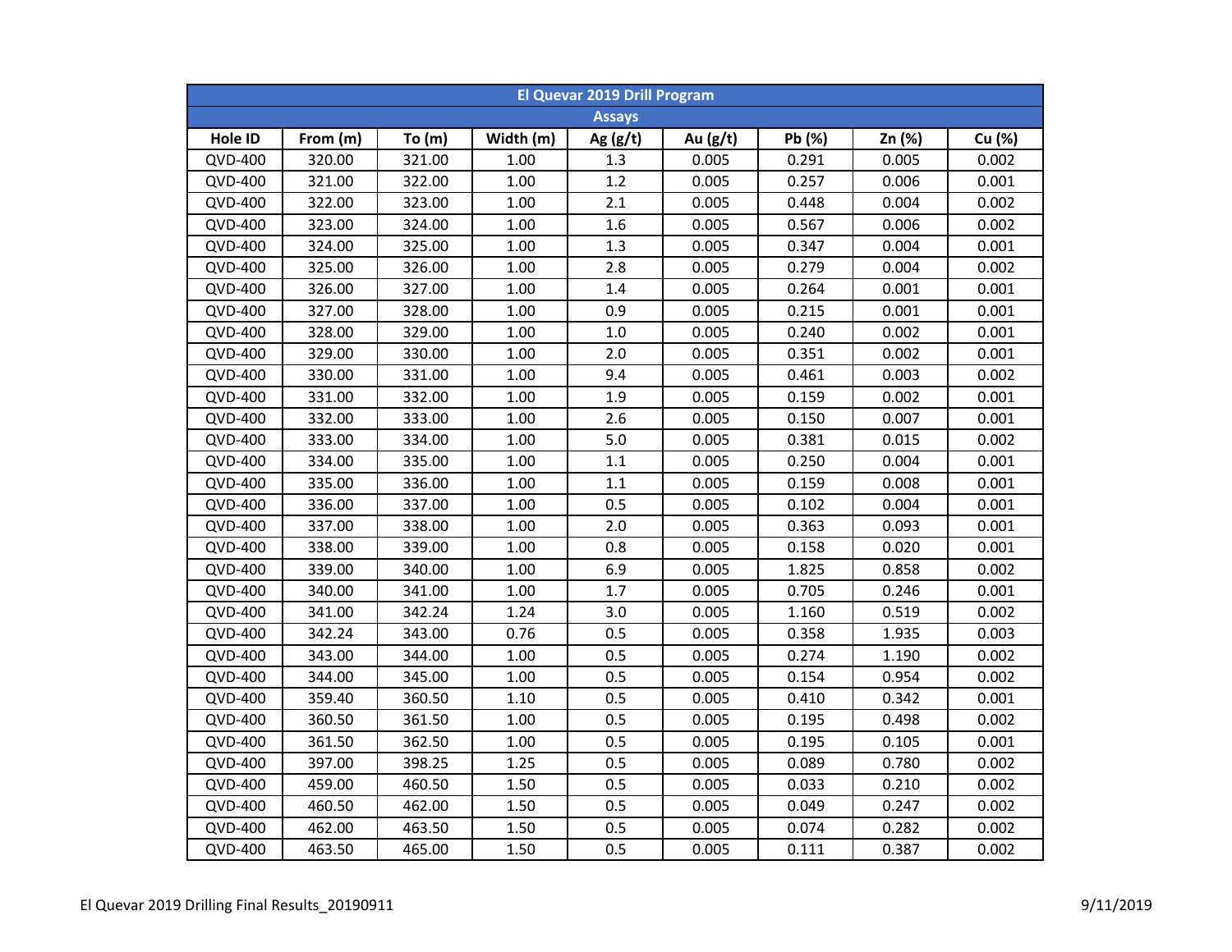| El Quevar 2019 Drill Program | | | | | | | | |
|---|---|---|---|---|---|---|---|---|
| Assays | | | | | | | | |
| Hole ID | From (m) | To (m) | Width (m) | Ag (g/t) | Au (g/t) | Pb (%) | Zn (%) | Cu (%) |
| QVD-400 | 320.00 | 321.00 | 1.00 | 1.3 | 0.005 | 0.291 | 0.005 | 0.002 |
| QVD-400 | 321.00 | 322.00 | 1.00 | 1.2 | 0.005 | 0.257 | 0.006 | 0.001 |
| QVD-400 | 322.00 | 323.00 | 1.00 | 2.1 | 0.005 | 0.448 | 0.004 | 0.002 |
| QVD-400 | 323.00 | 324.00 | 1.00 | 1.6 | 0.005 | 0.567 | 0.006 | 0.002 |
| QVD-400 | 324.00 | 325.00 | 1.00 | 1.3 | 0.005 | 0.347 | 0.004 | 0.001 |
| QVD-400 | 325.00 | 326.00 | 1.00 | 2.8 | 0.005 | 0.279 | 0.004 | 0.002 |
| QVD-400 | 326.00 | 327.00 | 1.00 | 1.4 | 0.005 | 0.264 | 0.001 | 0.001 |
| QVD-400 | 327.00 | 328.00 | 1.00 | 0.9 | 0.005 | 0.215 | 0.001 | 0.001 |
| QVD-400 | 328.00 | 329.00 | 1.00 | 1.0 | 0.005 | 0.240 | 0.002 | 0.001 |
| QVD-400 | 329.00 | 330.00 | 1.00 | 2.0 | 0.005 | 0.351 | 0.002 | 0.001 |
| QVD-400 | 330.00 | 331.00 | 1.00 | 9.4 | 0.005 | 0.461 | 0.003 | 0.002 |
| QVD-400 | 331.00 | 332.00 | 1.00 | 1.9 | 0.005 | 0.159 | 0.002 | 0.001 |
| QVD-400 | 332.00 | 333.00 | 1.00 | 2.6 | 0.005 | 0.150 | 0.007 | 0.001 |
| QVD-400 | 333.00 | 334.00 | 1.00 | 5.0 | 0.005 | 0.381 | 0.015 | 0.002 |
| QVD-400 | 334.00 | 335.00 | 1.00 | 1.1 | 0.005 | 0.250 | 0.004 | 0.001 |
| QVD-400 | 335.00 | 336.00 | 1.00 | 1.1 | 0.005 | 0.159 | 0.008 | 0.001 |
| QVD-400 | 336.00 | 337.00 | 1.00 | 0.5 | 0.005 | 0.102 | 0.004 | 0.001 |
| QVD-400 | 337.00 | 338.00 | 1.00 | 2.0 | 0.005 | 0.363 | 0.093 | 0.001 |
| QVD-400 | 338.00 | 339.00 | 1.00 | 0.8 | 0.005 | 0.158 | 0.020 | 0.001 |
| QVD-400 | 339.00 | 340.00 | 1.00 | 6.9 | 0.005 | 1.825 | 0.858 | 0.002 |
| QVD-400 | 340.00 | 341.00 | 1.00 | 1.7 | 0.005 | 0.705 | 0.246 | 0.001 |
| QVD-400 | 341.00 | 342.24 | 1.24 | 3.0 | 0.005 | 1.160 | 0.519 | 0.002 |
| QVD-400 | 342.24 | 343.00 | 0.76 | 0.5 | 0.005 | 0.358 | 1.935 | 0.003 |
| QVD-400 | 343.00 | 344.00 | 1.00 | 0.5 | 0.005 | 0.274 | 1.190 | 0.002 |
| QVD-400 | 344.00 | 345.00 | 1.00 | 0.5 | 0.005 | 0.154 | 0.954 | 0.002 |
| QVD-400 | 359.40 | 360.50 | 1.10 | 0.5 | 0.005 | 0.410 | 0.342 | 0.001 |
| QVD-400 | 360.50 | 361.50 | 1.00 | 0.5 | 0.005 | 0.195 | 0.498 | 0.002 |
| QVD-400 | 361.50 | 362.50 | 1.00 | 0.5 | 0.005 | 0.195 | 0.105 | 0.001 |
| QVD-400 | 397.00 | 398.25 | 1.25 | 0.5 | 0.005 | 0.089 | 0.780 | 0.002 |
| QVD-400 | 459.00 | 460.50 | 1.50 | 0.5 | 0.005 | 0.033 | 0.210 | 0.002 |
| QVD-400 | 460.50 | 462.00 | 1.50 | 0.5 | 0.005 | 0.049 | 0.247 | 0.002 |
| QVD-400 | 462.00 | 463.50 | 1.50 | 0.5 | 0.005 | 0.074 | 0.282 | 0.002 |
| QVD-400 | 463.50 | 465.00 | 1.50 | 0.5 | 0.005 | 0.111 | 0.387 | 0.002 |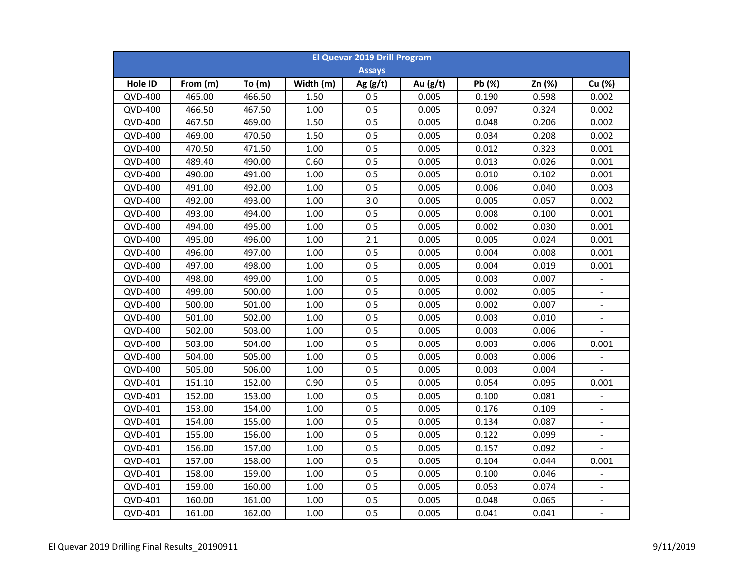| El Quevar 2019 Drill Program | | | | | | | | |
|---|---|---|---|---|---|---|---|---|
| Assays | | | | | | | | |
| Hole ID | From (m) | To (m) | Width (m) | Ag (g/t) | Au (g/t) | Pb (%) | Zn (%) | Cu (%) |
| QVD-400 | 465.00 | 466.50 | 1.50 | 0.5 | 0.005 | 0.190 | 0.598 | 0.002 |
| QVD-400 | 466.50 | 467.50 | 1.00 | 0.5 | 0.005 | 0.097 | 0.324 | 0.002 |
| QVD-400 | 467.50 | 469.00 | 1.50 | 0.5 | 0.005 | 0.048 | 0.206 | 0.002 |
| QVD-400 | 469.00 | 470.50 | 1.50 | 0.5 | 0.005 | 0.034 | 0.208 | 0.002 |
| QVD-400 | 470.50 | 471.50 | 1.00 | 0.5 | 0.005 | 0.012 | 0.323 | 0.001 |
| QVD-400 | 489.40 | 490.00 | 0.60 | 0.5 | 0.005 | 0.013 | 0.026 | 0.001 |
| QVD-400 | 490.00 | 491.00 | 1.00 | 0.5 | 0.005 | 0.010 | 0.102 | 0.001 |
| QVD-400 | 491.00 | 492.00 | 1.00 | 0.5 | 0.005 | 0.006 | 0.040 | 0.003 |
| QVD-400 | 492.00 | 493.00 | 1.00 | 3.0 | 0.005 | 0.005 | 0.057 | 0.002 |
| QVD-400 | 493.00 | 494.00 | 1.00 | 0.5 | 0.005 | 0.008 | 0.100 | 0.001 |
| QVD-400 | 494.00 | 495.00 | 1.00 | 0.5 | 0.005 | 0.002 | 0.030 | 0.001 |
| QVD-400 | 495.00 | 496.00 | 1.00 | 2.1 | 0.005 | 0.005 | 0.024 | 0.001 |
| QVD-400 | 496.00 | 497.00 | 1.00 | 0.5 | 0.005 | 0.004 | 0.008 | 0.001 |
| QVD-400 | 497.00 | 498.00 | 1.00 | 0.5 | 0.005 | 0.004 | 0.019 | 0.001 |
| QVD-400 | 498.00 | 499.00 | 1.00 | 0.5 | 0.005 | 0.003 | 0.007 | - |
| QVD-400 | 499.00 | 500.00 | 1.00 | 0.5 | 0.005 | 0.002 | 0.005 | - |
| QVD-400 | 500.00 | 501.00 | 1.00 | 0.5 | 0.005 | 0.002 | 0.007 | - |
| QVD-400 | 501.00 | 502.00 | 1.00 | 0.5 | 0.005 | 0.003 | 0.010 | - |
| QVD-400 | 502.00 | 503.00 | 1.00 | 0.5 | 0.005 | 0.003 | 0.006 | - |
| QVD-400 | 503.00 | 504.00 | 1.00 | 0.5 | 0.005 | 0.003 | 0.006 | 0.001 |
| QVD-400 | 504.00 | 505.00 | 1.00 | 0.5 | 0.005 | 0.003 | 0.006 | - |
| QVD-400 | 505.00 | 506.00 | 1.00 | 0.5 | 0.005 | 0.003 | 0.004 | - |
| QVD-401 | 151.10 | 152.00 | 0.90 | 0.5 | 0.005 | 0.054 | 0.095 | 0.001 |
| QVD-401 | 152.00 | 153.00 | 1.00 | 0.5 | 0.005 | 0.100 | 0.081 | - |
| QVD-401 | 153.00 | 154.00 | 1.00 | 0.5 | 0.005 | 0.176 | 0.109 | - |
| QVD-401 | 154.00 | 155.00 | 1.00 | 0.5 | 0.005 | 0.134 | 0.087 | - |
| QVD-401 | 155.00 | 156.00 | 1.00 | 0.5 | 0.005 | 0.122 | 0.099 | - |
| QVD-401 | 156.00 | 157.00 | 1.00 | 0.5 | 0.005 | 0.157 | 0.092 | - |
| QVD-401 | 157.00 | 158.00 | 1.00 | 0.5 | 0.005 | 0.104 | 0.044 | 0.001 |
| QVD-401 | 158.00 | 159.00 | 1.00 | 0.5 | 0.005 | 0.100 | 0.046 | - |
| QVD-401 | 159.00 | 160.00 | 1.00 | 0.5 | 0.005 | 0.053 | 0.074 | - |
| QVD-401 | 160.00 | 161.00 | 1.00 | 0.5 | 0.005 | 0.048 | 0.065 | - |
| QVD-401 | 161.00 | 162.00 | 1.00 | 0.5 | 0.005 | 0.041 | 0.041 | - |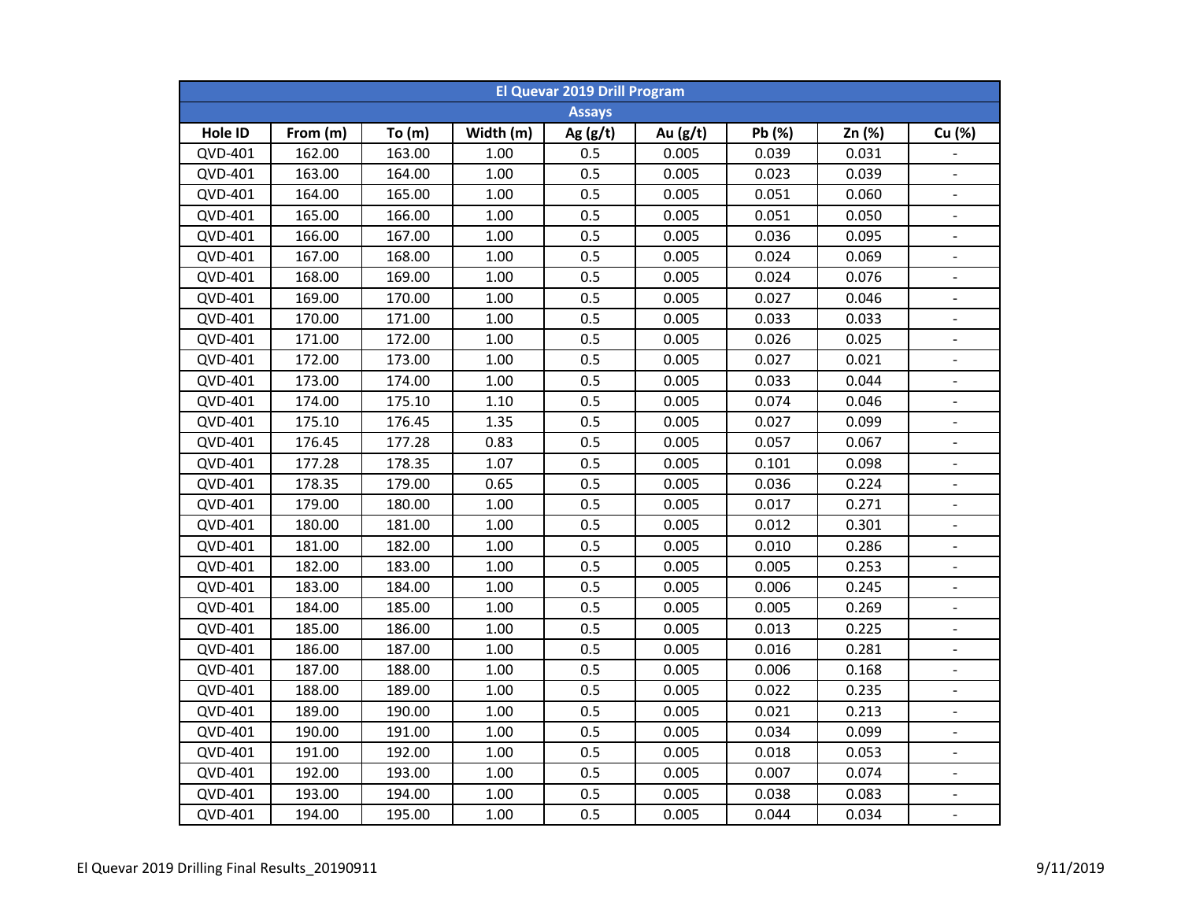| El Quevar 2019 Drill Program | | | | | | | | |
|---|---|---|---|---|---|---|---|---|
| Assays | | | | | | | | |
| Hole ID | From (m) | To (m) | Width (m) | Ag (g/t) | Au (g/t) | Pb (%) | Zn (%) | Cu (%) |
| QVD-401 | 162.00 | 163.00 | 1.00 | 0.5 | 0.005 | 0.039 | 0.031 | - |
| QVD-401 | 163.00 | 164.00 | 1.00 | 0.5 | 0.005 | 0.023 | 0.039 | - |
| QVD-401 | 164.00 | 165.00 | 1.00 | 0.5 | 0.005 | 0.051 | 0.060 | - |
| QVD-401 | 165.00 | 166.00 | 1.00 | 0.5 | 0.005 | 0.051 | 0.050 | - |
| QVD-401 | 166.00 | 167.00 | 1.00 | 0.5 | 0.005 | 0.036 | 0.095 | - |
| QVD-401 | 167.00 | 168.00 | 1.00 | 0.5 | 0.005 | 0.024 | 0.069 | - |
| QVD-401 | 168.00 | 169.00 | 1.00 | 0.5 | 0.005 | 0.024 | 0.076 | - |
| QVD-401 | 169.00 | 170.00 | 1.00 | 0.5 | 0.005 | 0.027 | 0.046 | - |
| QVD-401 | 170.00 | 171.00 | 1.00 | 0.5 | 0.005 | 0.033 | 0.033 | - |
| QVD-401 | 171.00 | 172.00 | 1.00 | 0.5 | 0.005 | 0.026 | 0.025 | - |
| QVD-401 | 172.00 | 173.00 | 1.00 | 0.5 | 0.005 | 0.027 | 0.021 | - |
| QVD-401 | 173.00 | 174.00 | 1.00 | 0.5 | 0.005 | 0.033 | 0.044 | - |
| QVD-401 | 174.00 | 175.10 | 1.10 | 0.5 | 0.005 | 0.074 | 0.046 | - |
| QVD-401 | 175.10 | 176.45 | 1.35 | 0.5 | 0.005 | 0.027 | 0.099 | - |
| QVD-401 | 176.45 | 177.28 | 0.83 | 0.5 | 0.005 | 0.057 | 0.067 | - |
| QVD-401 | 177.28 | 178.35 | 1.07 | 0.5 | 0.005 | 0.101 | 0.098 | - |
| QVD-401 | 178.35 | 179.00 | 0.65 | 0.5 | 0.005 | 0.036 | 0.224 | - |
| QVD-401 | 179.00 | 180.00 | 1.00 | 0.5 | 0.005 | 0.017 | 0.271 | - |
| QVD-401 | 180.00 | 181.00 | 1.00 | 0.5 | 0.005 | 0.012 | 0.301 | - |
| QVD-401 | 181.00 | 182.00 | 1.00 | 0.5 | 0.005 | 0.010 | 0.286 | - |
| QVD-401 | 182.00 | 183.00 | 1.00 | 0.5 | 0.005 | 0.005 | 0.253 | - |
| QVD-401 | 183.00 | 184.00 | 1.00 | 0.5 | 0.005 | 0.006 | 0.245 | - |
| QVD-401 | 184.00 | 185.00 | 1.00 | 0.5 | 0.005 | 0.005 | 0.269 | - |
| QVD-401 | 185.00 | 186.00 | 1.00 | 0.5 | 0.005 | 0.013 | 0.225 | - |
| QVD-401 | 186.00 | 187.00 | 1.00 | 0.5 | 0.005 | 0.016 | 0.281 | - |
| QVD-401 | 187.00 | 188.00 | 1.00 | 0.5 | 0.005 | 0.006 | 0.168 | - |
| QVD-401 | 188.00 | 189.00 | 1.00 | 0.5 | 0.005 | 0.022 | 0.235 | - |
| QVD-401 | 189.00 | 190.00 | 1.00 | 0.5 | 0.005 | 0.021 | 0.213 | - |
| QVD-401 | 190.00 | 191.00 | 1.00 | 0.5 | 0.005 | 0.034 | 0.099 | - |
| QVD-401 | 191.00 | 192.00 | 1.00 | 0.5 | 0.005 | 0.018 | 0.053 | - |
| QVD-401 | 192.00 | 193.00 | 1.00 | 0.5 | 0.005 | 0.007 | 0.074 | - |
| QVD-401 | 193.00 | 194.00 | 1.00 | 0.5 | 0.005 | 0.038 | 0.083 | - |
| QVD-401 | 194.00 | 195.00 | 1.00 | 0.5 | 0.005 | 0.044 | 0.034 | - |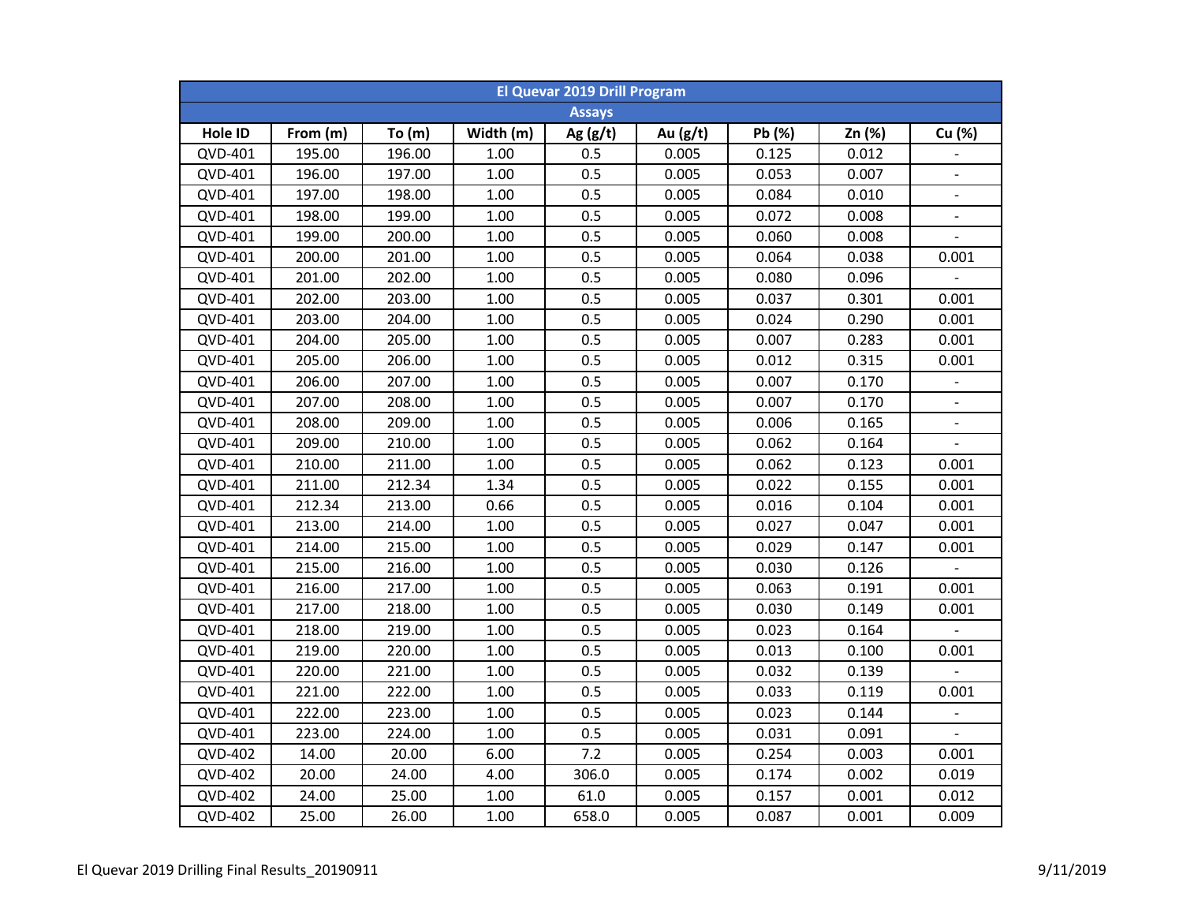| El Quevar 2019 Drill Program | | | | | | | | |
|---|---|---|---|---|---|---|---|---|
| Assays | | | | | | | | |
| Hole ID | From (m) | To (m) | Width (m) | Ag (g/t) | Au (g/t) | Pb (%) | Zn (%) | Cu (%) |
| QVD-401 | 195.00 | 196.00 | 1.00 | 0.5 | 0.005 | 0.125 | 0.012 | - |
| QVD-401 | 196.00 | 197.00 | 1.00 | 0.5 | 0.005 | 0.053 | 0.007 | - |
| QVD-401 | 197.00 | 198.00 | 1.00 | 0.5 | 0.005 | 0.084 | 0.010 | - |
| QVD-401 | 198.00 | 199.00 | 1.00 | 0.5 | 0.005 | 0.072 | 0.008 | - |
| QVD-401 | 199.00 | 200.00 | 1.00 | 0.5 | 0.005 | 0.060 | 0.008 | - |
| QVD-401 | 200.00 | 201.00 | 1.00 | 0.5 | 0.005 | 0.064 | 0.038 | 0.001 |
| QVD-401 | 201.00 | 202.00 | 1.00 | 0.5 | 0.005 | 0.080 | 0.096 | - |
| QVD-401 | 202.00 | 203.00 | 1.00 | 0.5 | 0.005 | 0.037 | 0.301 | 0.001 |
| QVD-401 | 203.00 | 204.00 | 1.00 | 0.5 | 0.005 | 0.024 | 0.290 | 0.001 |
| QVD-401 | 204.00 | 205.00 | 1.00 | 0.5 | 0.005 | 0.007 | 0.283 | 0.001 |
| QVD-401 | 205.00 | 206.00 | 1.00 | 0.5 | 0.005 | 0.012 | 0.315 | 0.001 |
| QVD-401 | 206.00 | 207.00 | 1.00 | 0.5 | 0.005 | 0.007 | 0.170 | - |
| QVD-401 | 207.00 | 208.00 | 1.00 | 0.5 | 0.005 | 0.007 | 0.170 | - |
| QVD-401 | 208.00 | 209.00 | 1.00 | 0.5 | 0.005 | 0.006 | 0.165 | - |
| QVD-401 | 209.00 | 210.00 | 1.00 | 0.5 | 0.005 | 0.062 | 0.164 | - |
| QVD-401 | 210.00 | 211.00 | 1.00 | 0.5 | 0.005 | 0.062 | 0.123 | 0.001 |
| QVD-401 | 211.00 | 212.34 | 1.34 | 0.5 | 0.005 | 0.022 | 0.155 | 0.001 |
| QVD-401 | 212.34 | 213.00 | 0.66 | 0.5 | 0.005 | 0.016 | 0.104 | 0.001 |
| QVD-401 | 213.00 | 214.00 | 1.00 | 0.5 | 0.005 | 0.027 | 0.047 | 0.001 |
| QVD-401 | 214.00 | 215.00 | 1.00 | 0.5 | 0.005 | 0.029 | 0.147 | 0.001 |
| QVD-401 | 215.00 | 216.00 | 1.00 | 0.5 | 0.005 | 0.030 | 0.126 | - |
| QVD-401 | 216.00 | 217.00 | 1.00 | 0.5 | 0.005 | 0.063 | 0.191 | 0.001 |
| QVD-401 | 217.00 | 218.00 | 1.00 | 0.5 | 0.005 | 0.030 | 0.149 | 0.001 |
| QVD-401 | 218.00 | 219.00 | 1.00 | 0.5 | 0.005 | 0.023 | 0.164 | - |
| QVD-401 | 219.00 | 220.00 | 1.00 | 0.5 | 0.005 | 0.013 | 0.100 | 0.001 |
| QVD-401 | 220.00 | 221.00 | 1.00 | 0.5 | 0.005 | 0.032 | 0.139 | - |
| QVD-401 | 221.00 | 222.00 | 1.00 | 0.5 | 0.005 | 0.033 | 0.119 | 0.001 |
| QVD-401 | 222.00 | 223.00 | 1.00 | 0.5 | 0.005 | 0.023 | 0.144 | - |
| QVD-401 | 223.00 | 224.00 | 1.00 | 0.5 | 0.005 | 0.031 | 0.091 | - |
| QVD-402 | 14.00 | 20.00 | 6.00 | 7.2 | 0.005 | 0.254 | 0.003 | 0.001 |
| QVD-402 | 20.00 | 24.00 | 4.00 | 306.0 | 0.005 | 0.174 | 0.002 | 0.019 |
| QVD-402 | 24.00 | 25.00 | 1.00 | 61.0 | 0.005 | 0.157 | 0.001 | 0.012 |
| QVD-402 | 25.00 | 26.00 | 1.00 | 658.0 | 0.005 | 0.087 | 0.001 | 0.009 |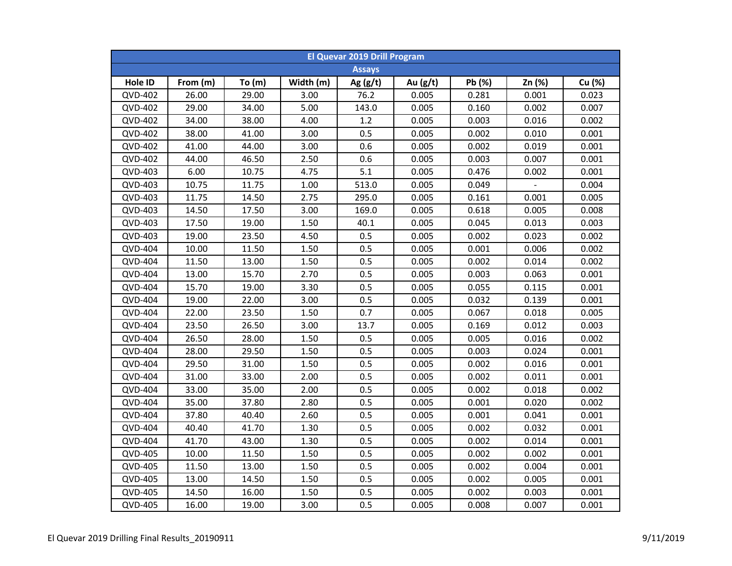| El Quevar 2019 Drill Program | | | | | | | | |
|---|---|---|---|---|---|---|---|---|
| Assays | | | | | | | | |
| Hole ID | From (m) | To (m) | Width (m) | Ag (g/t) | Au (g/t) | Pb (%) | Zn (%) | Cu (%) |
| QVD-402 | 26.00 | 29.00 | 3.00 | 76.2 | 0.005 | 0.281 | 0.001 | 0.023 |
| QVD-402 | 29.00 | 34.00 | 5.00 | 143.0 | 0.005 | 0.160 | 0.002 | 0.007 |
| QVD-402 | 34.00 | 38.00 | 4.00 | 1.2 | 0.005 | 0.003 | 0.016 | 0.002 |
| QVD-402 | 38.00 | 41.00 | 3.00 | 0.5 | 0.005 | 0.002 | 0.010 | 0.001 |
| QVD-402 | 41.00 | 44.00 | 3.00 | 0.6 | 0.005 | 0.002 | 0.019 | 0.001 |
| QVD-402 | 44.00 | 46.50 | 2.50 | 0.6 | 0.005 | 0.003 | 0.007 | 0.001 |
| QVD-403 | 6.00 | 10.75 | 4.75 | 5.1 | 0.005 | 0.476 | 0.002 | 0.001 |
| QVD-403 | 10.75 | 11.75 | 1.00 | 513.0 | 0.005 | 0.049 | - | 0.004 |
| QVD-403 | 11.75 | 14.50 | 2.75 | 295.0 | 0.005 | 0.161 | 0.001 | 0.005 |
| QVD-403 | 14.50 | 17.50 | 3.00 | 169.0 | 0.005 | 0.618 | 0.005 | 0.008 |
| QVD-403 | 17.50 | 19.00 | 1.50 | 40.1 | 0.005 | 0.045 | 0.013 | 0.003 |
| QVD-403 | 19.00 | 23.50 | 4.50 | 0.5 | 0.005 | 0.002 | 0.023 | 0.002 |
| QVD-404 | 10.00 | 11.50 | 1.50 | 0.5 | 0.005 | 0.001 | 0.006 | 0.002 |
| QVD-404 | 11.50 | 13.00 | 1.50 | 0.5 | 0.005 | 0.002 | 0.014 | 0.002 |
| QVD-404 | 13.00 | 15.70 | 2.70 | 0.5 | 0.005 | 0.003 | 0.063 | 0.001 |
| QVD-404 | 15.70 | 19.00 | 3.30 | 0.5 | 0.005 | 0.055 | 0.115 | 0.001 |
| QVD-404 | 19.00 | 22.00 | 3.00 | 0.5 | 0.005 | 0.032 | 0.139 | 0.001 |
| QVD-404 | 22.00 | 23.50 | 1.50 | 0.7 | 0.005 | 0.067 | 0.018 | 0.005 |
| QVD-404 | 23.50 | 26.50 | 3.00 | 13.7 | 0.005 | 0.169 | 0.012 | 0.003 |
| QVD-404 | 26.50 | 28.00 | 1.50 | 0.5 | 0.005 | 0.005 | 0.016 | 0.002 |
| QVD-404 | 28.00 | 29.50 | 1.50 | 0.5 | 0.005 | 0.003 | 0.024 | 0.001 |
| QVD-404 | 29.50 | 31.00 | 1.50 | 0.5 | 0.005 | 0.002 | 0.016 | 0.001 |
| QVD-404 | 31.00 | 33.00 | 2.00 | 0.5 | 0.005 | 0.002 | 0.011 | 0.001 |
| QVD-404 | 33.00 | 35.00 | 2.00 | 0.5 | 0.005 | 0.002 | 0.018 | 0.002 |
| QVD-404 | 35.00 | 37.80 | 2.80 | 0.5 | 0.005 | 0.001 | 0.020 | 0.002 |
| QVD-404 | 37.80 | 40.40 | 2.60 | 0.5 | 0.005 | 0.001 | 0.041 | 0.001 |
| QVD-404 | 40.40 | 41.70 | 1.30 | 0.5 | 0.005 | 0.002 | 0.032 | 0.001 |
| QVD-404 | 41.70 | 43.00 | 1.30 | 0.5 | 0.005 | 0.002 | 0.014 | 0.001 |
| QVD-405 | 10.00 | 11.50 | 1.50 | 0.5 | 0.005 | 0.002 | 0.002 | 0.001 |
| QVD-405 | 11.50 | 13.00 | 1.50 | 0.5 | 0.005 | 0.002 | 0.004 | 0.001 |
| QVD-405 | 13.00 | 14.50 | 1.50 | 0.5 | 0.005 | 0.002 | 0.005 | 0.001 |
| QVD-405 | 14.50 | 16.00 | 1.50 | 0.5 | 0.005 | 0.002 | 0.003 | 0.001 |
| QVD-405 | 16.00 | 19.00 | 3.00 | 0.5 | 0.005 | 0.008 | 0.007 | 0.001 |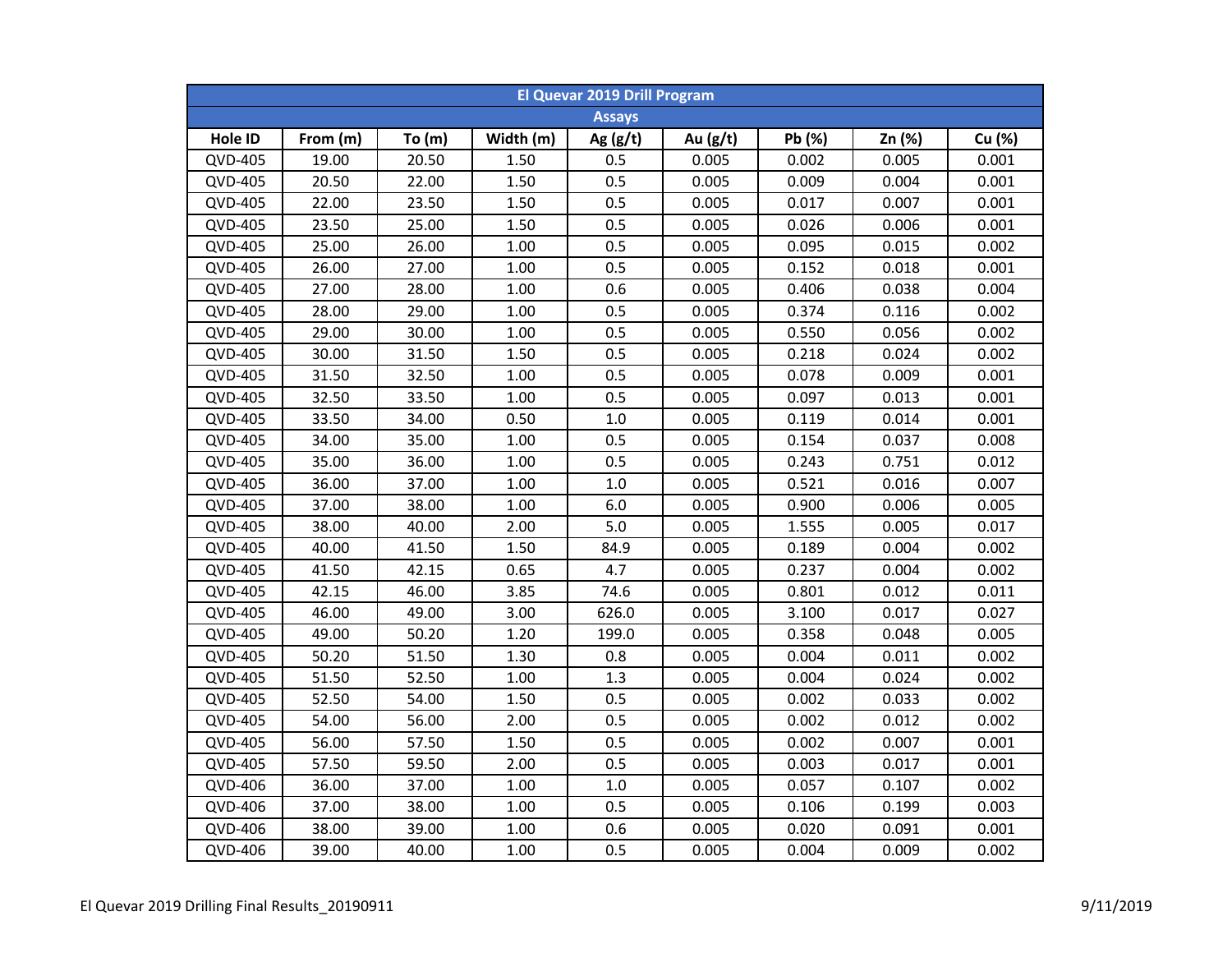| El Quevar 2019 Drill Program | | | | | | | | |
|---|---|---|---|---|---|---|---|---|
| Assays | | | | | | | | |
| Hole ID | From (m) | To (m) | Width (m) | Ag (g/t) | Au (g/t) | Pb (%) | Zn (%) | Cu (%) |
| QVD-405 | 19.00 | 20.50 | 1.50 | 0.5 | 0.005 | 0.002 | 0.005 | 0.001 |
| QVD-405 | 20.50 | 22.00 | 1.50 | 0.5 | 0.005 | 0.009 | 0.004 | 0.001 |
| QVD-405 | 22.00 | 23.50 | 1.50 | 0.5 | 0.005 | 0.017 | 0.007 | 0.001 |
| QVD-405 | 23.50 | 25.00 | 1.50 | 0.5 | 0.005 | 0.026 | 0.006 | 0.001 |
| QVD-405 | 25.00 | 26.00 | 1.00 | 0.5 | 0.005 | 0.095 | 0.015 | 0.002 |
| QVD-405 | 26.00 | 27.00 | 1.00 | 0.5 | 0.005 | 0.152 | 0.018 | 0.001 |
| QVD-405 | 27.00 | 28.00 | 1.00 | 0.6 | 0.005 | 0.406 | 0.038 | 0.004 |
| QVD-405 | 28.00 | 29.00 | 1.00 | 0.5 | 0.005 | 0.374 | 0.116 | 0.002 |
| QVD-405 | 29.00 | 30.00 | 1.00 | 0.5 | 0.005 | 0.550 | 0.056 | 0.002 |
| QVD-405 | 30.00 | 31.50 | 1.50 | 0.5 | 0.005 | 0.218 | 0.024 | 0.002 |
| QVD-405 | 31.50 | 32.50 | 1.00 | 0.5 | 0.005 | 0.078 | 0.009 | 0.001 |
| QVD-405 | 32.50 | 33.50 | 1.00 | 0.5 | 0.005 | 0.097 | 0.013 | 0.001 |
| QVD-405 | 33.50 | 34.00 | 0.50 | 1.0 | 0.005 | 0.119 | 0.014 | 0.001 |
| QVD-405 | 34.00 | 35.00 | 1.00 | 0.5 | 0.005 | 0.154 | 0.037 | 0.008 |
| QVD-405 | 35.00 | 36.00 | 1.00 | 0.5 | 0.005 | 0.243 | 0.751 | 0.012 |
| QVD-405 | 36.00 | 37.00 | 1.00 | 1.0 | 0.005 | 0.521 | 0.016 | 0.007 |
| QVD-405 | 37.00 | 38.00 | 1.00 | 6.0 | 0.005 | 0.900 | 0.006 | 0.005 |
| QVD-405 | 38.00 | 40.00 | 2.00 | 5.0 | 0.005 | 1.555 | 0.005 | 0.017 |
| QVD-405 | 40.00 | 41.50 | 1.50 | 84.9 | 0.005 | 0.189 | 0.004 | 0.002 |
| QVD-405 | 41.50 | 42.15 | 0.65 | 4.7 | 0.005 | 0.237 | 0.004 | 0.002 |
| QVD-405 | 42.15 | 46.00 | 3.85 | 74.6 | 0.005 | 0.801 | 0.012 | 0.011 |
| QVD-405 | 46.00 | 49.00 | 3.00 | 626.0 | 0.005 | 3.100 | 0.017 | 0.027 |
| QVD-405 | 49.00 | 50.20 | 1.20 | 199.0 | 0.005 | 0.358 | 0.048 | 0.005 |
| QVD-405 | 50.20 | 51.50 | 1.30 | 0.8 | 0.005 | 0.004 | 0.011 | 0.002 |
| QVD-405 | 51.50 | 52.50 | 1.00 | 1.3 | 0.005 | 0.004 | 0.024 | 0.002 |
| QVD-405 | 52.50 | 54.00 | 1.50 | 0.5 | 0.005 | 0.002 | 0.033 | 0.002 |
| QVD-405 | 54.00 | 56.00 | 2.00 | 0.5 | 0.005 | 0.002 | 0.012 | 0.002 |
| QVD-405 | 56.00 | 57.50 | 1.50 | 0.5 | 0.005 | 0.002 | 0.007 | 0.001 |
| QVD-405 | 57.50 | 59.50 | 2.00 | 0.5 | 0.005 | 0.003 | 0.017 | 0.001 |
| QVD-406 | 36.00 | 37.00 | 1.00 | 1.0 | 0.005 | 0.057 | 0.107 | 0.002 |
| QVD-406 | 37.00 | 38.00 | 1.00 | 0.5 | 0.005 | 0.106 | 0.199 | 0.003 |
| QVD-406 | 38.00 | 39.00 | 1.00 | 0.6 | 0.005 | 0.020 | 0.091 | 0.001 |
| QVD-406 | 39.00 | 40.00 | 1.00 | 0.5 | 0.005 | 0.004 | 0.009 | 0.002 |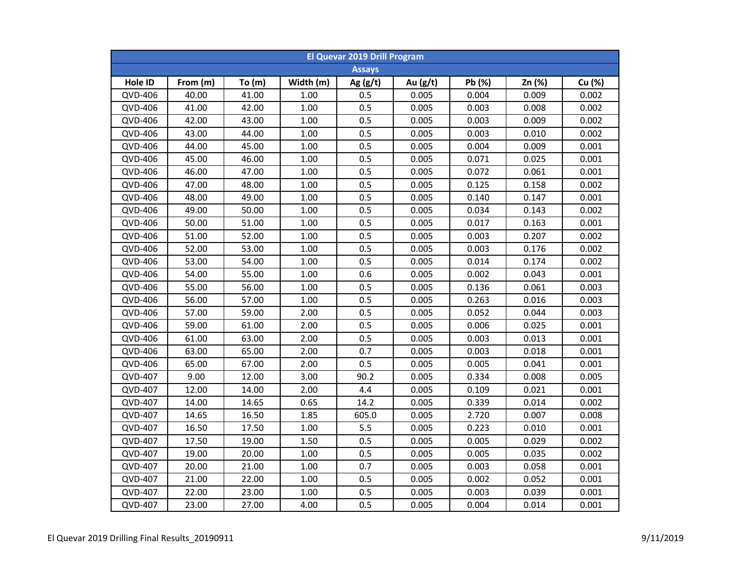| El Quevar 2019 Drill Program | | | | | | | | |
|---|---|---|---|---|---|---|---|---|
| Assays | | | | | | | | |
| Hole ID | From (m) | To (m) | Width (m) | Ag (g/t) | Au (g/t) | Pb (%) | Zn (%) | Cu (%) |
| QVD-406 | 40.00 | 41.00 | 1.00 | 0.5 | 0.005 | 0.004 | 0.009 | 0.002 |
| QVD-406 | 41.00 | 42.00 | 1.00 | 0.5 | 0.005 | 0.003 | 0.008 | 0.002 |
| QVD-406 | 42.00 | 43.00 | 1.00 | 0.5 | 0.005 | 0.003 | 0.009 | 0.002 |
| QVD-406 | 43.00 | 44.00 | 1.00 | 0.5 | 0.005 | 0.003 | 0.010 | 0.002 |
| QVD-406 | 44.00 | 45.00 | 1.00 | 0.5 | 0.005 | 0.004 | 0.009 | 0.001 |
| QVD-406 | 45.00 | 46.00 | 1.00 | 0.5 | 0.005 | 0.071 | 0.025 | 0.001 |
| QVD-406 | 46.00 | 47.00 | 1.00 | 0.5 | 0.005 | 0.072 | 0.061 | 0.001 |
| QVD-406 | 47.00 | 48.00 | 1.00 | 0.5 | 0.005 | 0.125 | 0.158 | 0.002 |
| QVD-406 | 48.00 | 49.00 | 1.00 | 0.5 | 0.005 | 0.140 | 0.147 | 0.001 |
| QVD-406 | 49.00 | 50.00 | 1.00 | 0.5 | 0.005 | 0.034 | 0.143 | 0.002 |
| QVD-406 | 50.00 | 51.00 | 1.00 | 0.5 | 0.005 | 0.017 | 0.163 | 0.001 |
| QVD-406 | 51.00 | 52.00 | 1.00 | 0.5 | 0.005 | 0.003 | 0.207 | 0.002 |
| QVD-406 | 52.00 | 53.00 | 1.00 | 0.5 | 0.005 | 0.003 | 0.176 | 0.002 |
| QVD-406 | 53.00 | 54.00 | 1.00 | 0.5 | 0.005 | 0.014 | 0.174 | 0.002 |
| QVD-406 | 54.00 | 55.00 | 1.00 | 0.6 | 0.005 | 0.002 | 0.043 | 0.001 |
| QVD-406 | 55.00 | 56.00 | 1.00 | 0.5 | 0.005 | 0.136 | 0.061 | 0.003 |
| QVD-406 | 56.00 | 57.00 | 1.00 | 0.5 | 0.005 | 0.263 | 0.016 | 0.003 |
| QVD-406 | 57.00 | 59.00 | 2.00 | 0.5 | 0.005 | 0.052 | 0.044 | 0.003 |
| QVD-406 | 59.00 | 61.00 | 2.00 | 0.5 | 0.005 | 0.006 | 0.025 | 0.001 |
| QVD-406 | 61.00 | 63.00 | 2.00 | 0.5 | 0.005 | 0.003 | 0.013 | 0.001 |
| QVD-406 | 63.00 | 65.00 | 2.00 | 0.7 | 0.005 | 0.003 | 0.018 | 0.001 |
| QVD-406 | 65.00 | 67.00 | 2.00 | 0.5 | 0.005 | 0.005 | 0.041 | 0.001 |
| QVD-407 | 9.00 | 12.00 | 3.00 | 90.2 | 0.005 | 0.334 | 0.008 | 0.005 |
| QVD-407 | 12.00 | 14.00 | 2.00 | 4.4 | 0.005 | 0.109 | 0.021 | 0.001 |
| QVD-407 | 14.00 | 14.65 | 0.65 | 14.2 | 0.005 | 0.339 | 0.014 | 0.002 |
| QVD-407 | 14.65 | 16.50 | 1.85 | 605.0 | 0.005 | 2.720 | 0.007 | 0.008 |
| QVD-407 | 16.50 | 17.50 | 1.00 | 5.5 | 0.005 | 0.223 | 0.010 | 0.001 |
| QVD-407 | 17.50 | 19.00 | 1.50 | 0.5 | 0.005 | 0.005 | 0.029 | 0.002 |
| QVD-407 | 19.00 | 20.00 | 1.00 | 0.5 | 0.005 | 0.005 | 0.035 | 0.002 |
| QVD-407 | 20.00 | 21.00 | 1.00 | 0.7 | 0.005 | 0.003 | 0.058 | 0.001 |
| QVD-407 | 21.00 | 22.00 | 1.00 | 0.5 | 0.005 | 0.002 | 0.052 | 0.001 |
| QVD-407 | 22.00 | 23.00 | 1.00 | 0.5 | 0.005 | 0.003 | 0.039 | 0.001 |
| QVD-407 | 23.00 | 27.00 | 4.00 | 0.5 | 0.005 | 0.004 | 0.014 | 0.001 |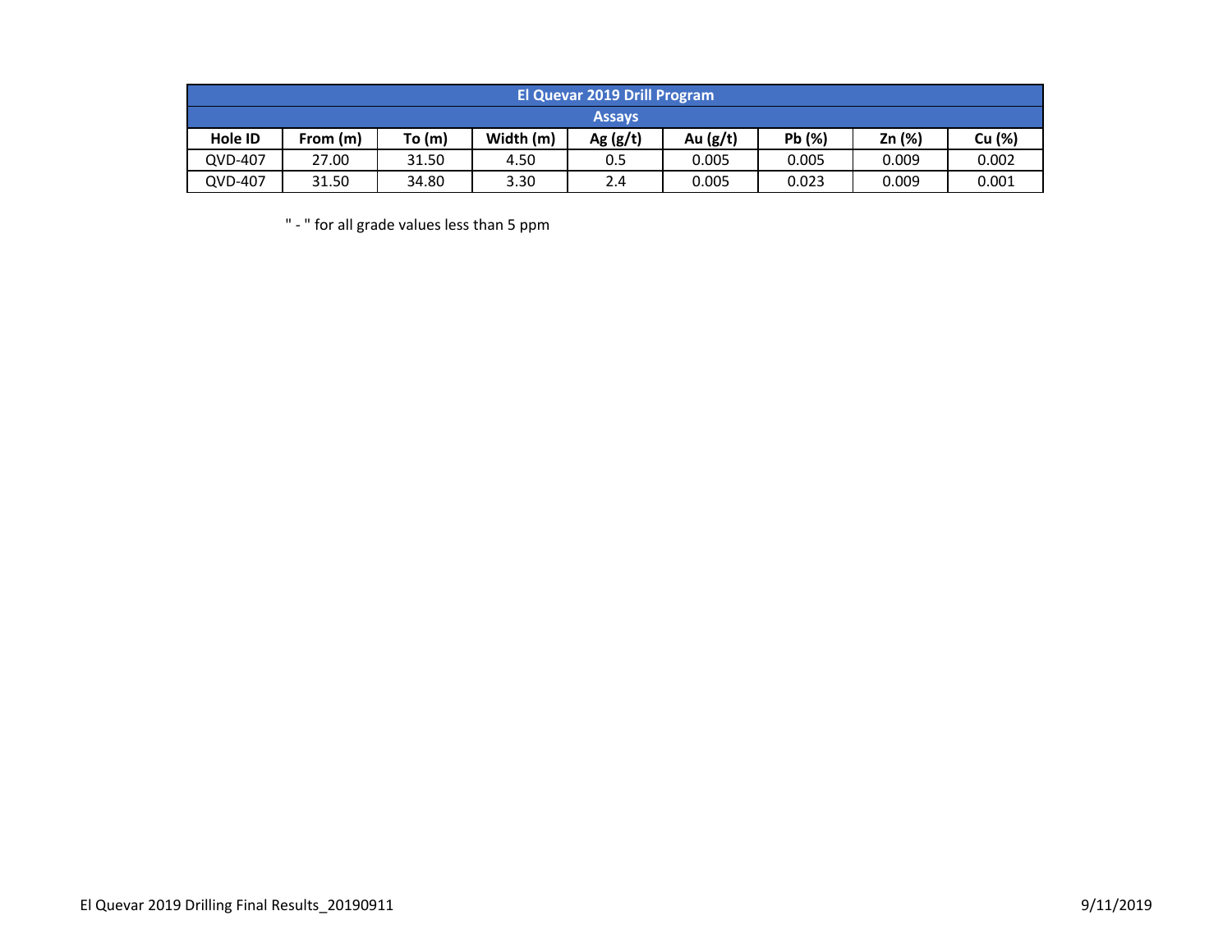| El Quevar 2019 Drill Program | | | | | | | | |
|---|---|---|---|---|---|---|---|---|
| Assays | | | | | | | | |
| Hole ID | From (m) | To (m) | Width (m) | Ag (g/t) | Au (g/t) | Pb (%) | Zn (%) | Cu (%) |
| QVD-407 | 27.00 | 31.50 | 4.50 | 0.5 | 0.005 | 0.005 | 0.009 | 0.002 |
| QVD-407 | 31.50 | 34.80 | 3.30 | 2.4 | 0.005 | 0.023 | 0.009 | 0.001 |

" - " for all grade values less than 5 ppm